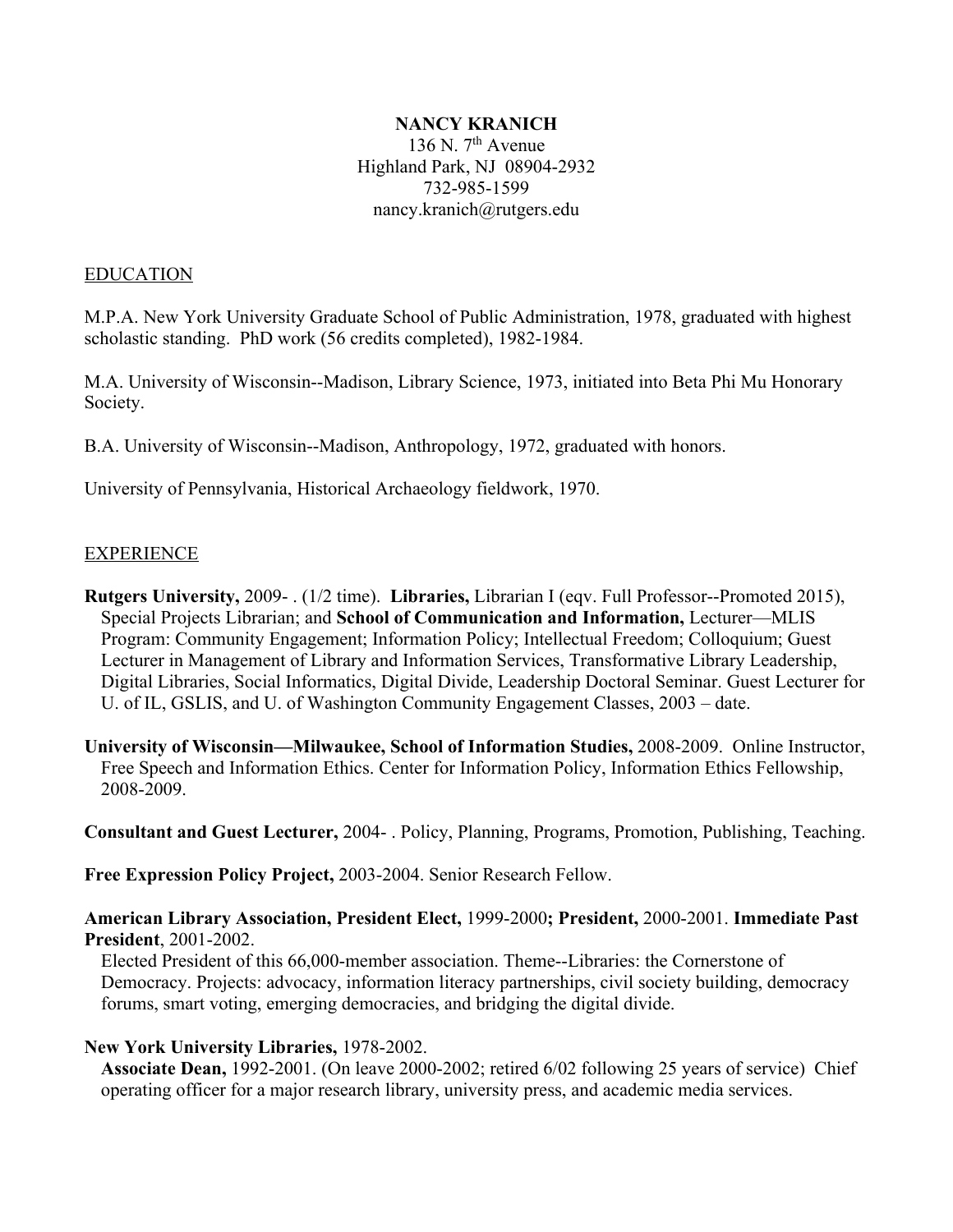**NANCY KRANICH**
136 N. 7th Avenue
Highland Park, NJ 08904-2932
732-985-1599
nancy.kranich@rutgers.edu

## EDUCATION

M.P.A. New York University Graduate School of Public Administration, 1978, graduated with highest scholastic standing. PhD work (56 credits completed), 1982-1984.

M.A. University of Wisconsin--Madison, Library Science, 1973, initiated into Beta Phi Mu Honorary Society.

B.A. University of Wisconsin--Madison, Anthropology, 1972, graduated with honors.

University of Pennsylvania, Historical Archaeology fieldwork, 1970.

## EXPERIENCE

**Rutgers University,** 2009- . (1/2 time). **Libraries,** Librarian I (eqv. Full Professor--Promoted 2015), Special Projects Librarian; and **School of Communication and Information,** Lecturer—MLIS Program: Community Engagement; Information Policy; Intellectual Freedom; Colloquium; Guest Lecturer in Management of Library and Information Services, Transformative Library Leadership, Digital Libraries, Social Informatics, Digital Divide, Leadership Doctoral Seminar. Guest Lecturer for U. of IL, GSLIS, and U. of Washington Community Engagement Classes, 2003 – date.

**University of Wisconsin—Milwaukee, School of Information Studies,** 2008-2009. Online Instructor, Free Speech and Information Ethics. Center for Information Policy, Information Ethics Fellowship, 2008-2009.

**Consultant and Guest Lecturer,** 2004- . Policy, Planning, Programs, Promotion, Publishing, Teaching.

**Free Expression Policy Project,** 2003-2004. Senior Research Fellow.

**American Library Association, President Elect,** 1999-2000**; President,** 2000-2001. **Immediate Past President**, 2001-2002.
Elected President of this 66,000-member association. Theme--Libraries: the Cornerstone of Democracy. Projects: advocacy, information literacy partnerships, civil society building, democracy forums, smart voting, emerging democracies, and bridging the digital divide.

**New York University Libraries,** 1978-2002.
**Associate Dean,** 1992-2001. (On leave 2000-2002; retired 6/02 following 25 years of service) Chief operating officer for a major research library, university press, and academic media services.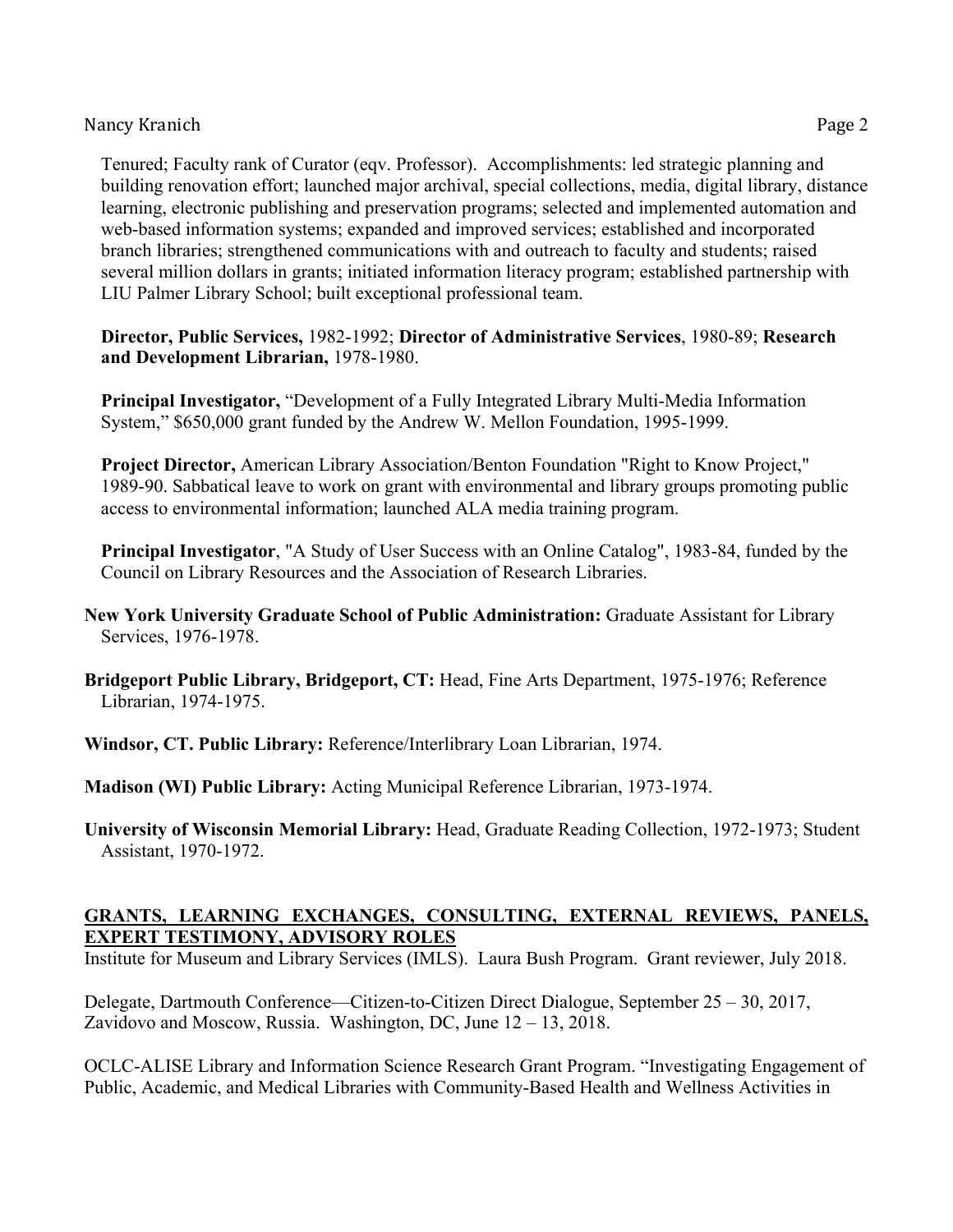Tenured; Faculty rank of Curator (eqv. Professor). Accomplishments: led strategic planning and building renovation effort; launched major archival, special collections, media, digital library, distance learning, electronic publishing and preservation programs; selected and implemented automation and web-based information systems; expanded and improved services; established and incorporated branch libraries; strengthened communications with and outreach to faculty and students; raised several million dollars in grants; initiated information literacy program; established partnership with LIU Palmer Library School; built exceptional professional team.

**Director, Public Services,** 1982-1992; **Director of Administrative Services**, 1980-89; **Research and Development Librarian,** 1978-1980.

**Principal Investigator,** "Development of a Fully Integrated Library Multi-Media Information System," $650,000 grant funded by the Andrew W. Mellon Foundation, 1995-1999.

**Project Director,** American Library Association/Benton Foundation "Right to Know Project," 1989-90. Sabbatical leave to work on grant with environmental and library groups promoting public access to environmental information; launched ALA media training program.

**Principal Investigator**, "A Study of User Success with an Online Catalog", 1983-84, funded by the Council on Library Resources and the Association of Research Libraries.

**New York University Graduate School of Public Administration:** Graduate Assistant for Library Services, 1976-1978.

**Bridgeport Public Library, Bridgeport, CT:** Head, Fine Arts Department, 1975-1976; Reference Librarian, 1974-1975.

**Windsor, CT. Public Library:** Reference/Interlibrary Loan Librarian, 1974.

**Madison (WI) Public Library:** Acting Municipal Reference Librarian, 1973-1974.

**University of Wisconsin Memorial Library:** Head, Graduate Reading Collection, 1972-1973; Student Assistant, 1970-1972.

## GRANTS, LEARNING EXCHANGES, CONSULTING, EXTERNAL REVIEWS, PANELS, EXPERT TESTIMONY, ADVISORY ROLES

Institute for Museum and Library Services (IMLS). Laura Bush Program. Grant reviewer, July 2018.

Delegate, Dartmouth Conference—Citizen-to-Citizen Direct Dialogue, September 25 – 30, 2017, Zavidovo and Moscow, Russia. Washington, DC, June 12 – 13, 2018.

OCLC-ALISE Library and Information Science Research Grant Program. "Investigating Engagement of Public, Academic, and Medical Libraries with Community-Based Health and Wellness Activities in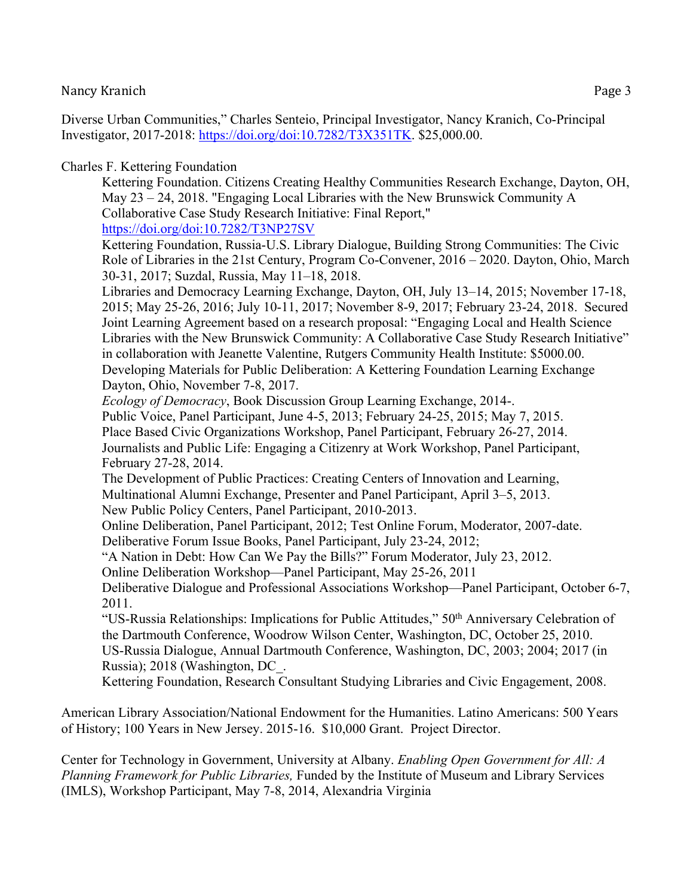Diverse Urban Communities," Charles Senteio, Principal Investigator, Nancy Kranich, Co-Principal Investigator, 2017-2018: https://doi.org/doi:10.7282/T3X351TK. $25,000.00.

Charles F. Kettering Foundation

Kettering Foundation. Citizens Creating Healthy Communities Research Exchange, Dayton, OH, May 23 – 24, 2018. "Engaging Local Libraries with the New Brunswick Community A Collaborative Case Study Research Initiative: Final Report," https://doi.org/doi:10.7282/T3NP27SV

Kettering Foundation, Russia-U.S. Library Dialogue, Building Strong Communities: The Civic Role of Libraries in the 21st Century, Program Co-Convener, 2016 – 2020. Dayton, Ohio, March 30-31, 2017; Suzdal, Russia, May 11–18, 2018.

Libraries and Democracy Learning Exchange, Dayton, OH, July 13–14, 2015; November 17-18, 2015; May 25-26, 2016; July 10-11, 2017; November 8-9, 2017; February 23-24, 2018. Secured Joint Learning Agreement based on a research proposal: "Engaging Local and Health Science Libraries with the New Brunswick Community: A Collaborative Case Study Research Initiative" in collaboration with Jeanette Valentine, Rutgers Community Health Institute: $5000.00.

Developing Materials for Public Deliberation: A Kettering Foundation Learning Exchange Dayton, Ohio, November 7-8, 2017.

*Ecology of Democracy*, Book Discussion Group Learning Exchange, 2014-.

Public Voice, Panel Participant, June 4-5, 2013; February 24-25, 2015; May 7, 2015.

Place Based Civic Organizations Workshop, Panel Participant, February 26-27, 2014.

Journalists and Public Life: Engaging a Citizenry at Work Workshop, Panel Participant, February 27-28, 2014.

The Development of Public Practices: Creating Centers of Innovation and Learning, Multinational Alumni Exchange, Presenter and Panel Participant, April 3–5, 2013.

New Public Policy Centers, Panel Participant, 2010-2013.

Online Deliberation, Panel Participant, 2012; Test Online Forum, Moderator, 2007-date.

Deliberative Forum Issue Books, Panel Participant, July 23-24, 2012;

"A Nation in Debt: How Can We Pay the Bills?" Forum Moderator, July 23, 2012.

Online Deliberation Workshop—Panel Participant, May 25-26, 2011

Deliberative Dialogue and Professional Associations Workshop—Panel Participant, October 6-7, 2011.

"US-Russia Relationships: Implications for Public Attitudes," 50th Anniversary Celebration of the Dartmouth Conference, Woodrow Wilson Center, Washington, DC, October 25, 2010.

US-Russia Dialogue, Annual Dartmouth Conference, Washington, DC, 2003; 2004; 2017 (in Russia); 2018 (Washington, DC_.

Kettering Foundation, Research Consultant Studying Libraries and Civic Engagement, 2008.

American Library Association/National Endowment for the Humanities. Latino Americans: 500 Years of History; 100 Years in New Jersey. 2015-16. $10,000 Grant. Project Director.

Center for Technology in Government, University at Albany. *Enabling Open Government for All: A Planning Framework for Public Libraries,* Funded by the Institute of Museum and Library Services (IMLS), Workshop Participant, May 7-8, 2014, Alexandria Virginia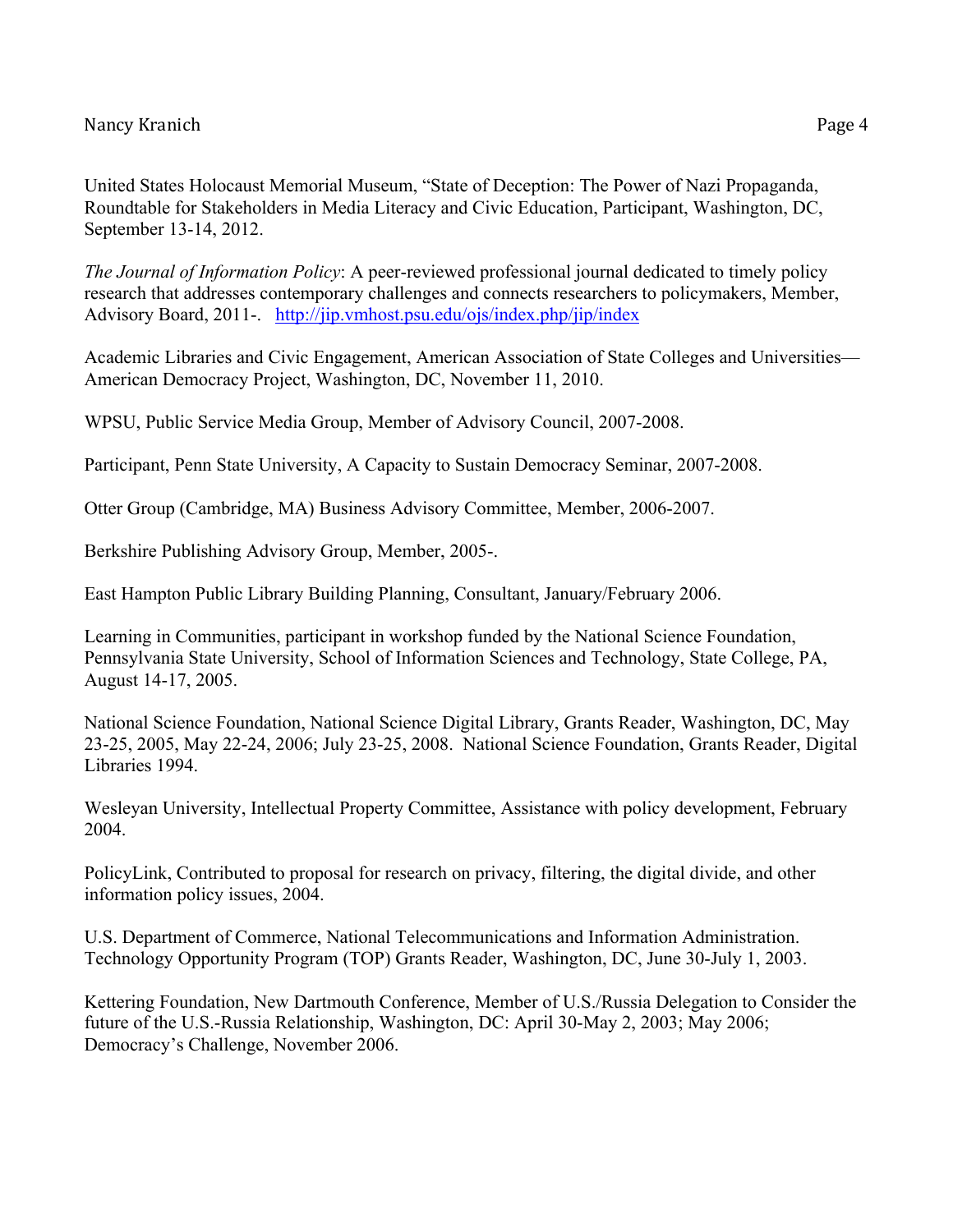United States Holocaust Memorial Museum, "State of Deception: The Power of Nazi Propaganda, Roundtable for Stakeholders in Media Literacy and Civic Education, Participant, Washington, DC, September 13-14, 2012.

*The Journal of Information Policy*: A peer-reviewed professional journal dedicated to timely policy research that addresses contemporary challenges and connects researchers to policymakers, Member, Advisory Board, 2011-. http://jip.vmhost.psu.edu/ojs/index.php/jip/index

Academic Libraries and Civic Engagement, American Association of State Colleges and Universities—American Democracy Project, Washington, DC, November 11, 2010.

WPSU, Public Service Media Group, Member of Advisory Council, 2007-2008.

Participant, Penn State University, A Capacity to Sustain Democracy Seminar, 2007-2008.

Otter Group (Cambridge, MA) Business Advisory Committee, Member, 2006-2007.

Berkshire Publishing Advisory Group, Member, 2005-.

East Hampton Public Library Building Planning, Consultant, January/February 2006.

Learning in Communities, participant in workshop funded by the National Science Foundation, Pennsylvania State University, School of Information Sciences and Technology, State College, PA, August 14-17, 2005.

National Science Foundation, National Science Digital Library, Grants Reader, Washington, DC, May 23-25, 2005, May 22-24, 2006; July 23-25, 2008. National Science Foundation, Grants Reader, Digital Libraries 1994.

Wesleyan University, Intellectual Property Committee, Assistance with policy development, February 2004.

PolicyLink, Contributed to proposal for research on privacy, filtering, the digital divide, and other information policy issues, 2004.

U.S. Department of Commerce, National Telecommunications and Information Administration. Technology Opportunity Program (TOP) Grants Reader, Washington, DC, June 30-July 1, 2003.

Kettering Foundation, New Dartmouth Conference, Member of U.S./Russia Delegation to Consider the future of the U.S.-Russia Relationship, Washington, DC: April 30-May 2, 2003; May 2006; Democracy's Challenge, November 2006.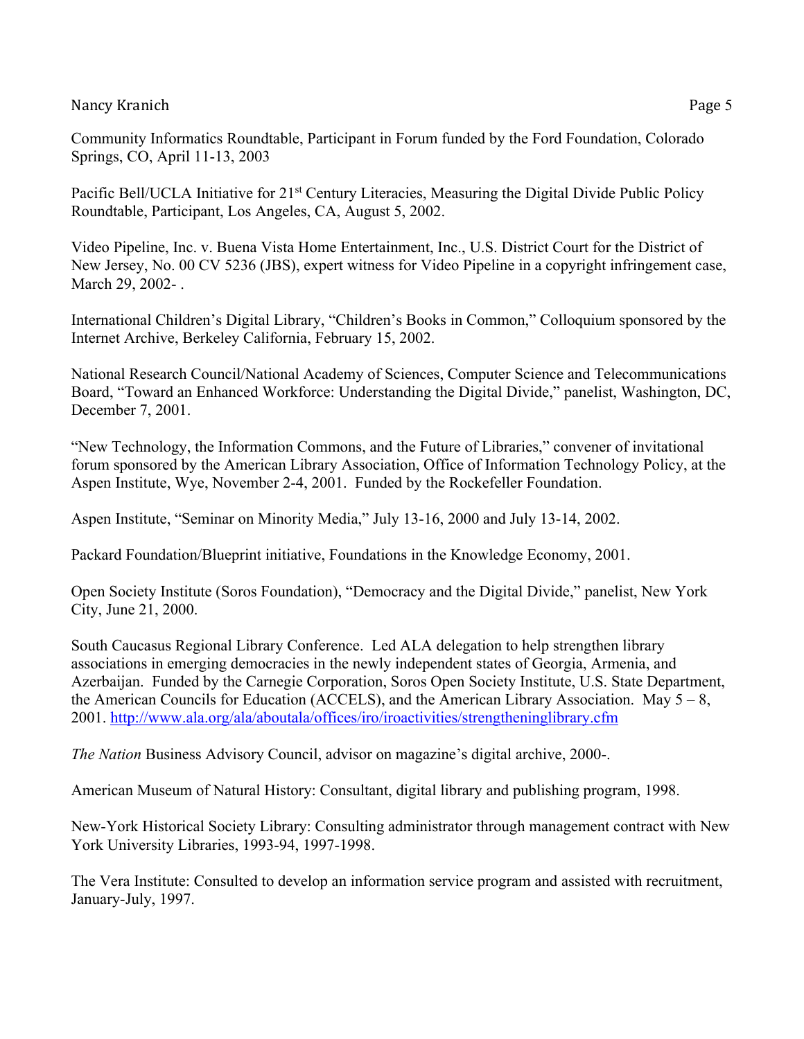Community Informatics Roundtable, Participant in Forum funded by the Ford Foundation, Colorado Springs, CO, April 11-13, 2003

Pacific Bell/UCLA Initiative for 21st Century Literacies, Measuring the Digital Divide Public Policy Roundtable, Participant, Los Angeles, CA, August 5, 2002.

Video Pipeline, Inc. v. Buena Vista Home Entertainment, Inc., U.S. District Court for the District of New Jersey, No. 00 CV 5236 (JBS), expert witness for Video Pipeline in a copyright infringement case, March 29, 2002- .

International Children's Digital Library, "Children's Books in Common," Colloquium sponsored by the Internet Archive, Berkeley California, February 15, 2002.

National Research Council/National Academy of Sciences, Computer Science and Telecommunications Board, "Toward an Enhanced Workforce: Understanding the Digital Divide," panelist, Washington, DC, December 7, 2001.

"New Technology, the Information Commons, and the Future of Libraries," convener of invitational forum sponsored by the American Library Association, Office of Information Technology Policy, at the Aspen Institute, Wye, November 2-4, 2001. Funded by the Rockefeller Foundation.

Aspen Institute, "Seminar on Minority Media," July 13-16, 2000 and July 13-14, 2002.

Packard Foundation/Blueprint initiative, Foundations in the Knowledge Economy, 2001.

Open Society Institute (Soros Foundation), "Democracy and the Digital Divide," panelist, New York City, June 21, 2000.

South Caucasus Regional Library Conference. Led ALA delegation to help strengthen library associations in emerging democracies in the newly independent states of Georgia, Armenia, and Azerbaijan. Funded by the Carnegie Corporation, Soros Open Society Institute, U.S. State Department, the American Councils for Education (ACCELS), and the American Library Association. May 5 – 8, 2001. http://www.ala.org/ala/aboutala/offices/iro/iroactivities/strengtheninglibrary.cfm

*The Nation* Business Advisory Council, advisor on magazine's digital archive, 2000-.

American Museum of Natural History: Consultant, digital library and publishing program, 1998.

New-York Historical Society Library: Consulting administrator through management contract with New York University Libraries, 1993-94, 1997-1998.

The Vera Institute: Consulted to develop an information service program and assisted with recruitment, January-July, 1997.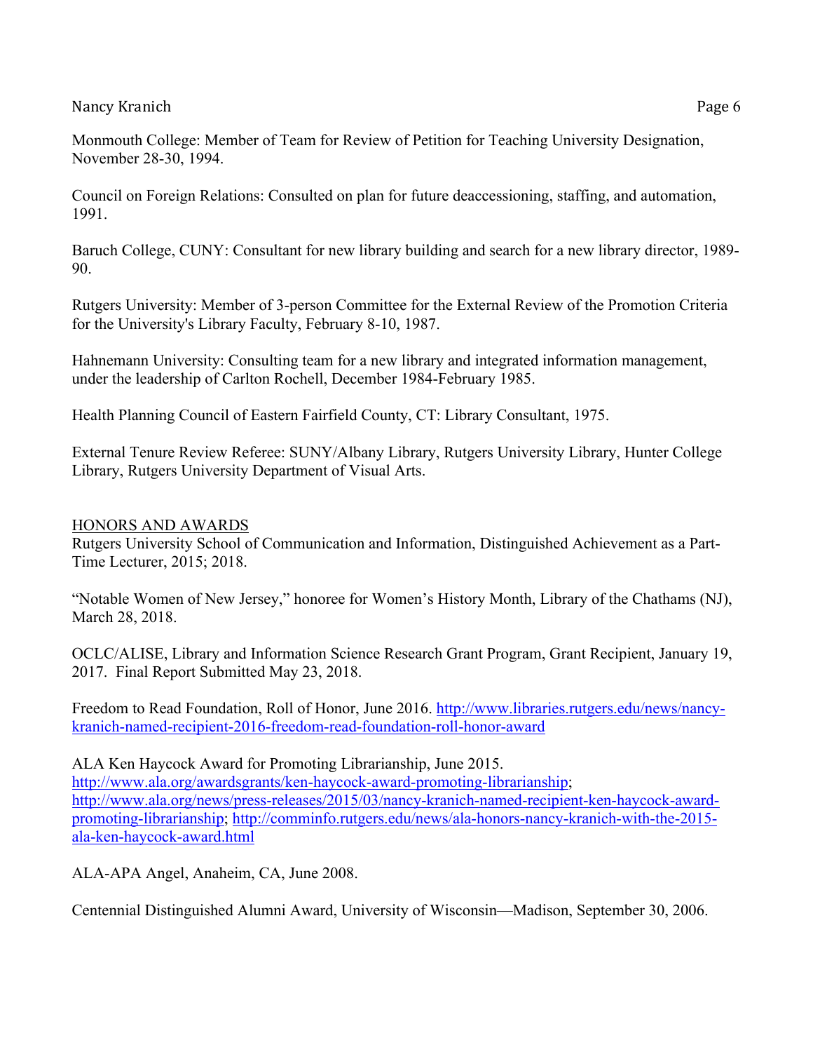Monmouth College: Member of Team for Review of Petition for Teaching University Designation, November 28-30, 1994.

Council on Foreign Relations: Consulted on plan for future deaccessioning, staffing, and automation, 1991.

Baruch College, CUNY: Consultant for new library building and search for a new library director, 1989-90.

Rutgers University: Member of 3-person Committee for the External Review of the Promotion Criteria for the University's Library Faculty, February 8-10, 1987.

Hahnemann University: Consulting team for a new library and integrated information management, under the leadership of Carlton Rochell, December 1984-February 1985.

Health Planning Council of Eastern Fairfield County, CT: Library Consultant, 1975.

External Tenure Review Referee: SUNY/Albany Library, Rutgers University Library, Hunter College Library, Rutgers University Department of Visual Arts.

## HONORS AND AWARDS

Rutgers University School of Communication and Information, Distinguished Achievement as a Part-Time Lecturer, 2015; 2018.

"Notable Women of New Jersey," honoree for Women's History Month, Library of the Chathams (NJ), March 28, 2018.

OCLC/ALISE, Library and Information Science Research Grant Program, Grant Recipient, January 19, 2017. Final Report Submitted May 23, 2018.

Freedom to Read Foundation, Roll of Honor, June 2016. http://www.libraries.rutgers.edu/news/nancy-kranich-named-recipient-2016-freedom-read-foundation-roll-honor-award

ALA Ken Haycock Award for Promoting Librarianship, June 2015. http://www.ala.org/awardsgrants/ken-haycock-award-promoting-librarianship; http://www.ala.org/news/press-releases/2015/03/nancy-kranich-named-recipient-ken-haycock-award-promoting-librarianship; http://comminfo.rutgers.edu/news/ala-honors-nancy-kranich-with-the-2015-ala-ken-haycock-award.html

ALA-APA Angel, Anaheim, CA, June 2008.

Centennial Distinguished Alumni Award, University of Wisconsin—Madison, September 30, 2006.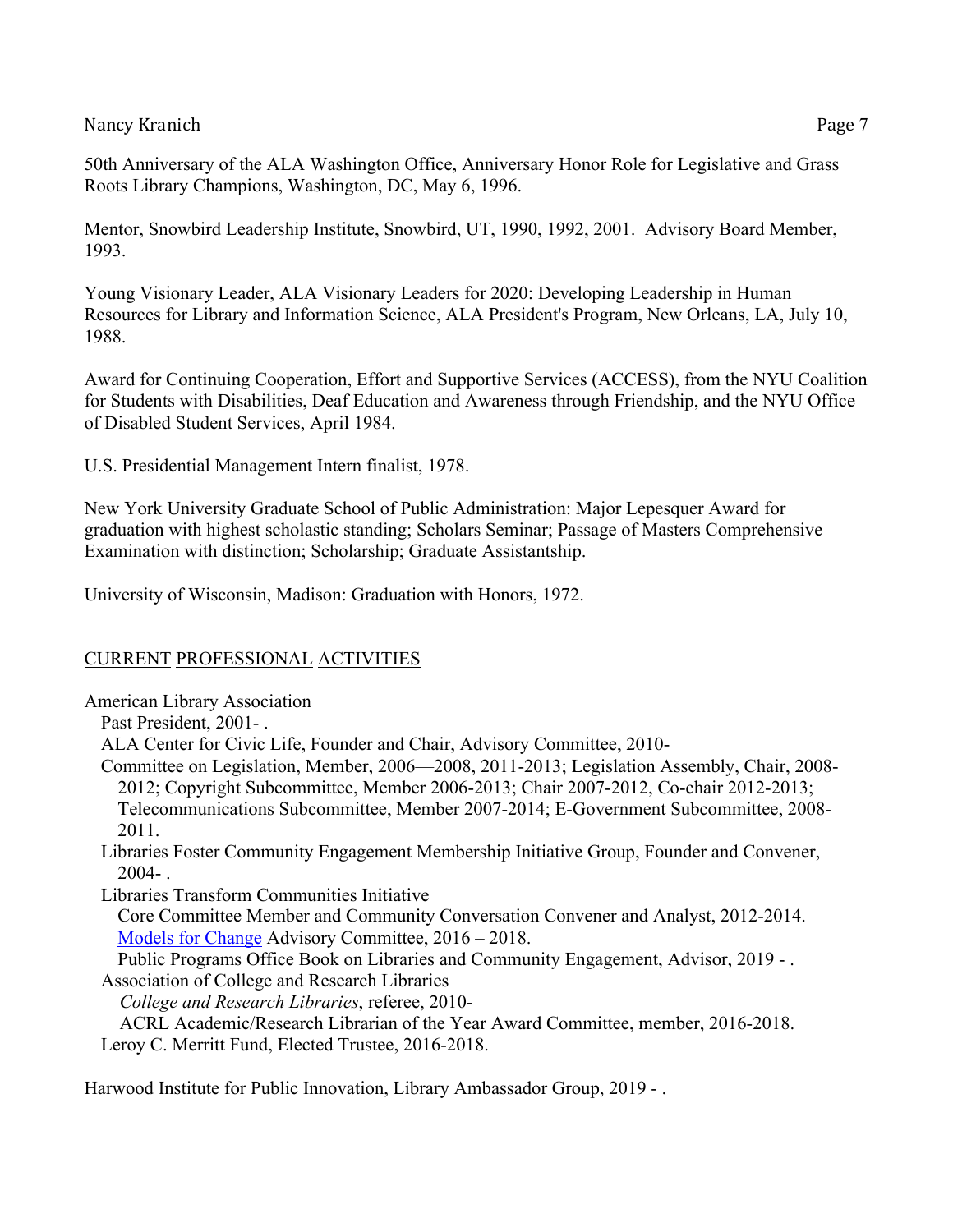50th Anniversary of the ALA Washington Office, Anniversary Honor Role for Legislative and Grass Roots Library Champions, Washington, DC, May 6, 1996.

Mentor, Snowbird Leadership Institute, Snowbird, UT, 1990, 1992, 2001. Advisory Board Member, 1993.

Young Visionary Leader, ALA Visionary Leaders for 2020: Developing Leadership in Human Resources for Library and Information Science, ALA President's Program, New Orleans, LA, July 10, 1988.

Award for Continuing Cooperation, Effort and Supportive Services (ACCESS), from the NYU Coalition for Students with Disabilities, Deaf Education and Awareness through Friendship, and the NYU Office of Disabled Student Services, April 1984.

U.S. Presidential Management Intern finalist, 1978.

New York University Graduate School of Public Administration: Major Lepesquer Award for graduation with highest scholastic standing; Scholars Seminar; Passage of Masters Comprehensive Examination with distinction; Scholarship; Graduate Assistantship.

University of Wisconsin, Madison: Graduation with Honors, 1972.

## CURRENT PROFESSIONAL ACTIVITIES

American Library Association

- Past President, 2001- .
- ALA Center for Civic Life, Founder and Chair, Advisory Committee, 2010-
- Committee on Legislation, Member, 2006—2008, 2011-2013; Legislation Assembly, Chair, 2008-2012; Copyright Subcommittee, Member 2006-2013; Chair 2007-2012, Co-chair 2012-2013; Telecommunications Subcommittee, Member 2007-2014; E-Government Subcommittee, 2008-2011.
- Libraries Foster Community Engagement Membership Initiative Group, Founder and Convener, 2004- .
- Libraries Transform Communities Initiative
  - Core Committee Member and Community Conversation Convener and Analyst, 2012-2014.
  - Models for Change Advisory Committee, 2016 – 2018.
  - Public Programs Office Book on Libraries and Community Engagement, Advisor, 2019 - .
- Association of College and Research Libraries
  - *College and Research Libraries*, referee, 2010-
  - ACRL Academic/Research Librarian of the Year Award Committee, member, 2016-2018.
- Leroy C. Merritt Fund, Elected Trustee, 2016-2018.

Harwood Institute for Public Innovation, Library Ambassador Group, 2019 - .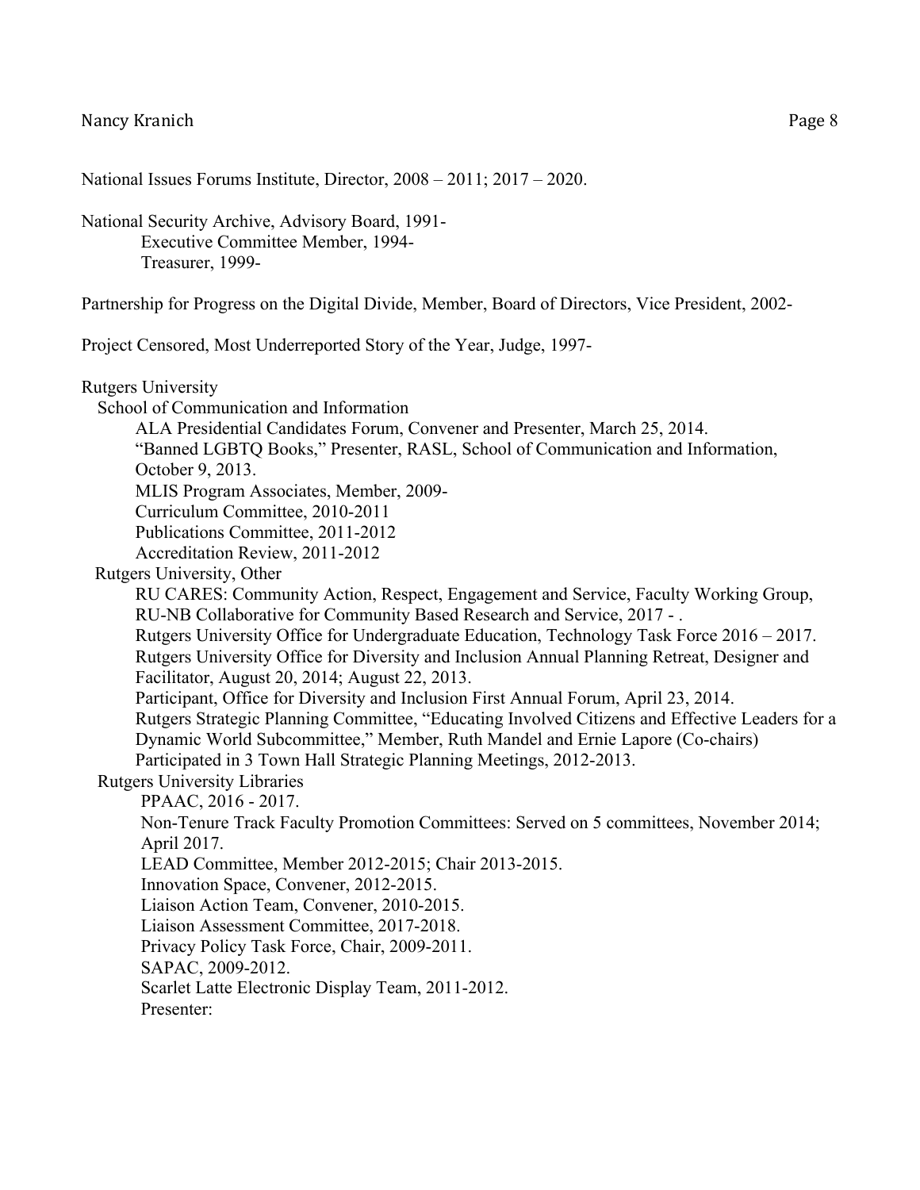National Issues Forums Institute, Director, 2008 – 2011; 2017 – 2020.

National Security Archive, Advisory Board, 1991-
- Executive Committee Member, 1994-
- Treasurer, 1999-

Partnership for Progress on the Digital Divide, Member, Board of Directors, Vice President, 2002-

Project Censored, Most Underreported Story of the Year, Judge, 1997-

Rutgers University

- School of Communication and Information
  - ALA Presidential Candidates Forum, Convener and Presenter, March 25, 2014.
  - "Banned LGBTQ Books," Presenter, RASL, School of Communication and Information, October 9, 2013.
  - MLIS Program Associates, Member, 2009-
  - Curriculum Committee, 2010-2011
  - Publications Committee, 2011-2012
  - Accreditation Review, 2011-2012
- Rutgers University, Other
  - RU CARES: Community Action, Respect, Engagement and Service, Faculty Working Group, RU-NB Collaborative for Community Based Research and Service, 2017 - .
  - Rutgers University Office for Undergraduate Education, Technology Task Force 2016 – 2017.
  - Rutgers University Office for Diversity and Inclusion Annual Planning Retreat, Designer and Facilitator, August 20, 2014; August 22, 2013.
  - Participant, Office for Diversity and Inclusion First Annual Forum, April 23, 2014.
  - Rutgers Strategic Planning Committee, "Educating Involved Citizens and Effective Leaders for a Dynamic World Subcommittee," Member, Ruth Mandel and Ernie Lapore (Co-chairs)
  - Participated in 3 Town Hall Strategic Planning Meetings, 2012-2013.
- Rutgers University Libraries
  - PPAAC, 2016 - 2017.
  - Non-Tenure Track Faculty Promotion Committees: Served on 5 committees, November 2014; April 2017.
  - LEAD Committee, Member 2012-2015; Chair 2013-2015.
  - Innovation Space, Convener, 2012-2015.
  - Liaison Action Team, Convener, 2010-2015.
  - Liaison Assessment Committee, 2017-2018.
  - Privacy Policy Task Force, Chair, 2009-2011.
  - SAPAC, 2009-2012.
  - Scarlet Latte Electronic Display Team, 2011-2012.
  - Presenter: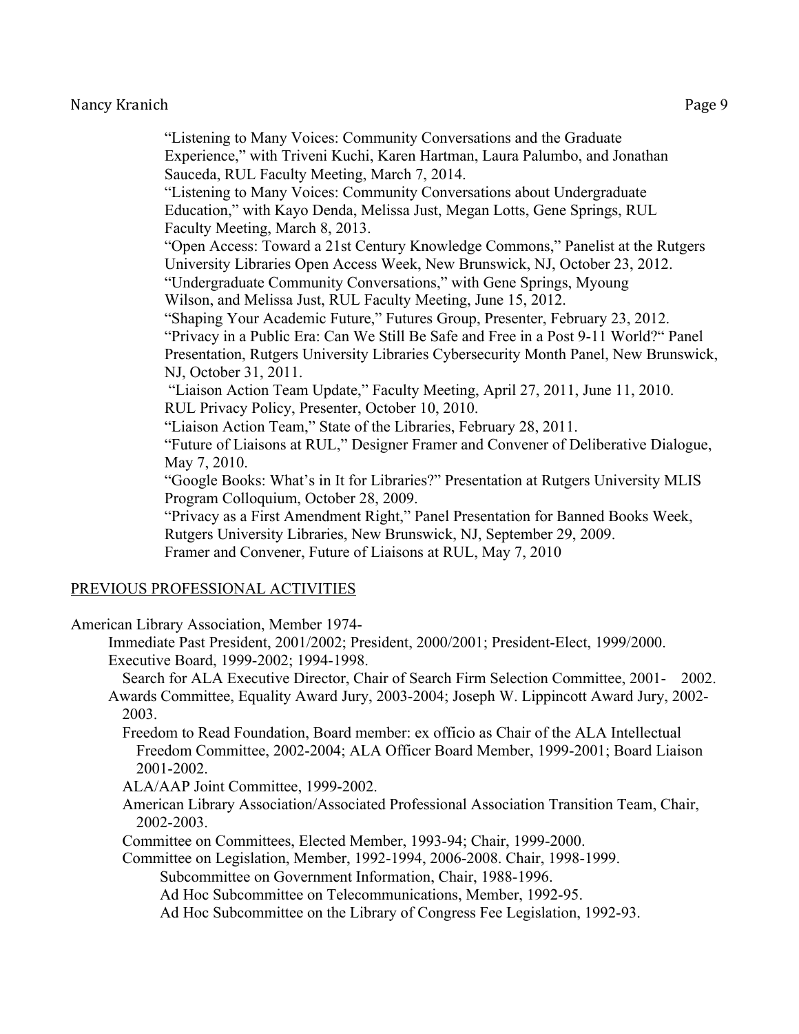"Listening to Many Voices: Community Conversations and the Graduate Experience," with Triveni Kuchi, Karen Hartman, Laura Palumbo, and Jonathan Sauceda, RUL Faculty Meeting, March 7, 2014.

"Listening to Many Voices: Community Conversations about Undergraduate Education," with Kayo Denda, Melissa Just, Megan Lotts, Gene Springs, RUL Faculty Meeting, March 8, 2013.

"Open Access: Toward a 21st Century Knowledge Commons," Panelist at the Rutgers University Libraries Open Access Week, New Brunswick, NJ, October 23, 2012.

"Undergraduate Community Conversations," with Gene Springs, Myoung Wilson, and Melissa Just, RUL Faculty Meeting, June 15, 2012.

"Shaping Your Academic Future," Futures Group, Presenter, February 23, 2012.

"Privacy in a Public Era: Can We Still Be Safe and Free in a Post 9-11 World?" Panel Presentation, Rutgers University Libraries Cybersecurity Month Panel, New Brunswick, NJ, October 31, 2011.

"Liaison Action Team Update," Faculty Meeting, April 27, 2011, June 11, 2010.

RUL Privacy Policy, Presenter, October 10, 2010.

"Liaison Action Team," State of the Libraries, February 28, 2011.

"Future of Liaisons at RUL," Designer Framer and Convener of Deliberative Dialogue, May 7, 2010.

"Google Books: What's in It for Libraries?" Presentation at Rutgers University MLIS Program Colloquium, October 28, 2009.

"Privacy as a First Amendment Right," Panel Presentation for Banned Books Week, Rutgers University Libraries, New Brunswick, NJ, September 29, 2009.

Framer and Convener, Future of Liaisons at RUL, May 7, 2010

## PREVIOUS PROFESSIONAL ACTIVITIES

American Library Association, Member 1974-

- Immediate Past President, 2001/2002; President, 2000/2001; President-Elect, 1999/2000.
- Executive Board, 1999-2002; 1994-1998.
  - Search for ALA Executive Director, Chair of Search Firm Selection Committee, 2001- 2002.
- Awards Committee, Equality Award Jury, 2003-2004; Joseph W. Lippincott Award Jury, 2002-2003.
  - Freedom to Read Foundation, Board member: ex officio as Chair of the ALA Intellectual Freedom Committee, 2002-2004; ALA Officer Board Member, 1999-2001; Board Liaison 2001-2002.
  - ALA/AAP Joint Committee, 1999-2002.
  - American Library Association/Associated Professional Association Transition Team, Chair, 2002-2003.
  - Committee on Committees, Elected Member, 1993-94; Chair, 1999-2000.
  - Committee on Legislation, Member, 1992-1994, 2006-2008. Chair, 1998-1999.
    - Subcommittee on Government Information, Chair, 1988-1996.
    - Ad Hoc Subcommittee on Telecommunications, Member, 1992-95.
    - Ad Hoc Subcommittee on the Library of Congress Fee Legislation, 1992-93.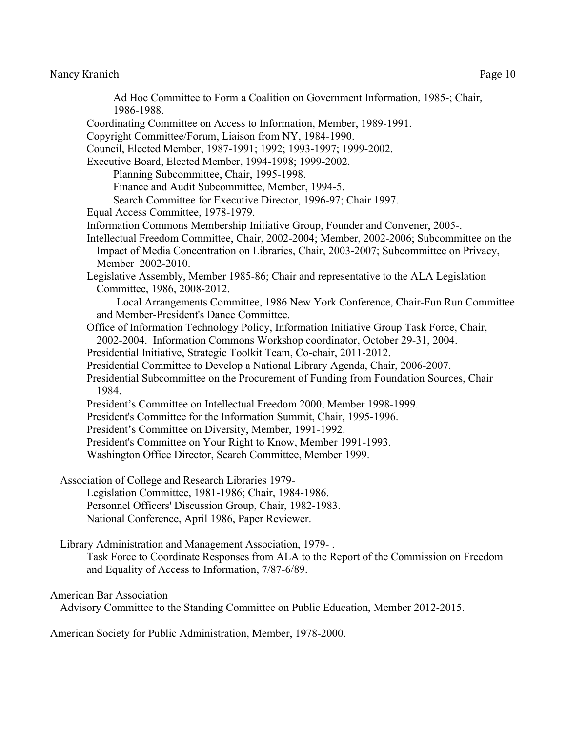Ad Hoc Committee to Form a Coalition on Government Information, 1985-; Chair, 1986-1988.

Coordinating Committee on Access to Information, Member, 1989-1991.

Copyright Committee/Forum, Liaison from NY, 1984-1990.

Council, Elected Member, 1987-1991; 1992; 1993-1997; 1999-2002.

Executive Board, Elected Member, 1994-1998; 1999-2002.

- Planning Subcommittee, Chair, 1995-1998.
- Finance and Audit Subcommittee, Member, 1994-5.
- Search Committee for Executive Director, 1996-97; Chair 1997.

Equal Access Committee, 1978-1979.

Information Commons Membership Initiative Group, Founder and Convener, 2005-.

Intellectual Freedom Committee, Chair, 2002-2004; Member, 2002-2006; Subcommittee on the Impact of Media Concentration on Libraries, Chair, 2003-2007; Subcommittee on Privacy, Member 2002-2010.

Legislative Assembly, Member 1985-86; Chair and representative to the ALA Legislation Committee, 1986, 2008-2012.

Local Arrangements Committee, 1986 New York Conference, Chair-Fun Run Committee and Member-President's Dance Committee.

Office of Information Technology Policy, Information Initiative Group Task Force, Chair, 2002-2004. Information Commons Workshop coordinator, October 29-31, 2004.

Presidential Initiative, Strategic Toolkit Team, Co-chair, 2011-2012.

Presidential Committee to Develop a National Library Agenda, Chair, 2006-2007.

Presidential Subcommittee on the Procurement of Funding from Foundation Sources, Chair 1984.

President's Committee on Intellectual Freedom 2000, Member 1998-1999.

President's Committee for the Information Summit, Chair, 1995-1996.

President's Committee on Diversity, Member, 1991-1992.

President's Committee on Your Right to Know, Member 1991-1993.

Washington Office Director, Search Committee, Member 1999.

Association of College and Research Libraries 1979-

- Legislation Committee, 1981-1986; Chair, 1984-1986.
- Personnel Officers' Discussion Group, Chair, 1982-1983.
- National Conference, April 1986, Paper Reviewer.

Library Administration and Management Association, 1979- .

- Task Force to Coordinate Responses from ALA to the Report of the Commission on Freedom and Equality of Access to Information, 7/87-6/89.

American Bar Association

- Advisory Committee to the Standing Committee on Public Education, Member 2012-2015.

American Society for Public Administration, Member, 1978-2000.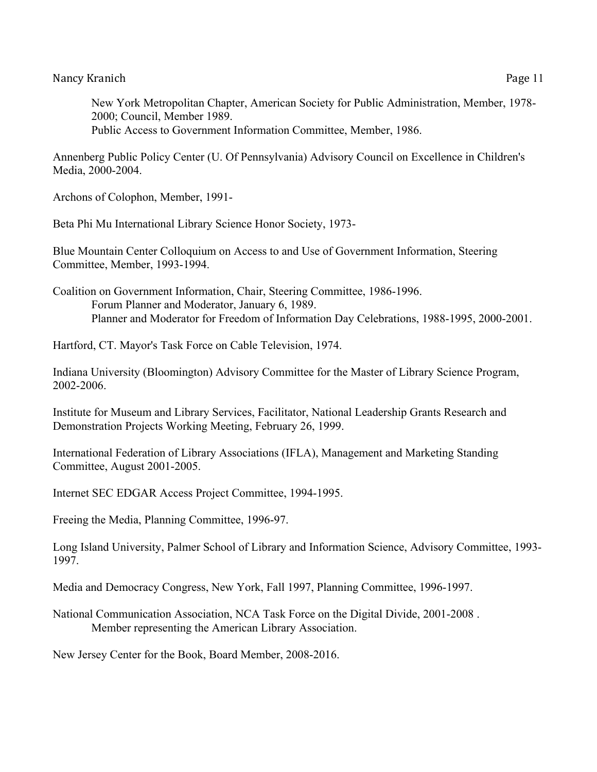New York Metropolitan Chapter, American Society for Public Administration, Member, 1978-2000; Council, Member 1989.
Public Access to Government Information Committee, Member, 1986.

Annenberg Public Policy Center (U. Of Pennsylvania) Advisory Council on Excellence in Children's Media, 2000-2004.

Archons of Colophon, Member, 1991-

Beta Phi Mu International Library Science Honor Society, 1973-

Blue Mountain Center Colloquium on Access to and Use of Government Information, Steering Committee, Member, 1993-1994.

Coalition on Government Information, Chair, Steering Committee, 1986-1996.
Forum Planner and Moderator, January 6, 1989.
Planner and Moderator for Freedom of Information Day Celebrations, 1988-1995, 2000-2001.

Hartford, CT. Mayor's Task Force on Cable Television, 1974.

Indiana University (Bloomington) Advisory Committee for the Master of Library Science Program, 2002-2006.

Institute for Museum and Library Services, Facilitator, National Leadership Grants Research and Demonstration Projects Working Meeting, February 26, 1999.

International Federation of Library Associations (IFLA), Management and Marketing Standing Committee, August 2001-2005.

Internet SEC EDGAR Access Project Committee, 1994-1995.

Freeing the Media, Planning Committee, 1996-97.

Long Island University, Palmer School of Library and Information Science, Advisory Committee, 1993-1997.

Media and Democracy Congress, New York, Fall 1997, Planning Committee, 1996-1997.

National Communication Association, NCA Task Force on the Digital Divide, 2001-2008 .
Member representing the American Library Association.

New Jersey Center for the Book, Board Member, 2008-2016.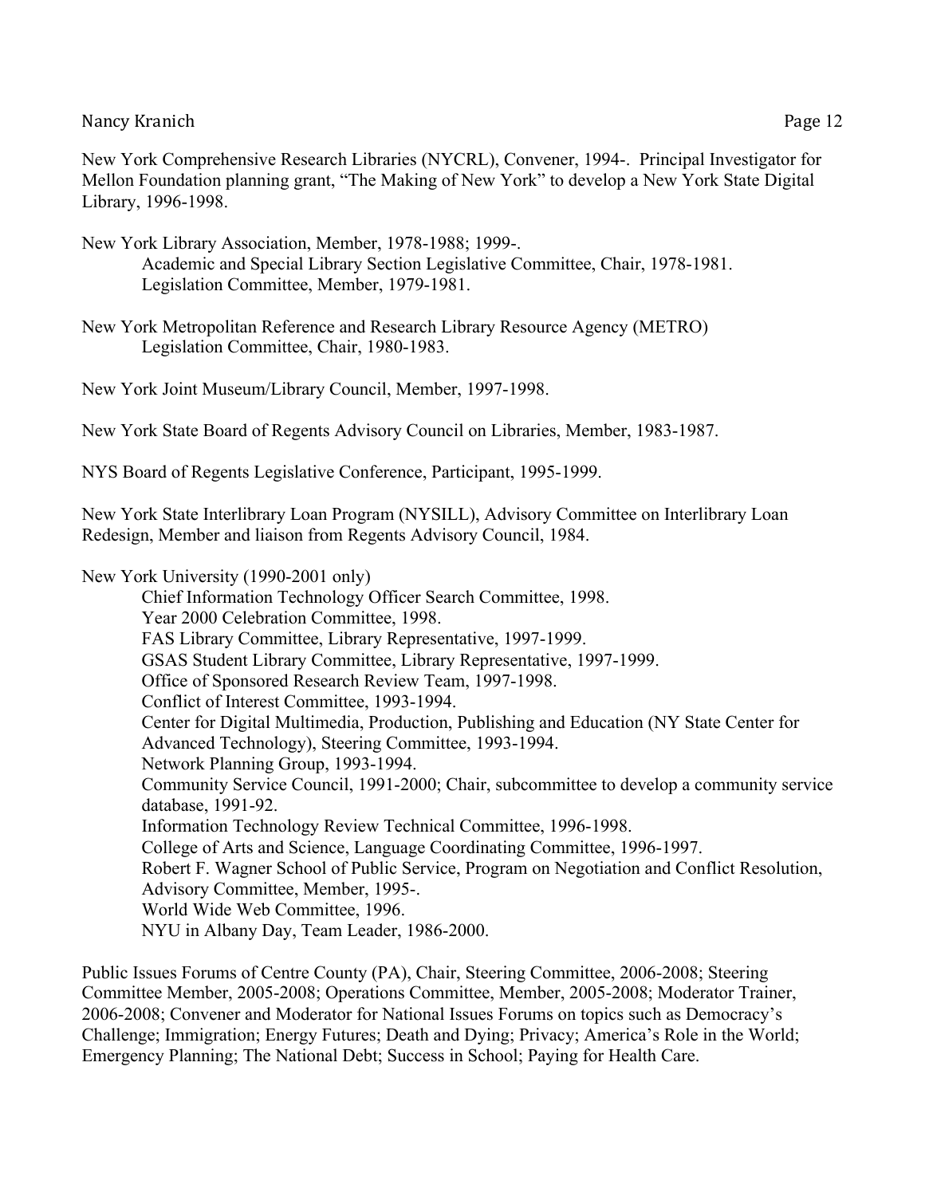New York Comprehensive Research Libraries (NYCRL), Convener, 1994-. Principal Investigator for Mellon Foundation planning grant, "The Making of New York" to develop a New York State Digital Library, 1996-1998.

New York Library Association, Member, 1978-1988; 1999-.
- Academic and Special Library Section Legislative Committee, Chair, 1978-1981.
- Legislation Committee, Member, 1979-1981.

New York Metropolitan Reference and Research Library Resource Agency (METRO)
- Legislation Committee, Chair, 1980-1983.

New York Joint Museum/Library Council, Member, 1997-1998.

New York State Board of Regents Advisory Council on Libraries, Member, 1983-1987.

NYS Board of Regents Legislative Conference, Participant, 1995-1999.

New York State Interlibrary Loan Program (NYSILL), Advisory Committee on Interlibrary Loan Redesign, Member and liaison from Regents Advisory Council, 1984.

New York University (1990-2001 only)
- Chief Information Technology Officer Search Committee, 1998.
- Year 2000 Celebration Committee, 1998.
- FAS Library Committee, Library Representative, 1997-1999.
- GSAS Student Library Committee, Library Representative, 1997-1999.
- Office of Sponsored Research Review Team, 1997-1998.
- Conflict of Interest Committee, 1993-1994.
- Center for Digital Multimedia, Production, Publishing and Education (NY State Center for Advanced Technology), Steering Committee, 1993-1994.
- Network Planning Group, 1993-1994.
- Community Service Council, 1991-2000; Chair, subcommittee to develop a community service database, 1991-92.
- Information Technology Review Technical Committee, 1996-1998.
- College of Arts and Science, Language Coordinating Committee, 1996-1997.
- Robert F. Wagner School of Public Service, Program on Negotiation and Conflict Resolution, Advisory Committee, Member, 1995-.
- World Wide Web Committee, 1996.
- NYU in Albany Day, Team Leader, 1986-2000.

Public Issues Forums of Centre County (PA), Chair, Steering Committee, 2006-2008; Steering Committee Member, 2005-2008; Operations Committee, Member, 2005-2008; Moderator Trainer, 2006-2008; Convener and Moderator for National Issues Forums on topics such as Democracy's Challenge; Immigration; Energy Futures; Death and Dying; Privacy; America's Role in the World; Emergency Planning; The National Debt; Success in School; Paying for Health Care.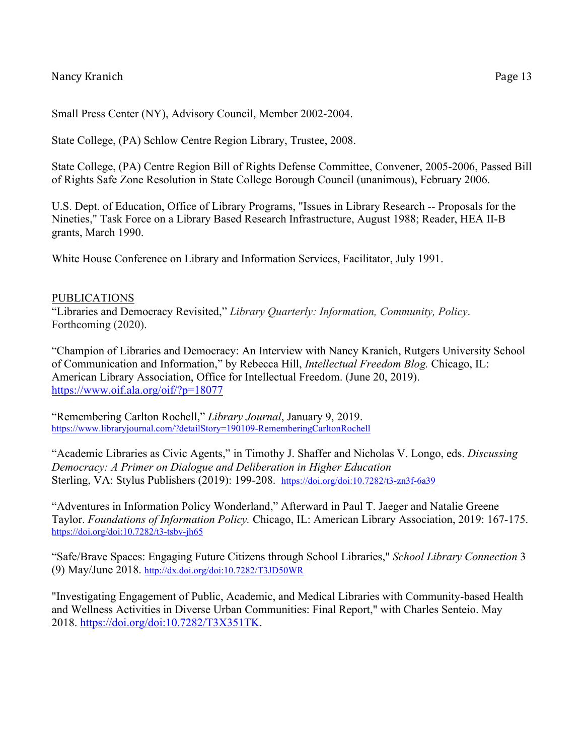Small Press Center (NY), Advisory Council, Member 2002-2004.

State College, (PA) Schlow Centre Region Library, Trustee, 2008.

State College, (PA) Centre Region Bill of Rights Defense Committee, Convener, 2005-2006, Passed Bill of Rights Safe Zone Resolution in State College Borough Council (unanimous), February 2006.

U.S. Dept. of Education, Office of Library Programs, "Issues in Library Research -- Proposals for the Nineties," Task Force on a Library Based Research Infrastructure, August 1988; Reader, HEA II-B grants, March 1990.

White House Conference on Library and Information Services, Facilitator, July 1991.

## PUBLICATIONS

"Libraries and Democracy Revisited," *Library Quarterly: Information, Community, Policy*. Forthcoming (2020).

"Champion of Libraries and Democracy: An Interview with Nancy Kranich, Rutgers University School of Communication and Information," by Rebecca Hill, *Intellectual Freedom Blog.* Chicago, IL: American Library Association, Office for Intellectual Freedom. (June 20, 2019). https://www.oif.ala.org/oif/?p=18077

"Remembering Carlton Rochell," *Library Journal*, January 9, 2019. https://www.libraryjournal.com/?detailStory=190109-RememberingCarltonRochell

"Academic Libraries as Civic Agents," in Timothy J. Shaffer and Nicholas V. Longo, eds. *Discussing Democracy: A Primer on Dialogue and Deliberation in Higher Education* Sterling, VA: Stylus Publishers (2019): 199-208. https://doi.org/doi:10.7282/t3-zn3f-6a39

"Adventures in Information Policy Wonderland," Afterward in Paul T. Jaeger and Natalie Greene Taylor. *Foundations of Information Policy.* Chicago, IL: American Library Association, 2019: 167-175. https://doi.org/doi:10.7282/t3-tsbv-jh65

"Safe/Brave Spaces: Engaging Future Citizens through School Libraries," *School Library Connection* 3 (9) May/June 2018. http://dx.doi.org/doi:10.7282/T3JD50WR

"Investigating Engagement of Public, Academic, and Medical Libraries with Community-based Health and Wellness Activities in Diverse Urban Communities: Final Report," with Charles Senteio. May 2018. https://doi.org/doi:10.7282/T3X351TK.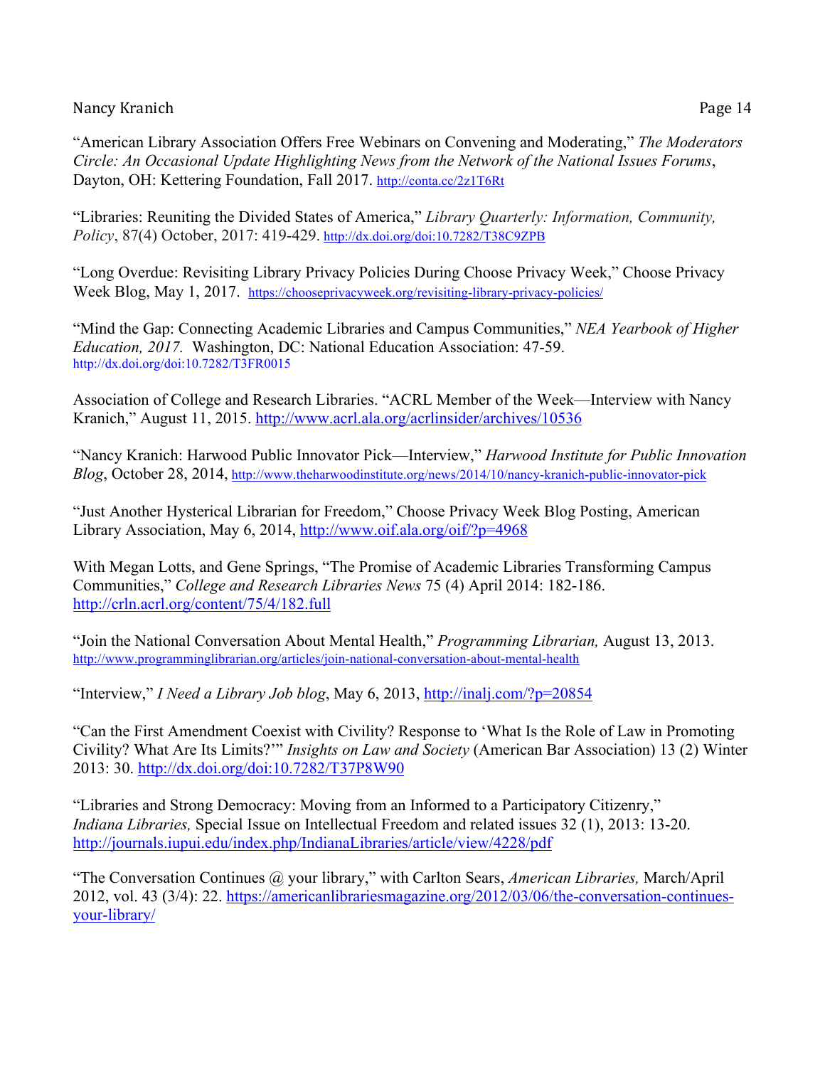“American Library Association Offers Free Webinars on Convening and Moderating,” *The Moderators Circle: An Occasional Update Highlighting News from the Network of the National Issues Forums*, Dayton, OH: Kettering Foundation, Fall 2017. http://conta.cc/2z1T6Rt

“Libraries: Reuniting the Divided States of America,” *Library Quarterly: Information, Community, Policy*, 87(4) October, 2017: 419-429. http://dx.doi.org/doi:10.7282/T38C9ZPB

“Long Overdue: Revisiting Library Privacy Policies During Choose Privacy Week,” Choose Privacy Week Blog, May 1, 2017. https://chooseprivacyweek.org/revisiting-library-privacy-policies/

“Mind the Gap: Connecting Academic Libraries and Campus Communities,” *NEA Yearbook of Higher Education, 2017.* Washington, DC: National Education Association: 47-59. http://dx.doi.org/doi:10.7282/T3FR0015

Association of College and Research Libraries. “ACRL Member of the Week—Interview with Nancy Kranich,” August 11, 2015. http://www.acrl.ala.org/acrlinsider/archives/10536

“Nancy Kranich: Harwood Public Innovator Pick—Interview,” *Harwood Institute for Public Innovation Blog*, October 28, 2014, http://www.theharwoodinstitute.org/news/2014/10/nancy-kranich-public-innovator-pick

“Just Another Hysterical Librarian for Freedom,” Choose Privacy Week Blog Posting, American Library Association, May 6, 2014, http://www.oif.ala.org/oif/?p=4968

With Megan Lotts, and Gene Springs, “The Promise of Academic Libraries Transforming Campus Communities,” *College and Research Libraries News* 75 (4) April 2014: 182-186. http://crln.acrl.org/content/75/4/182.full

“Join the National Conversation About Mental Health,” *Programming Librarian,* August 13, 2013. http://www.programminglibrarian.org/articles/join-national-conversation-about-mental-health

“Interview,” *I Need a Library Job blog*, May 6, 2013, http://inalj.com/?p=20854

“Can the First Amendment Coexist with Civility? Response to ‘What Is the Role of Law in Promoting Civility? What Are Its Limits?’” *Insights on Law and Society* (American Bar Association) 13 (2) Winter 2013: 30. http://dx.doi.org/doi:10.7282/T37P8W90

“Libraries and Strong Democracy: Moving from an Informed to a Participatory Citizenry,” *Indiana Libraries,* Special Issue on Intellectual Freedom and related issues 32 (1), 2013: 13-20. http://journals.iupui.edu/index.php/IndianaLibraries/article/view/4228/pdf

“The Conversation Continues @ your library,” with Carlton Sears, *American Libraries,* March/April 2012, vol. 43 (3/4): 22. https://americanlibrariesmagazine.org/2012/03/06/the-conversation-continues-your-library/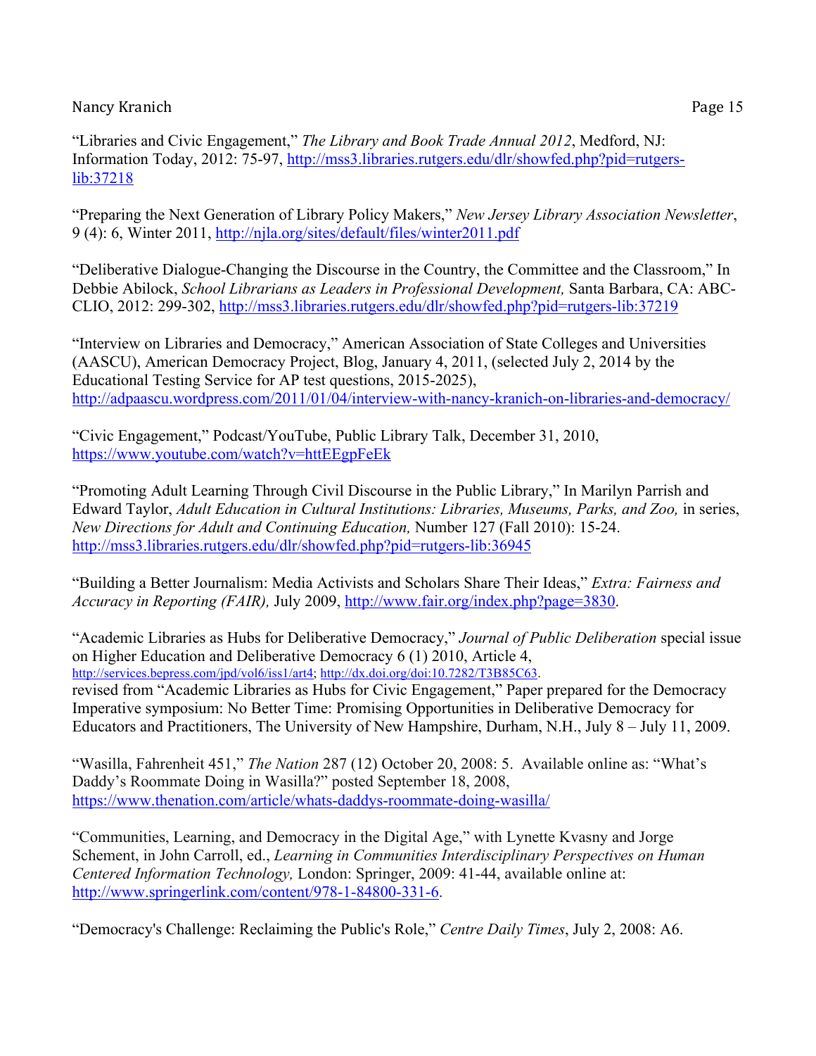"Libraries and Civic Engagement," *The Library and Book Trade Annual 2012*, Medford, NJ: Information Today, 2012: 75-97, http://mss3.libraries.rutgers.edu/dlr/showfed.php?pid=rutgers-lib:37218

"Preparing the Next Generation of Library Policy Makers," *New Jersey Library Association Newsletter*, 9 (4): 6, Winter 2011, http://njla.org/sites/default/files/winter2011.pdf

"Deliberative Dialogue-Changing the Discourse in the Country, the Committee and the Classroom," In Debbie Abilock, *School Librarians as Leaders in Professional Development,* Santa Barbara, CA: ABC-CLIO, 2012: 299-302, http://mss3.libraries.rutgers.edu/dlr/showfed.php?pid=rutgers-lib:37219

"Interview on Libraries and Democracy," American Association of State Colleges and Universities (AASCU), American Democracy Project, Blog, January 4, 2011, (selected July 2, 2014 by the Educational Testing Service for AP test questions, 2015-2025), http://adpaascu.wordpress.com/2011/01/04/interview-with-nancy-kranich-on-libraries-and-democracy/

"Civic Engagement," Podcast/YouTube, Public Library Talk, December 31, 2010, https://www.youtube.com/watch?v=httEEgpFeEk

"Promoting Adult Learning Through Civil Discourse in the Public Library," In Marilyn Parrish and Edward Taylor, *Adult Education in Cultural Institutions: Libraries, Museums, Parks, and Zoo,* in series, *New Directions for Adult and Continuing Education,* Number 127 (Fall 2010): 15-24. http://mss3.libraries.rutgers.edu/dlr/showfed.php?pid=rutgers-lib:36945

"Building a Better Journalism: Media Activists and Scholars Share Their Ideas," *Extra: Fairness and Accuracy in Reporting (FAIR),* July 2009, http://www.fair.org/index.php?page=3830.

"Academic Libraries as Hubs for Deliberative Democracy," *Journal of Public Deliberation* special issue on Higher Education and Deliberative Democracy 6 (1) 2010, Article 4, http://services.bepress.com/jpd/vol6/iss1/art4; http://dx.doi.org/doi:10.7282/T3B85C63.
revised from "Academic Libraries as Hubs for Civic Engagement," Paper prepared for the Democracy Imperative symposium: No Better Time: Promising Opportunities in Deliberative Democracy for Educators and Practitioners, The University of New Hampshire, Durham, N.H., July 8 – July 11, 2009.

"Wasilla, Fahrenheit 451," *The Nation* 287 (12) October 20, 2008: 5. Available online as: "What's Daddy's Roommate Doing in Wasilla?" posted September 18, 2008, https://www.thenation.com/article/whats-daddys-roommate-doing-wasilla/

"Communities, Learning, and Democracy in the Digital Age," with Lynette Kvasny and Jorge Schement, in John Carroll, ed., *Learning in Communities Interdisciplinary Perspectives on Human Centered Information Technology,* London: Springer, 2009: 41-44, available online at: http://www.springerlink.com/content/978-1-84800-331-6.

"Democracy's Challenge: Reclaiming the Public's Role," *Centre Daily Times*, July 2, 2008: A6.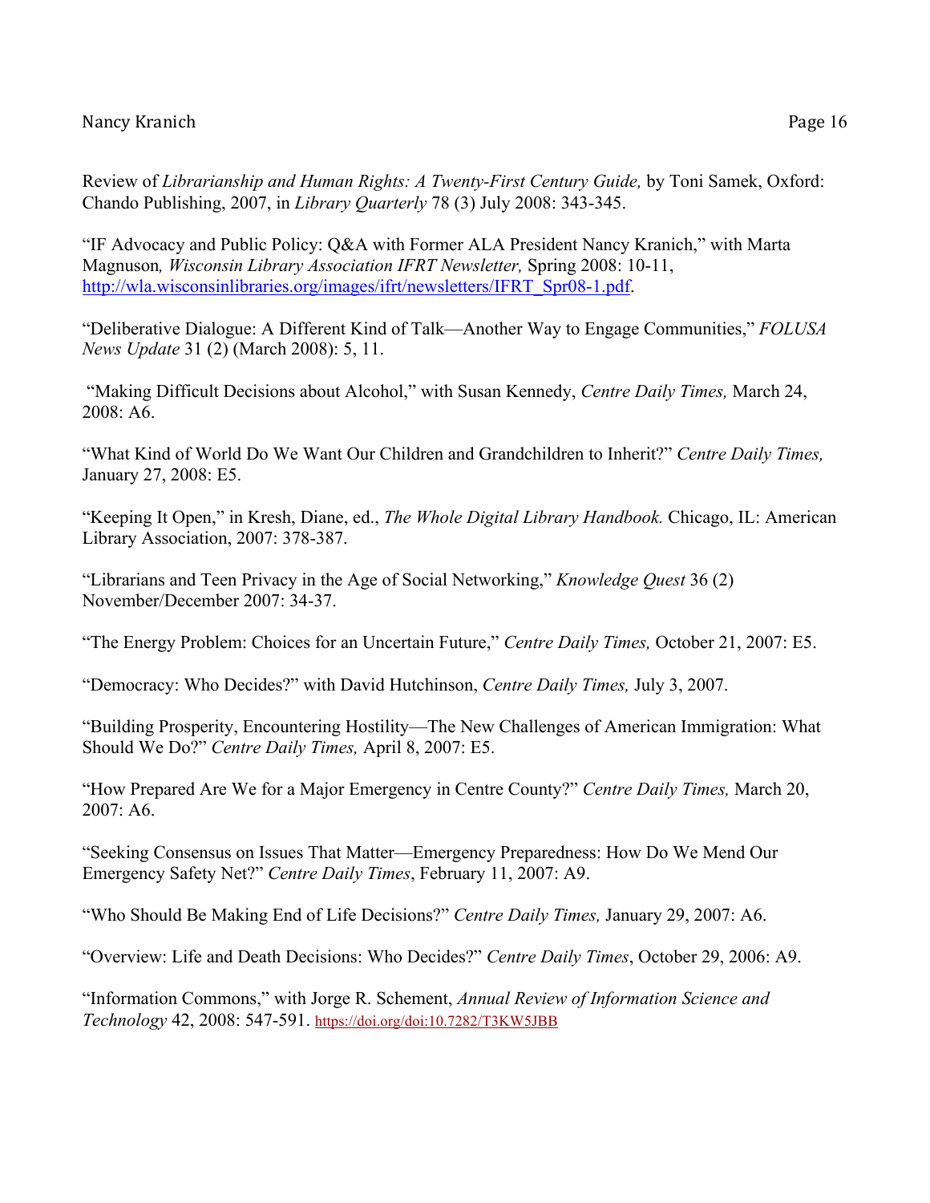Review of *Librarianship and Human Rights: A Twenty-First Century Guide,* by Toni Samek, Oxford: Chando Publishing, 2007, in *Library Quarterly* 78 (3) July 2008: 343-345.

“IF Advocacy and Public Policy: Q&A with Former ALA President Nancy Kranich,” with Marta Magnuson*, Wisconsin Library Association IFRT Newsletter,* Spring 2008: 10-11, [http://wla.wisconsinlibraries.org/images/ifrt/newsletters/IFRT_Spr08-1.pdf](http://wla.wisconsinlibraries.org/images/ifrt/newsletters/IFRT_Spr08-1.pdf).

“Deliberative Dialogue: A Different Kind of Talk—Another Way to Engage Communities,” *FOLUSA News Update* 31 (2) (March 2008): 5, 11.

“Making Difficult Decisions about Alcohol,” with Susan Kennedy, *Centre Daily Times,* March 24, 2008: A6.

“What Kind of World Do We Want Our Children and Grandchildren to Inherit?” *Centre Daily Times,* January 27, 2008: E5.

“Keeping It Open,” in Kresh, Diane, ed., *The Whole Digital Library Handbook.* Chicago, IL: American Library Association, 2007: 378-387.

“Librarians and Teen Privacy in the Age of Social Networking,” *Knowledge Quest* 36 (2) November/December 2007: 34-37.

“The Energy Problem: Choices for an Uncertain Future,” *Centre Daily Times,* October 21, 2007: E5.

“Democracy: Who Decides?” with David Hutchinson, *Centre Daily Times,* July 3, 2007.

“Building Prosperity, Encountering Hostility—The New Challenges of American Immigration: What Should We Do?” *Centre Daily Times,* April 8, 2007: E5.

“How Prepared Are We for a Major Emergency in Centre County?” *Centre Daily Times,* March 20, 2007: A6.

“Seeking Consensus on Issues That Matter—Emergency Preparedness: How Do We Mend Our Emergency Safety Net?” *Centre Daily Times*, February 11, 2007: A9.

“Who Should Be Making End of Life Decisions?” *Centre Daily Times,* January 29, 2007: A6.

“Overview: Life and Death Decisions: Who Decides?” *Centre Daily Times*, October 29, 2006: A9.

“Information Commons,” with Jorge R. Schement, *Annual Review of Information Science and Technology* 42, 2008: 547-591. [https://doi.org/doi:10.7282/T3KW5JBB](https://doi.org/doi:10.7282/T3KW5JBB)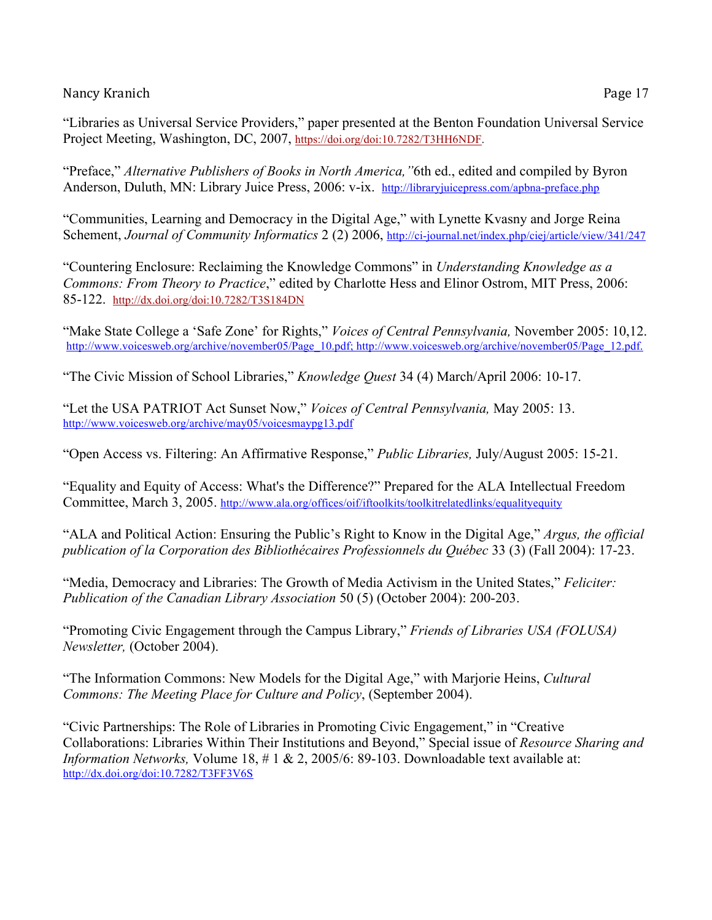"Libraries as Universal Service Providers," paper presented at the Benton Foundation Universal Service Project Meeting, Washington, DC, 2007, https://doi.org/doi:10.7282/T3HH6NDF.

"Preface," *Alternative Publishers of Books in North America,"* 6th ed., edited and compiled by Byron Anderson, Duluth, MN: Library Juice Press, 2006: v-ix. http://libraryjuicepress.com/apbna-preface.php

"Communities, Learning and Democracy in the Digital Age," with Lynette Kvasny and Jorge Reina Schement, *Journal of Community Informatics* 2 (2) 2006, http://ci-journal.net/index.php/ciej/article/view/341/247

"Countering Enclosure: Reclaiming the Knowledge Commons" in *Understanding Knowledge as a Commons: From Theory to Practice*," edited by Charlotte Hess and Elinor Ostrom, MIT Press, 2006: 85-122. http://dx.doi.org/doi:10.7282/T3S184DN

"Make State College a 'Safe Zone' for Rights," *Voices of Central Pennsylvania,* November 2005: 10,12. http://www.voicesweb.org/archive/november05/Page_10.pdf; http://www.voicesweb.org/archive/november05/Page_12.pdf.

"The Civic Mission of School Libraries," *Knowledge Quest* 34 (4) March/April 2006: 10-17.

"Let the USA PATRIOT Act Sunset Now," *Voices of Central Pennsylvania,* May 2005: 13. http://www.voicesweb.org/archive/may05/voicesmaypg13.pdf

"Open Access vs. Filtering: An Affirmative Response," *Public Libraries,* July/August 2005: 15-21.

"Equality and Equity of Access: What's the Difference?" Prepared for the ALA Intellectual Freedom Committee, March 3, 2005. http://www.ala.org/offices/oif/iftoolkits/toolkitrelatedlinks/equalityequity

"ALA and Political Action: Ensuring the Public's Right to Know in the Digital Age," *Argus, the official publication of la Corporation des Bibliothécaires Professionnels du Québec* 33 (3) (Fall 2004): 17-23.

"Media, Democracy and Libraries: The Growth of Media Activism in the United States," *Feliciter: Publication of the Canadian Library Association* 50 (5) (October 2004): 200-203.

"Promoting Civic Engagement through the Campus Library," *Friends of Libraries USA (FOLUSA) Newsletter,* (October 2004).

"The Information Commons: New Models for the Digital Age," with Marjorie Heins, *Cultural Commons: The Meeting Place for Culture and Policy*, (September 2004).

"Civic Partnerships: The Role of Libraries in Promoting Civic Engagement," in "Creative Collaborations: Libraries Within Their Institutions and Beyond," Special issue of *Resource Sharing and Information Networks,* Volume 18, # 1 & 2, 2005/6: 89-103. Downloadable text available at: http://dx.doi.org/doi:10.7282/T3FF3V6S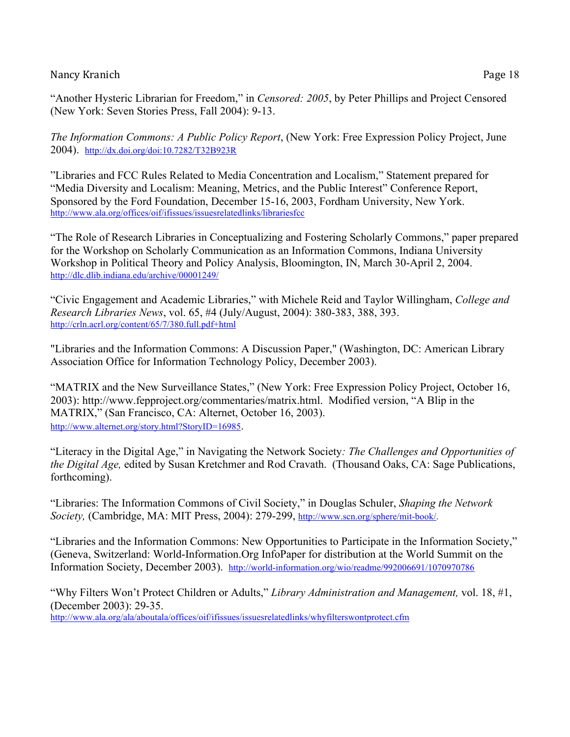"Another Hysteric Librarian for Freedom," in *Censored: 2005*, by Peter Phillips and Project Censored (New York: Seven Stories Press, Fall 2004): 9-13.

*The Information Commons: A Public Policy Report*, (New York: Free Expression Policy Project, June 2004). http://dx.doi.org/doi:10.7282/T32B923R

"Libraries and FCC Rules Related to Media Concentration and Localism," Statement prepared for "Media Diversity and Localism: Meaning, Metrics, and the Public Interest" Conference Report, Sponsored by the Ford Foundation, December 15-16, 2003, Fordham University, New York. http://www.ala.org/offices/oif/ifissues/issuesrelatedlinks/librariesfcc

"The Role of Research Libraries in Conceptualizing and Fostering Scholarly Commons," paper prepared for the Workshop on Scholarly Communication as an Information Commons, Indiana University Workshop in Political Theory and Policy Analysis, Bloomington, IN, March 30-April 2, 2004. http://dlc.dlib.indiana.edu/archive/00001249/

"Civic Engagement and Academic Libraries," with Michele Reid and Taylor Willingham, *College and Research Libraries News*, vol. 65, #4 (July/August, 2004): 380-383, 388, 393. http://crln.acrl.org/content/65/7/380.full.pdf+html

"Libraries and the Information Commons: A Discussion Paper," (Washington, DC: American Library Association Office for Information Technology Policy, December 2003).

"MATRIX and the New Surveillance States," (New York: Free Expression Policy Project, October 16, 2003): http://www.fepproject.org/commentaries/matrix.html. Modified version, "A Blip in the MATRIX," (San Francisco, CA: Alternet, October 16, 2003). http://www.alternet.org/story.html?StoryID=16985.

"Literacy in the Digital Age," in Navigating the Network Society*: The Challenges and Opportunities of the Digital Age,* edited by Susan Kretchmer and Rod Cravath. (Thousand Oaks, CA: Sage Publications, forthcoming).

"Libraries: The Information Commons of Civil Society," in Douglas Schuler, *Shaping the Network Society,* (Cambridge, MA: MIT Press, 2004): 279-299, http://www.scn.org/sphere/mit-book/.

"Libraries and the Information Commons: New Opportunities to Participate in the Information Society," (Geneva, Switzerland: World-Information.Org InfoPaper for distribution at the World Summit on the Information Society, December 2003). http://world-information.org/wio/readme/992006691/1070970786

"Why Filters Won't Protect Children or Adults," *Library Administration and Management,* vol. 18, #1, (December 2003): 29-35. http://www.ala.org/ala/aboutala/offices/oif/ifissues/issuesrelatedlinks/whyfilterswontprotect.cfm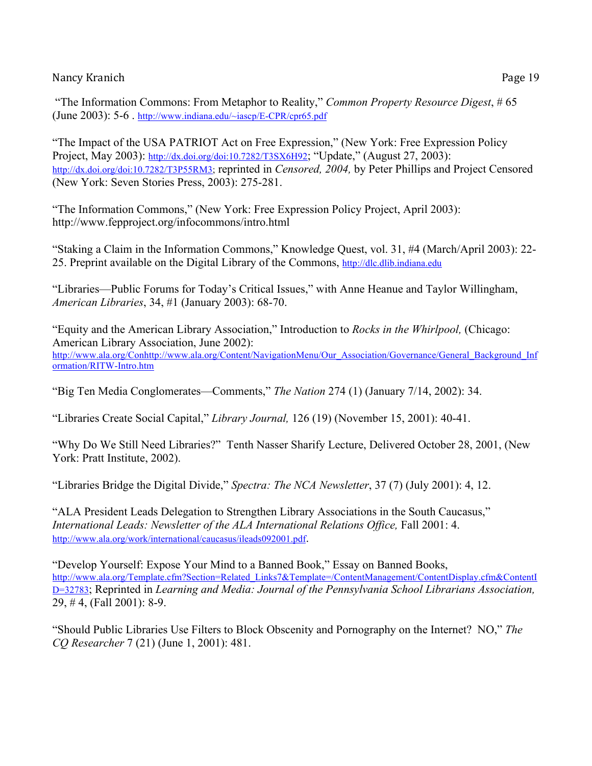"The Information Commons: From Metaphor to Reality," *Common Property Resource Digest*, # 65 (June 2003): 5-6 . http://www.indiana.edu/~iascp/E-CPR/cpr65.pdf

"The Impact of the USA PATRIOT Act on Free Expression," (New York: Free Expression Policy Project, May 2003): http://dx.doi.org/doi:10.7282/T3SX6H92; "Update," (August 27, 2003): http://dx.doi.org/doi:10.7282/T3P55RM3; reprinted in *Censored, 2004,* by Peter Phillips and Project Censored (New York: Seven Stories Press, 2003): 275-281.

"The Information Commons," (New York: Free Expression Policy Project, April 2003): http://www.fepproject.org/infocommons/intro.html

"Staking a Claim in the Information Commons," Knowledge Quest, vol. 31, #4 (March/April 2003): 22-25. Preprint available on the Digital Library of the Commons, http://dlc.dlib.indiana.edu

"Libraries—Public Forums for Today's Critical Issues," with Anne Heanue and Taylor Willingham, *American Libraries*, 34, #1 (January 2003): 68-70.

"Equity and the American Library Association," Introduction to *Rocks in the Whirlpool,* (Chicago: American Library Association, June 2002): http://www.ala.org/Conhttp://www.ala.org/Content/NavigationMenu/Our_Association/Governance/General_Background_Information/RITW-Intro.htm

"Big Ten Media Conglomerates—Comments," *The Nation* 274 (1) (January 7/14, 2002): 34.

"Libraries Create Social Capital," *Library Journal,* 126 (19) (November 15, 2001): 40-41.

"Why Do We Still Need Libraries?" Tenth Nasser Sharify Lecture, Delivered October 28, 2001, (New York: Pratt Institute, 2002).

"Libraries Bridge the Digital Divide," *Spectra: The NCA Newsletter*, 37 (7) (July 2001): 4, 12.

"ALA President Leads Delegation to Strengthen Library Associations in the South Caucasus," *International Leads: Newsletter of the ALA International Relations Office,* Fall 2001: 4. http://www.ala.org/work/international/caucasus/ileads092001.pdf.

"Develop Yourself: Expose Your Mind to a Banned Book," Essay on Banned Books, http://www.ala.org/Template.cfm?Section=Related_Links7&Template=/ContentManagement/ContentDisplay.cfm&ContentID=32783; Reprinted in *Learning and Media: Journal of the Pennsylvania School Librarians Association,* 29, # 4, (Fall 2001): 8-9.

"Should Public Libraries Use Filters to Block Obscenity and Pornography on the Internet? NO," *The CQ Researcher* 7 (21) (June 1, 2001): 481.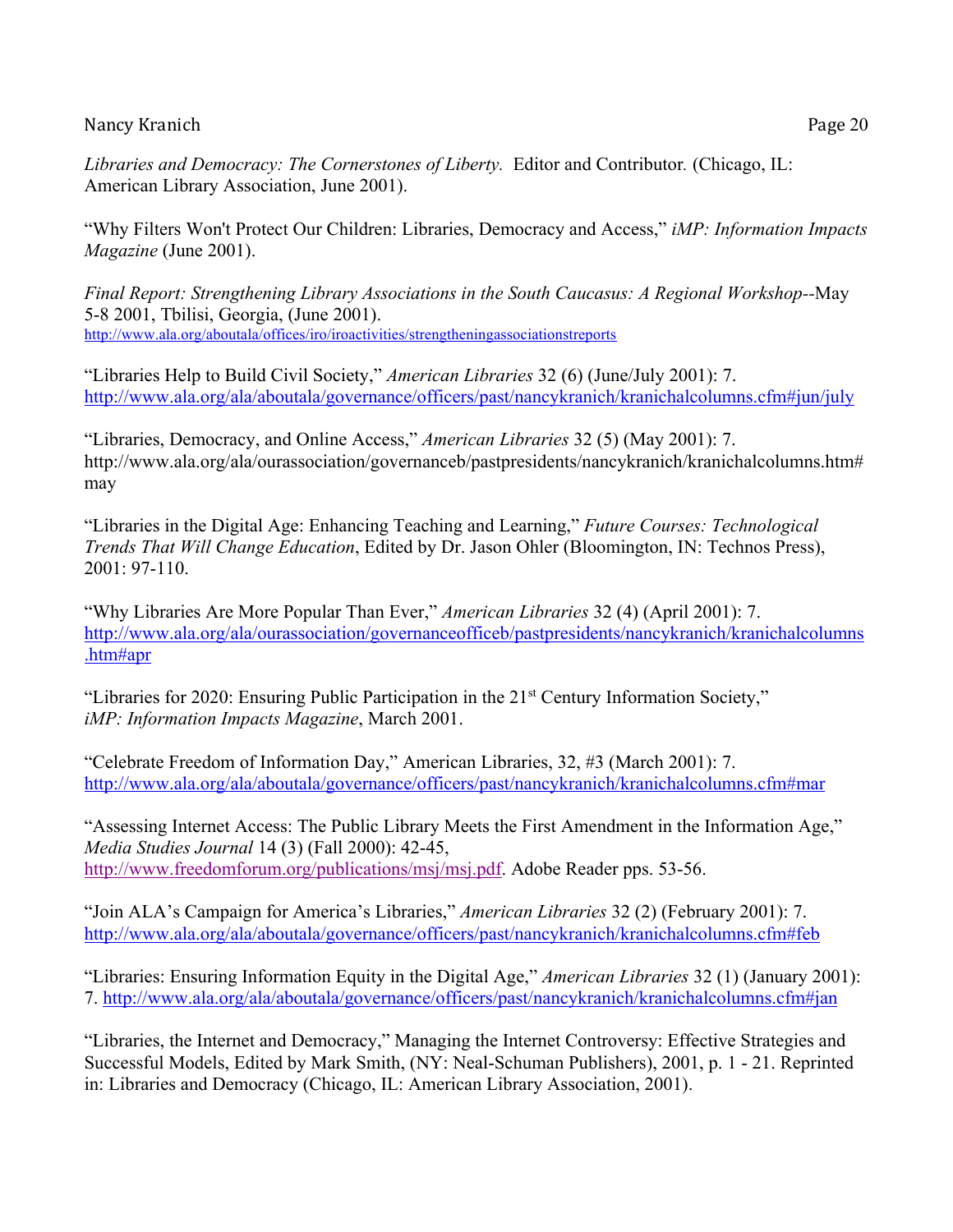*Libraries and Democracy: The Cornerstones of Liberty.* Editor and Contributor. (Chicago, IL: American Library Association, June 2001).

"Why Filters Won't Protect Our Children: Libraries, Democracy and Access," *iMP: Information Impacts Magazine* (June 2001).

*Final Report: Strengthening Library Associations in the South Caucasus: A Regional Workshop*--May 5-8 2001, Tbilisi, Georgia, (June 2001).
http://www.ala.org/aboutala/offices/iro/iroactivities/strengtheningassociationstreports

"Libraries Help to Build Civil Society," *American Libraries* 32 (6) (June/July 2001): 7.
http://www.ala.org/ala/aboutala/governance/officers/past/nancykranich/kranichalcolumns.cfm#jun/july

"Libraries, Democracy, and Online Access," *American Libraries* 32 (5) (May 2001): 7.
http://www.ala.org/ala/ourassociation/governanceb/pastpresidents/nancykranich/kranichalcolumns.htm#may

"Libraries in the Digital Age: Enhancing Teaching and Learning," *Future Courses: Technological Trends That Will Change Education*, Edited by Dr. Jason Ohler (Bloomington, IN: Technos Press), 2001: 97-110.

"Why Libraries Are More Popular Than Ever," *American Libraries* 32 (4) (April 2001): 7.
http://www.ala.org/ala/ourassociation/governanceofficeb/pastpresidents/nancykranich/kranichalcolumns.htm#apr

"Libraries for 2020: Ensuring Public Participation in the 21st Century Information Society," *iMP: Information Impacts Magazine*, March 2001.

"Celebrate Freedom of Information Day," American Libraries, 32, #3 (March 2001): 7.
http://www.ala.org/ala/aboutala/governance/officers/past/nancykranich/kranichalcolumns.cfm#mar

"Assessing Internet Access: The Public Library Meets the First Amendment in the Information Age," *Media Studies Journal* 14 (3) (Fall 2000): 42-45,
http://www.freedomforum.org/publications/msj/msj.pdf. Adobe Reader pps. 53-56.

"Join ALA's Campaign for America's Libraries," *American Libraries* 32 (2) (February 2001): 7.
http://www.ala.org/ala/aboutala/governance/officers/past/nancykranich/kranichalcolumns.cfm#feb

"Libraries: Ensuring Information Equity in the Digital Age," *American Libraries* 32 (1) (January 2001): 7. http://www.ala.org/ala/aboutala/governance/officers/past/nancykranich/kranichalcolumns.cfm#jan

"Libraries, the Internet and Democracy," Managing the Internet Controversy: Effective Strategies and Successful Models, Edited by Mark Smith, (NY: Neal-Schuman Publishers), 2001, p. 1 - 21. Reprinted in: Libraries and Democracy (Chicago, IL: American Library Association, 2001).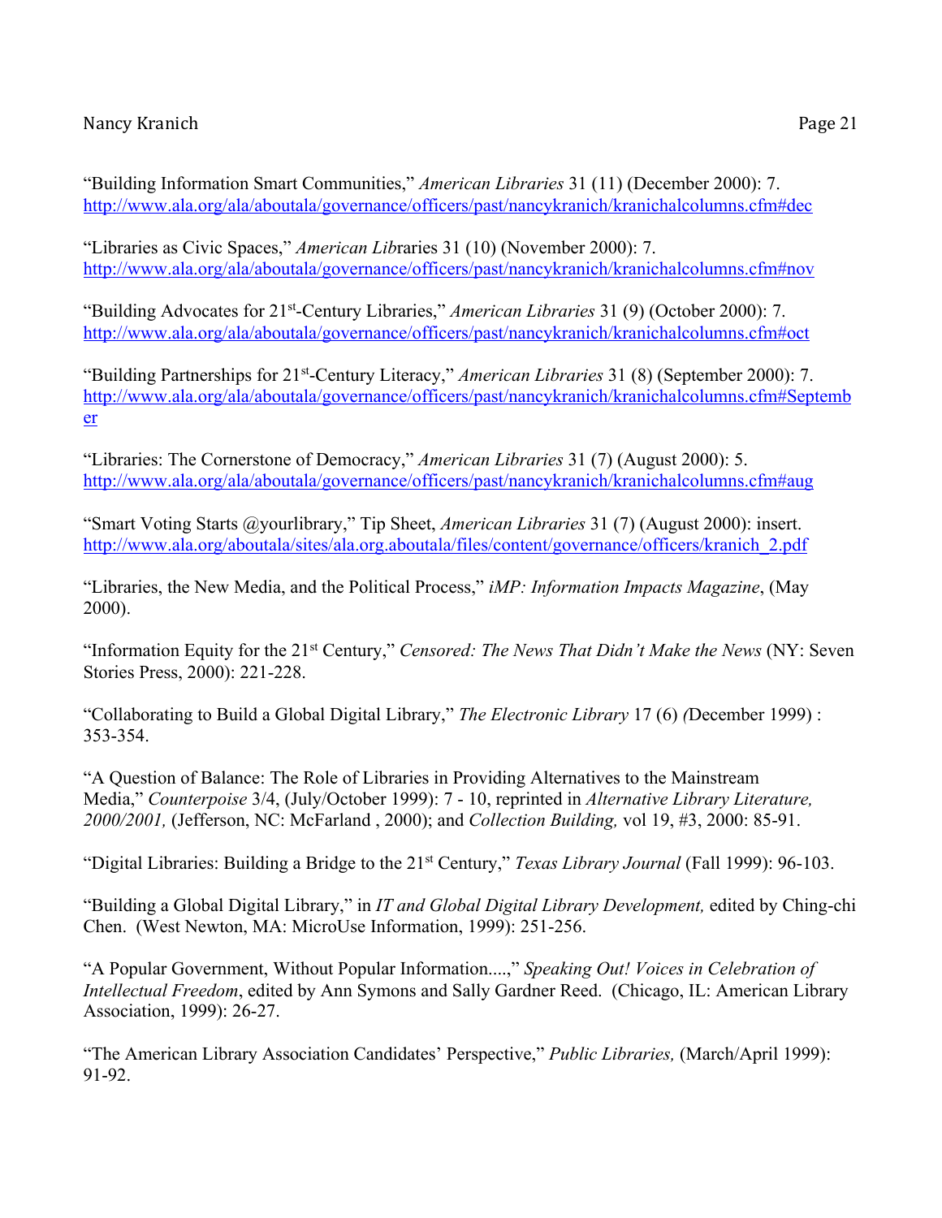"Building Information Smart Communities," *American Libraries* 31 (11) (December 2000): 7. http://www.ala.org/ala/aboutala/governance/officers/past/nancykranich/kranichalcolumns.cfm#dec

"Libraries as Civic Spaces," *American Lib*raries 31 (10) (November 2000): 7. http://www.ala.org/ala/aboutala/governance/officers/past/nancykranich/kranichalcolumns.cfm#nov

"Building Advocates for 21st-Century Libraries," *American Libraries* 31 (9) (October 2000): 7. http://www.ala.org/ala/aboutala/governance/officers/past/nancykranich/kranichalcolumns.cfm#oct

"Building Partnerships for 21st-Century Literacy," *American Libraries* 31 (8) (September 2000): 7. http://www.ala.org/ala/aboutala/governance/officers/past/nancykranich/kranichalcolumns.cfm#September

"Libraries: The Cornerstone of Democracy," *American Libraries* 31 (7) (August 2000): 5. http://www.ala.org/ala/aboutala/governance/officers/past/nancykranich/kranichalcolumns.cfm#aug

"Smart Voting Starts @yourlibrary," Tip Sheet, *American Libraries* 31 (7) (August 2000): insert. http://www.ala.org/aboutala/sites/ala.org.aboutala/files/content/governance/officers/kranich_2.pdf

"Libraries, the New Media, and the Political Process," *iMP: Information Impacts Magazine*, (May 2000).

"Information Equity for the 21st Century," *Censored: The News That Didn't Make the News* (NY: Seven Stories Press, 2000): 221-228.

"Collaborating to Build a Global Digital Library," *The Electronic Library* 17 (6) *(*December 1999) : 353-354.

"A Question of Balance: The Role of Libraries in Providing Alternatives to the Mainstream Media," *Counterpoise* 3/4, (July/October 1999): 7 - 10, reprinted in *Alternative Library Literature, 2000/2001,* (Jefferson, NC: McFarland , 2000); and *Collection Building,* vol 19, #3, 2000: 85-91.

"Digital Libraries: Building a Bridge to the 21st Century," *Texas Library Journal* (Fall 1999): 96-103.

"Building a Global Digital Library," in *IT and Global Digital Library Development,* edited by Ching-chi Chen. (West Newton, MA: MicroUse Information, 1999): 251-256.

"A Popular Government, Without Popular Information....," *Speaking Out! Voices in Celebration of Intellectual Freedom*, edited by Ann Symons and Sally Gardner Reed. (Chicago, IL: American Library Association, 1999): 26-27.

"The American Library Association Candidates' Perspective," *Public Libraries,* (March/April 1999): 91-92.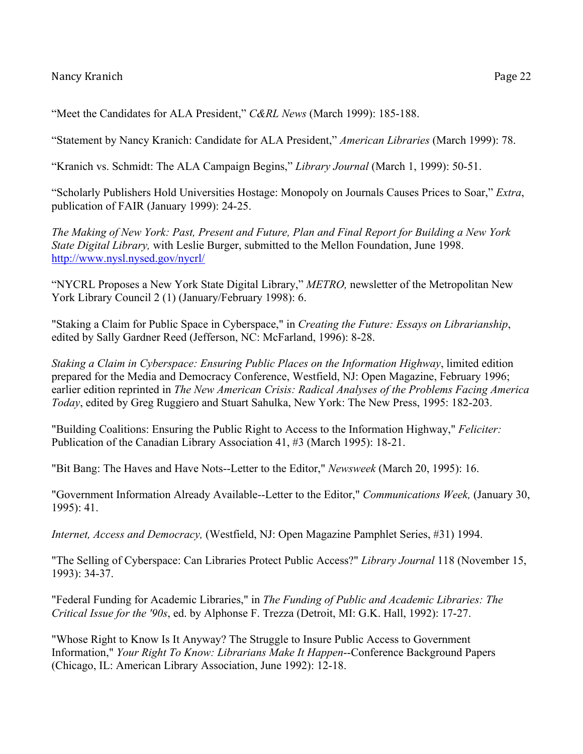"Meet the Candidates for ALA President," *C&RL News* (March 1999): 185-188.

"Statement by Nancy Kranich: Candidate for ALA President," *American Libraries* (March 1999): 78.

"Kranich vs. Schmidt: The ALA Campaign Begins," *Library Journal* (March 1, 1999): 50-51.

"Scholarly Publishers Hold Universities Hostage: Monopoly on Journals Causes Prices to Soar," *Extra*, publication of FAIR (January 1999): 24-25.

*The Making of New York: Past, Present and Future, Plan and Final Report for Building a New York State Digital Library,* with Leslie Burger, submitted to the Mellon Foundation, June 1998. http://www.nysl.nysed.gov/nycrl/

"NYCRL Proposes a New York State Digital Library," *METRO,* newsletter of the Metropolitan New York Library Council 2 (1) (January/February 1998): 6.

"Staking a Claim for Public Space in Cyberspace," in *Creating the Future: Essays on Librarianship*, edited by Sally Gardner Reed (Jefferson, NC: McFarland, 1996): 8-28.

*Staking a Claim in Cyberspace: Ensuring Public Places on the Information Highway*, limited edition prepared for the Media and Democracy Conference, Westfield, NJ: Open Magazine, February 1996; earlier edition reprinted in *The New American Crisis: Radical Analyses of the Problems Facing America Today*, edited by Greg Ruggiero and Stuart Sahulka, New York: The New Press, 1995: 182-203.

"Building Coalitions: Ensuring the Public Right to Access to the Information Highway," *Feliciter:* Publication of the Canadian Library Association 41, #3 (March 1995): 18-21.

"Bit Bang: The Haves and Have Nots--Letter to the Editor," *Newsweek* (March 20, 1995): 16.

"Government Information Already Available--Letter to the Editor," *Communications Week,* (January 30, 1995): 41.

*Internet, Access and Democracy,* (Westfield, NJ: Open Magazine Pamphlet Series, #31) 1994.

"The Selling of Cyberspace: Can Libraries Protect Public Access?" *Library Journal* 118 (November 15, 1993): 34-37.

"Federal Funding for Academic Libraries," in *The Funding of Public and Academic Libraries: The Critical Issue for the '90s*, ed. by Alphonse F. Trezza (Detroit, MI: G.K. Hall, 1992): 17-27.

"Whose Right to Know Is It Anyway? The Struggle to Insure Public Access to Government Information," *Your Right To Know: Librarians Make It Happen*--Conference Background Papers (Chicago, IL: American Library Association, June 1992): 12-18.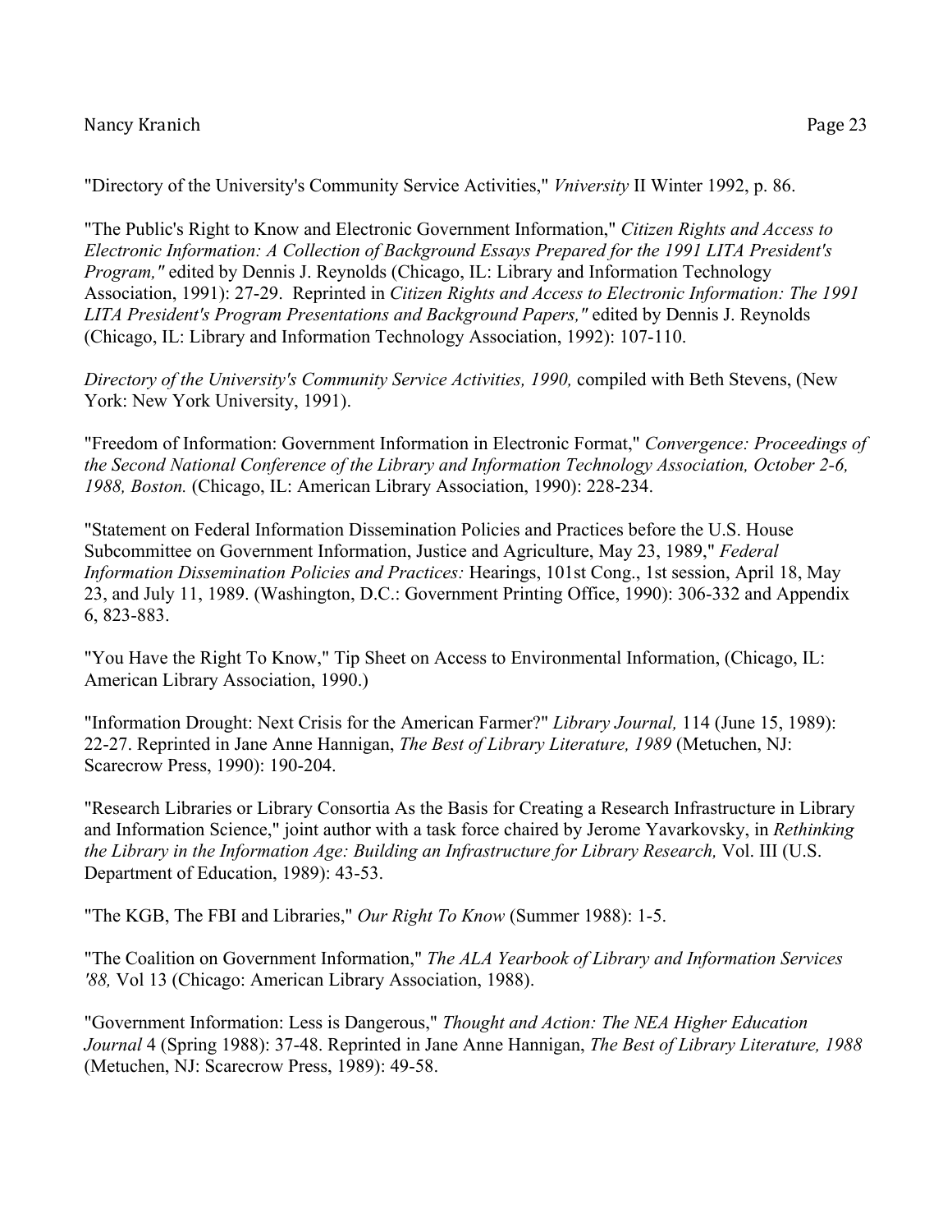"Directory of the University's Community Service Activities," *Vniversity* II Winter 1992, p. 86.

"The Public's Right to Know and Electronic Government Information," *Citizen Rights and Access to Electronic Information: A Collection of Background Essays Prepared for the 1991 LITA President's Program,"* edited by Dennis J. Reynolds (Chicago, IL: Library and Information Technology Association, 1991): 27-29. Reprinted in *Citizen Rights and Access to Electronic Information: The 1991 LITA President's Program Presentations and Background Papers,"* edited by Dennis J. Reynolds (Chicago, IL: Library and Information Technology Association, 1992): 107-110.

*Directory of the University's Community Service Activities, 1990,* compiled with Beth Stevens, (New York: New York University, 1991).

"Freedom of Information: Government Information in Electronic Format," *Convergence: Proceedings of the Second National Conference of the Library and Information Technology Association, October 2-6, 1988, Boston.* (Chicago, IL: American Library Association, 1990): 228-234.

"Statement on Federal Information Dissemination Policies and Practices before the U.S. House Subcommittee on Government Information, Justice and Agriculture, May 23, 1989," *Federal Information Dissemination Policies and Practices:* Hearings, 101st Cong., 1st session, April 18, May 23, and July 11, 1989. (Washington, D.C.: Government Printing Office, 1990): 306-332 and Appendix 6, 823-883.

"You Have the Right To Know," Tip Sheet on Access to Environmental Information, (Chicago, IL: American Library Association, 1990.)

"Information Drought: Next Crisis for the American Farmer?" *Library Journal,* 114 (June 15, 1989): 22-27. Reprinted in Jane Anne Hannigan, *The Best of Library Literature, 1989* (Metuchen, NJ: Scarecrow Press, 1990): 190-204.

"Research Libraries or Library Consortia As the Basis for Creating a Research Infrastructure in Library and Information Science," joint author with a task force chaired by Jerome Yavarkovsky, in *Rethinking the Library in the Information Age: Building an Infrastructure for Library Research,* Vol. III (U.S. Department of Education, 1989): 43-53.

"The KGB, The FBI and Libraries," *Our Right To Know* (Summer 1988): 1-5.

"The Coalition on Government Information," *The ALA Yearbook of Library and Information Services '88,* Vol 13 (Chicago: American Library Association, 1988).

"Government Information: Less is Dangerous," *Thought and Action: The NEA Higher Education Journal* 4 (Spring 1988): 37-48. Reprinted in Jane Anne Hannigan, *The Best of Library Literature, 1988* (Metuchen, NJ: Scarecrow Press, 1989): 49-58.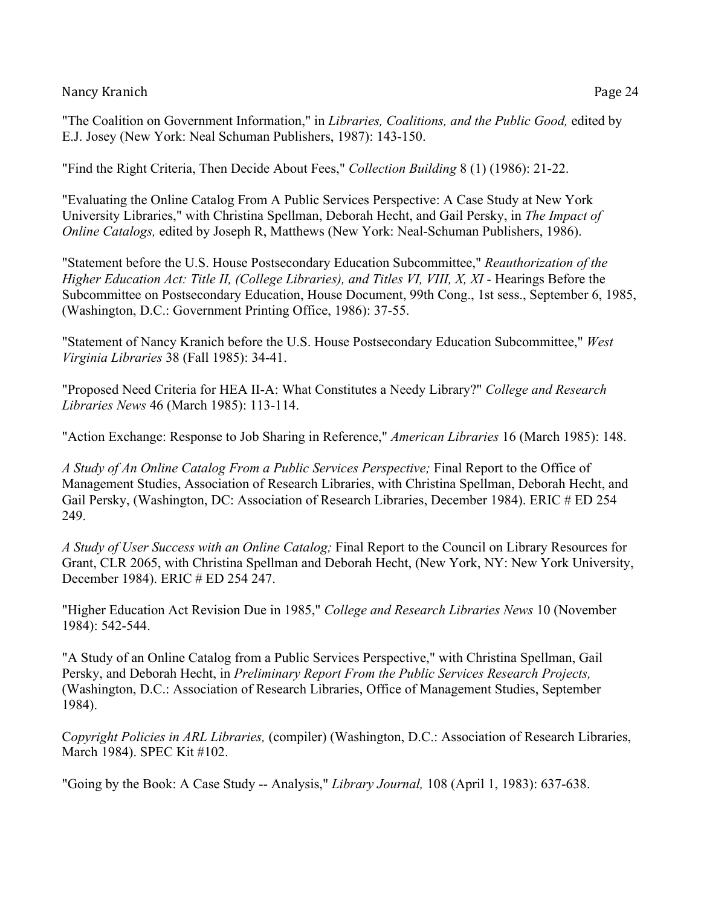"The Coalition on Government Information," in *Libraries, Coalitions, and the Public Good,* edited by E.J. Josey (New York: Neal Schuman Publishers, 1987): 143-150.

"Find the Right Criteria, Then Decide About Fees," *Collection Building* 8 (1) (1986): 21-22.

"Evaluating the Online Catalog From A Public Services Perspective: A Case Study at New York University Libraries," with Christina Spellman, Deborah Hecht, and Gail Persky, in *The Impact of Online Catalogs,* edited by Joseph R, Matthews (New York: Neal-Schuman Publishers, 1986).

"Statement before the U.S. House Postsecondary Education Subcommittee," *Reauthorization of the Higher Education Act: Title II, (College Libraries), and Titles VI, VIII, X, XI* - Hearings Before the Subcommittee on Postsecondary Education, House Document, 99th Cong., 1st sess., September 6, 1985, (Washington, D.C.: Government Printing Office, 1986): 37-55.

"Statement of Nancy Kranich before the U.S. House Postsecondary Education Subcommittee," *West Virginia Libraries* 38 (Fall 1985): 34-41.

"Proposed Need Criteria for HEA II-A: What Constitutes a Needy Library?" *College and Research Libraries News* 46 (March 1985): 113-114.

"Action Exchange: Response to Job Sharing in Reference," *American Libraries* 16 (March 1985): 148.

*A Study of An Online Catalog From a Public Services Perspective;* Final Report to the Office of Management Studies, Association of Research Libraries, with Christina Spellman, Deborah Hecht, and Gail Persky, (Washington, DC: Association of Research Libraries, December 1984). ERIC # ED 254 249.

*A Study of User Success with an Online Catalog;* Final Report to the Council on Library Resources for Grant, CLR 2065, with Christina Spellman and Deborah Hecht, (New York, NY: New York University, December 1984). ERIC # ED 254 247.

"Higher Education Act Revision Due in 1985," *College and Research Libraries News* 10 (November 1984): 542-544.

"A Study of an Online Catalog from a Public Services Perspective," with Christina Spellman, Gail Persky, and Deborah Hecht, in *Preliminary Report From the Public Services Research Projects,* (Washington, D.C.: Association of Research Libraries, Office of Management Studies, September 1984).

C*opyright Policies in ARL Libraries,* (compiler) (Washington, D.C.: Association of Research Libraries, March 1984). SPEC Kit #102.

"Going by the Book: A Case Study -- Analysis," *Library Journal,* 108 (April 1, 1983): 637-638.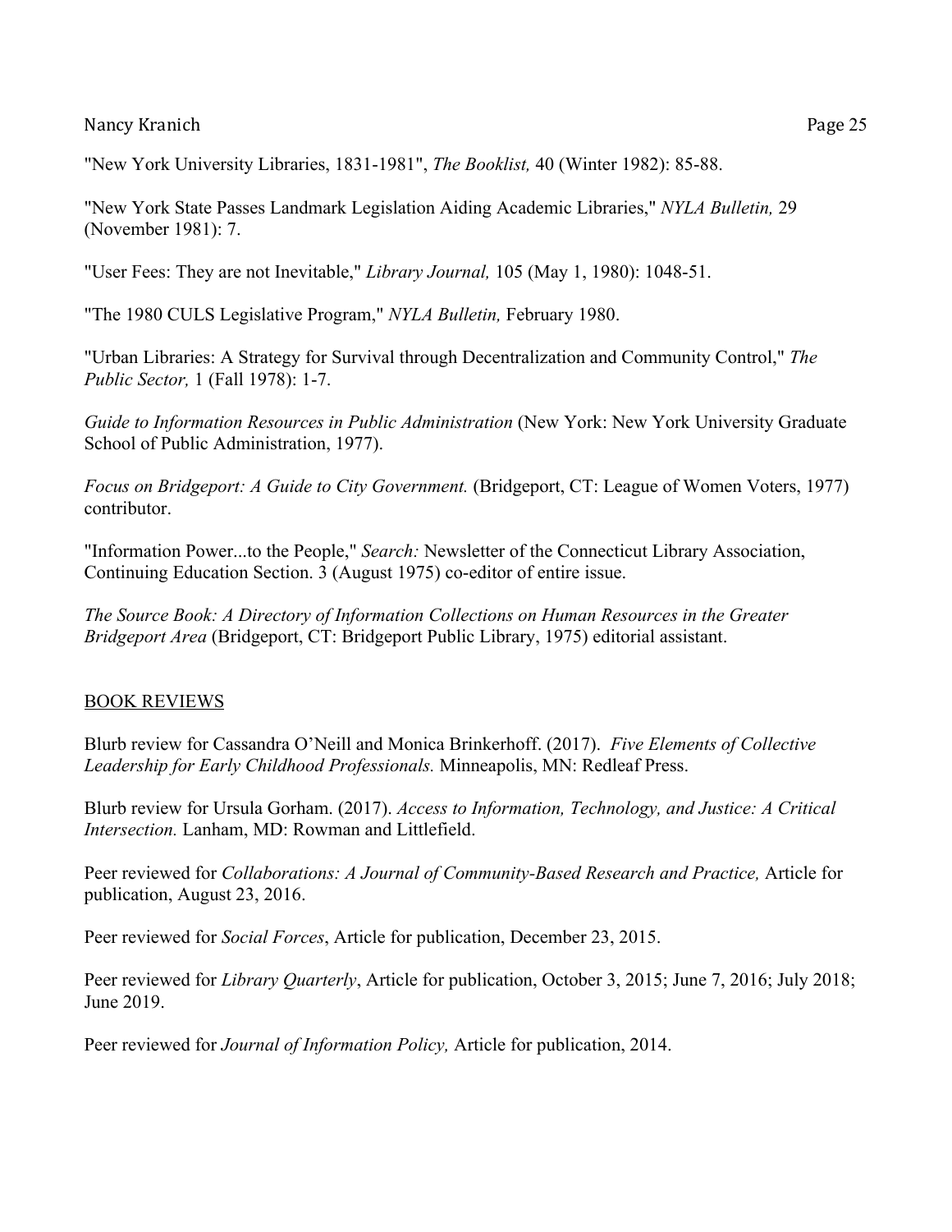"New York University Libraries, 1831-1981", *The Booklist,* 40 (Winter 1982): 85-88.

"New York State Passes Landmark Legislation Aiding Academic Libraries," *NYLA Bulletin,* 29 (November 1981): 7.

"User Fees: They are not Inevitable," *Library Journal,* 105 (May 1, 1980): 1048-51.

"The 1980 CULS Legislative Program," *NYLA Bulletin,* February 1980.

"Urban Libraries: A Strategy for Survival through Decentralization and Community Control," *The Public Sector,* 1 (Fall 1978): 1-7.

*Guide to Information Resources in Public Administration* (New York: New York University Graduate School of Public Administration, 1977).

*Focus on Bridgeport: A Guide to City Government.* (Bridgeport, CT: League of Women Voters, 1977) contributor.

"Information Power...to the People," *Search:* Newsletter of the Connecticut Library Association, Continuing Education Section. 3 (August 1975) co-editor of entire issue.

*The Source Book: A Directory of Information Collections on Human Resources in the Greater Bridgeport Area* (Bridgeport, CT: Bridgeport Public Library, 1975) editorial assistant.

## BOOK REVIEWS

Blurb review for Cassandra O'Neill and Monica Brinkerhoff. (2017). *Five Elements of Collective Leadership for Early Childhood Professionals.* Minneapolis, MN: Redleaf Press.

Blurb review for Ursula Gorham. (2017). *Access to Information, Technology, and Justice: A Critical Intersection.* Lanham, MD: Rowman and Littlefield.

Peer reviewed for *Collaborations: A Journal of Community-Based Research and Practice,* Article for publication, August 23, 2016.

Peer reviewed for *Social Forces*, Article for publication, December 23, 2015.

Peer reviewed for *Library Quarterly*, Article for publication, October 3, 2015; June 7, 2016; July 2018; June 2019.

Peer reviewed for *Journal of Information Policy,* Article for publication, 2014.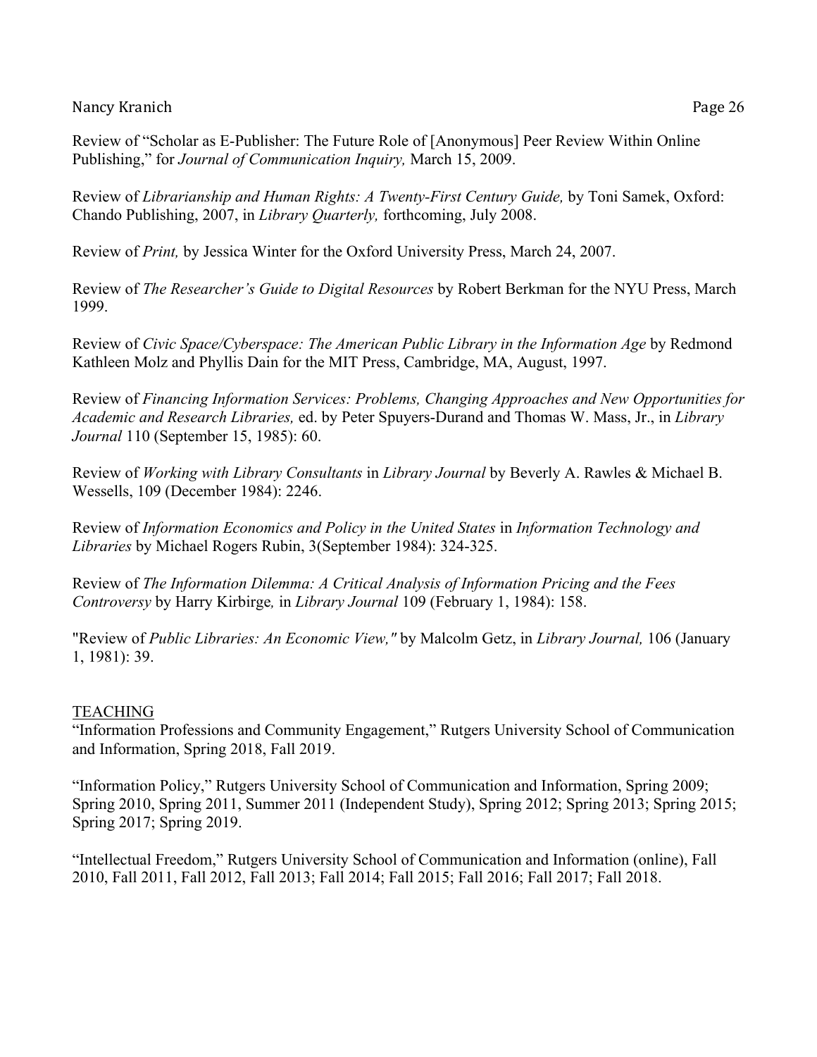Review of "Scholar as E-Publisher: The Future Role of [Anonymous] Peer Review Within Online Publishing," for *Journal of Communication Inquiry,* March 15, 2009.

Review of *Librarianship and Human Rights: A Twenty-First Century Guide,* by Toni Samek, Oxford: Chando Publishing, 2007, in *Library Quarterly,* forthcoming, July 2008.

Review of *Print,* by Jessica Winter for the Oxford University Press, March 24, 2007.

Review of *The Researcher's Guide to Digital Resources* by Robert Berkman for the NYU Press, March 1999.

Review of *Civic Space/Cyberspace: The American Public Library in the Information Age* by Redmond Kathleen Molz and Phyllis Dain for the MIT Press, Cambridge, MA, August, 1997.

Review of *Financing Information Services: Problems, Changing Approaches and New Opportunities for Academic and Research Libraries,* ed. by Peter Spuyers-Durand and Thomas W. Mass, Jr., in *Library Journal* 110 (September 15, 1985): 60.

Review of *Working with Library Consultants* in *Library Journal* by Beverly A. Rawles & Michael B. Wessells, 109 (December 1984): 2246.

Review of *Information Economics and Policy in the United States* in *Information Technology and Libraries* by Michael Rogers Rubin, 3(September 1984): 324-325.

Review of *The Information Dilemma: A Critical Analysis of Information Pricing and the Fees Controversy* by Harry Kirbirge*,* in *Library Journal* 109 (February 1, 1984): 158.

"Review of *Public Libraries: An Economic View,"* by Malcolm Getz, in *Library Journal,* 106 (January 1, 1981): 39.

## TEACHING

"Information Professions and Community Engagement," Rutgers University School of Communication and Information, Spring 2018, Fall 2019.

"Information Policy," Rutgers University School of Communication and Information, Spring 2009; Spring 2010, Spring 2011, Summer 2011 (Independent Study), Spring 2012; Spring 2013; Spring 2015; Spring 2017; Spring 2019.

"Intellectual Freedom," Rutgers University School of Communication and Information (online), Fall 2010, Fall 2011, Fall 2012, Fall 2013; Fall 2014; Fall 2015; Fall 2016; Fall 2017; Fall 2018.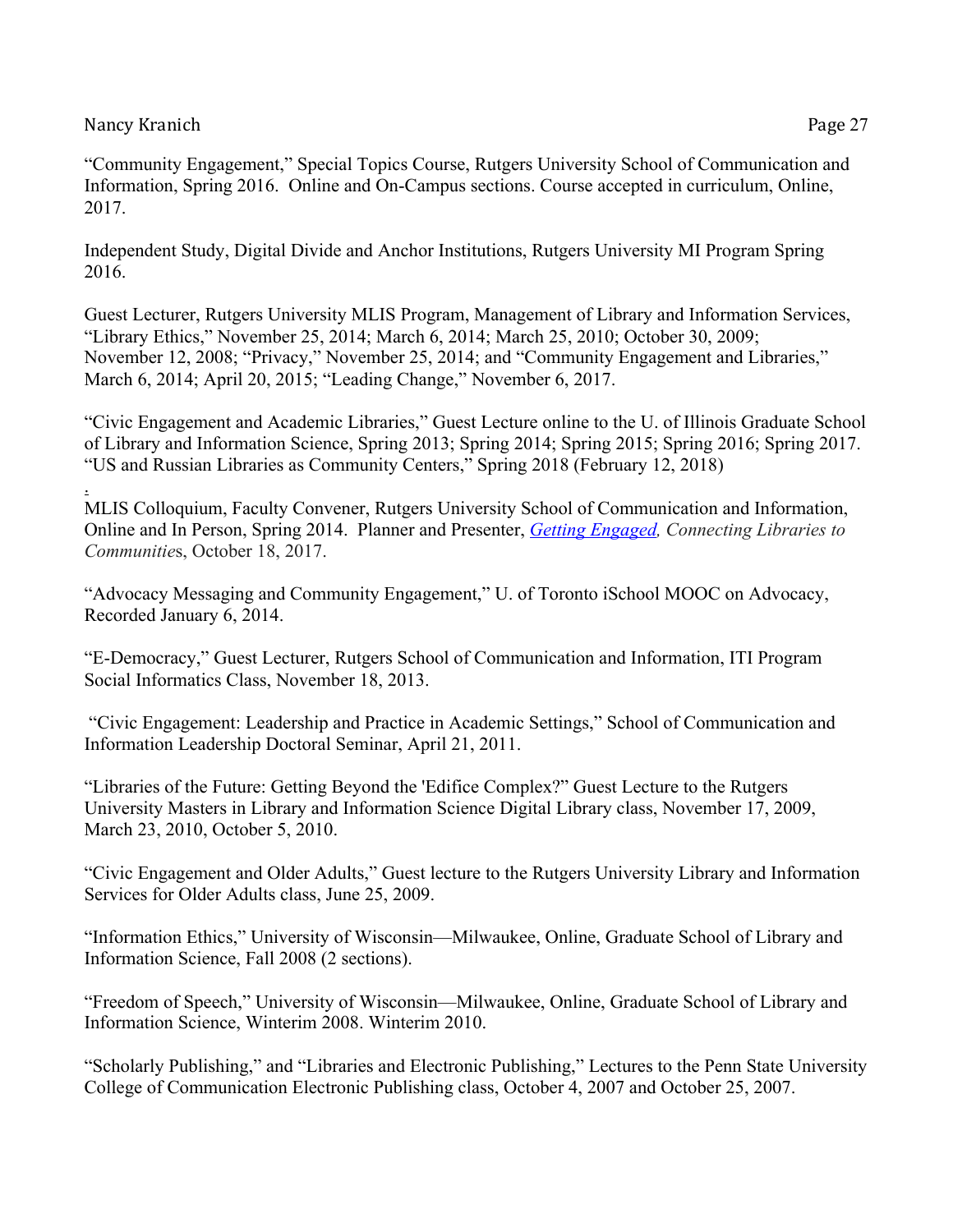"Community Engagement," Special Topics Course, Rutgers University School of Communication and Information, Spring 2016. Online and On-Campus sections. Course accepted in curriculum, Online, 2017.

Independent Study, Digital Divide and Anchor Institutions, Rutgers University MI Program Spring 2016.

Guest Lecturer, Rutgers University MLIS Program, Management of Library and Information Services, "Library Ethics," November 25, 2014; March 6, 2014; March 25, 2010; October 30, 2009; November 12, 2008; "Privacy," November 25, 2014; and "Community Engagement and Libraries," March 6, 2014; April 20, 2015; "Leading Change," November 6, 2017.

"Civic Engagement and Academic Libraries," Guest Lecture online to the U. of Illinois Graduate School of Library and Information Science, Spring 2013; Spring 2014; Spring 2015; Spring 2016; Spring 2017. "US and Russian Libraries as Community Centers," Spring 2018 (February 12, 2018)

.
MLIS Colloquium, Faculty Convener, Rutgers University School of Communication and Information, Online and In Person, Spring 2014. Planner and Presenter, *Getting Engaged, Connecting Libraries to Communities*, October 18, 2017.

"Advocacy Messaging and Community Engagement," U. of Toronto iSchool MOOC on Advocacy, Recorded January 6, 2014.

"E-Democracy," Guest Lecturer, Rutgers School of Communication and Information, ITI Program Social Informatics Class, November 18, 2013.

"Civic Engagement: Leadership and Practice in Academic Settings," School of Communication and Information Leadership Doctoral Seminar, April 21, 2011.

"Libraries of the Future: Getting Beyond the 'Edifice Complex?" Guest Lecture to the Rutgers University Masters in Library and Information Science Digital Library class, November 17, 2009, March 23, 2010, October 5, 2010.

"Civic Engagement and Older Adults," Guest lecture to the Rutgers University Library and Information Services for Older Adults class, June 25, 2009.

"Information Ethics," University of Wisconsin—Milwaukee, Online, Graduate School of Library and Information Science, Fall 2008 (2 sections).

"Freedom of Speech," University of Wisconsin—Milwaukee, Online, Graduate School of Library and Information Science, Winterim 2008. Winterim 2010.

"Scholarly Publishing," and "Libraries and Electronic Publishing," Lectures to the Penn State University College of Communication Electronic Publishing class, October 4, 2007 and October 25, 2007.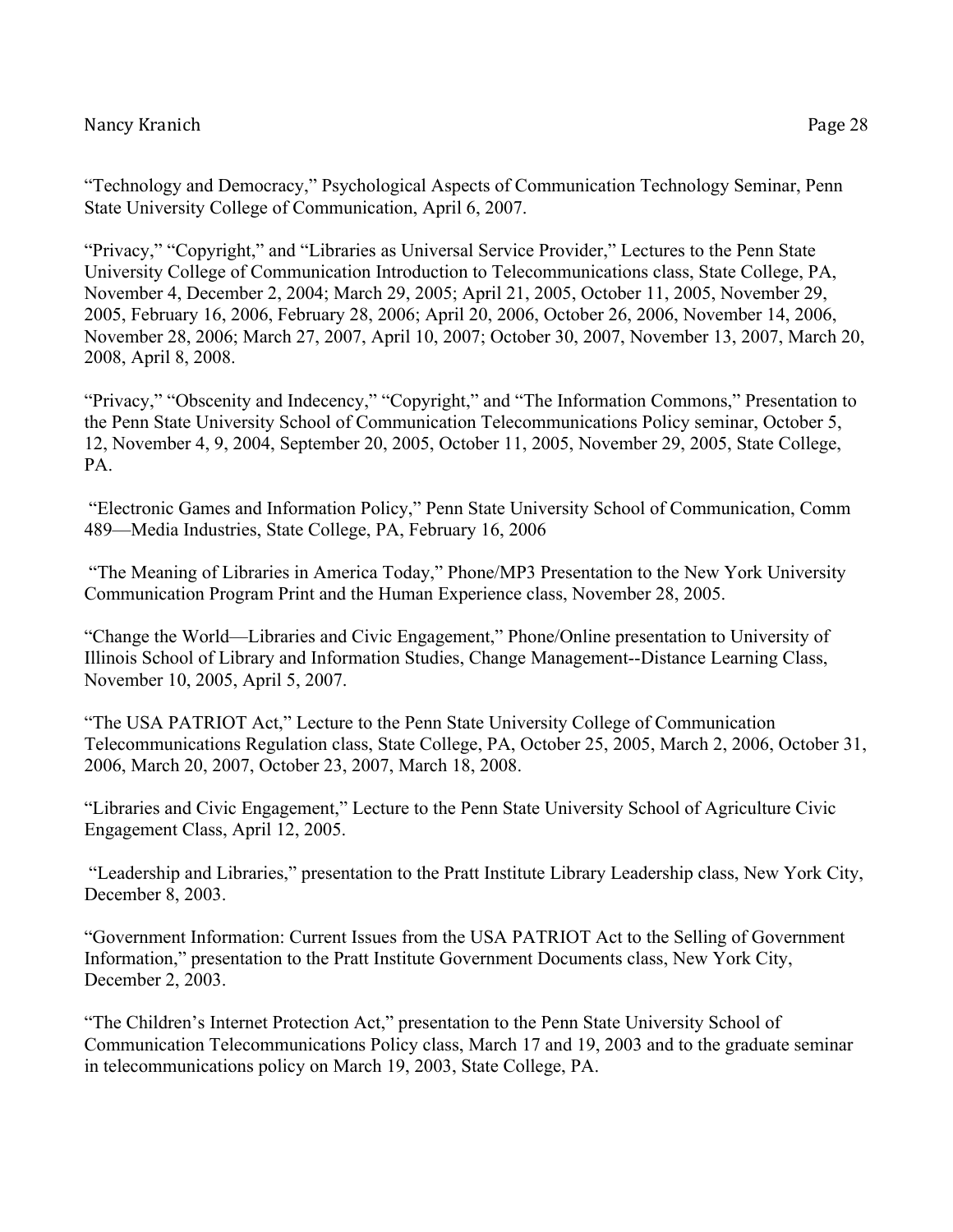"Technology and Democracy," Psychological Aspects of Communication Technology Seminar, Penn State University College of Communication, April 6, 2007.

"Privacy," "Copyright," and "Libraries as Universal Service Provider," Lectures to the Penn State University College of Communication Introduction to Telecommunications class, State College, PA, November 4, December 2, 2004; March 29, 2005; April 21, 2005, October 11, 2005, November 29, 2005, February 16, 2006, February 28, 2006; April 20, 2006, October 26, 2006, November 14, 2006, November 28, 2006; March 27, 2007, April 10, 2007; October 30, 2007, November 13, 2007, March 20, 2008, April 8, 2008.

"Privacy," "Obscenity and Indecency," "Copyright," and "The Information Commons," Presentation to the Penn State University School of Communication Telecommunications Policy seminar, October 5, 12, November 4, 9, 2004, September 20, 2005, October 11, 2005, November 29, 2005, State College, PA.

"Electronic Games and Information Policy," Penn State University School of Communication, Comm 489—Media Industries, State College, PA, February 16, 2006

"The Meaning of Libraries in America Today," Phone/MP3 Presentation to the New York University Communication Program Print and the Human Experience class, November 28, 2005.

"Change the World—Libraries and Civic Engagement," Phone/Online presentation to University of Illinois School of Library and Information Studies, Change Management--Distance Learning Class, November 10, 2005, April 5, 2007.

"The USA PATRIOT Act," Lecture to the Penn State University College of Communication Telecommunications Regulation class, State College, PA, October 25, 2005, March 2, 2006, October 31, 2006, March 20, 2007, October 23, 2007, March 18, 2008.

"Libraries and Civic Engagement," Lecture to the Penn State University School of Agriculture Civic Engagement Class, April 12, 2005.

"Leadership and Libraries," presentation to the Pratt Institute Library Leadership class, New York City, December 8, 2003.

"Government Information: Current Issues from the USA PATRIOT Act to the Selling of Government Information," presentation to the Pratt Institute Government Documents class, New York City, December 2, 2003.

"The Children's Internet Protection Act," presentation to the Penn State University School of Communication Telecommunications Policy class, March 17 and 19, 2003 and to the graduate seminar in telecommunications policy on March 19, 2003, State College, PA.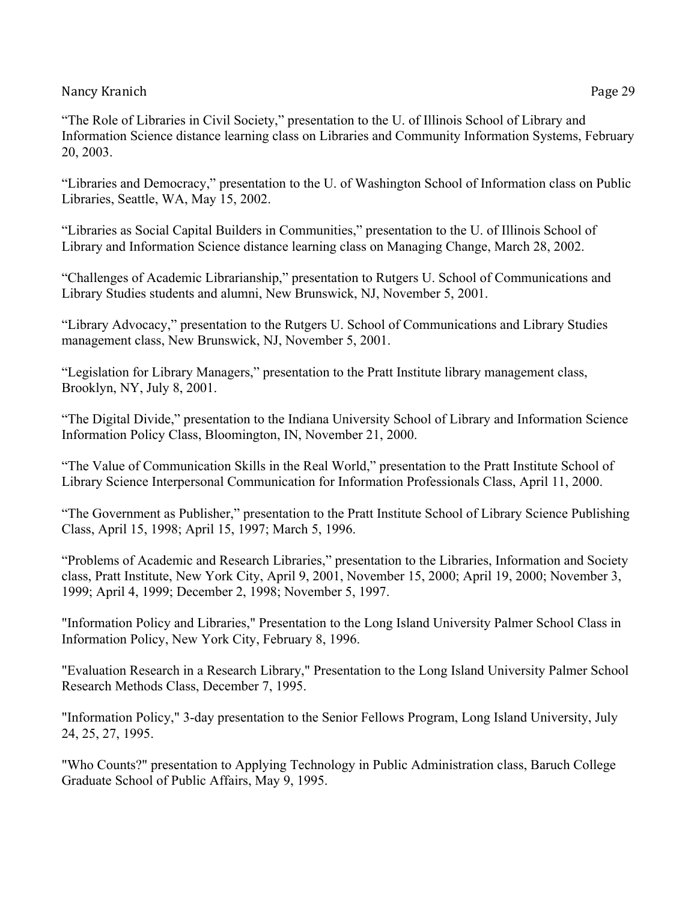“The Role of Libraries in Civil Society,” presentation to the U. of Illinois School of Library and Information Science distance learning class on Libraries and Community Information Systems, February 20, 2003.

“Libraries and Democracy,” presentation to the U. of Washington School of Information class on Public Libraries, Seattle, WA, May 15, 2002.

“Libraries as Social Capital Builders in Communities,” presentation to the U. of Illinois School of Library and Information Science distance learning class on Managing Change, March 28, 2002.

“Challenges of Academic Librarianship,” presentation to Rutgers U. School of Communications and Library Studies students and alumni, New Brunswick, NJ, November 5, 2001.

“Library Advocacy,” presentation to the Rutgers U. School of Communications and Library Studies management class, New Brunswick, NJ, November 5, 2001.

“Legislation for Library Managers,” presentation to the Pratt Institute library management class, Brooklyn, NY, July 8, 2001.

“The Digital Divide,” presentation to the Indiana University School of Library and Information Science Information Policy Class, Bloomington, IN, November 21, 2000.

“The Value of Communication Skills in the Real World,” presentation to the Pratt Institute School of Library Science Interpersonal Communication for Information Professionals Class, April 11, 2000.

“The Government as Publisher,” presentation to the Pratt Institute School of Library Science Publishing Class, April 15, 1998; April 15, 1997; March 5, 1996.

“Problems of Academic and Research Libraries,” presentation to the Libraries, Information and Society class, Pratt Institute, New York City, April 9, 2001, November 15, 2000; April 19, 2000; November 3, 1999; April 4, 1999; December 2, 1998; November 5, 1997.

"Information Policy and Libraries," Presentation to the Long Island University Palmer School Class in Information Policy, New York City, February 8, 1996.

"Evaluation Research in a Research Library," Presentation to the Long Island University Palmer School Research Methods Class, December 7, 1995.

"Information Policy," 3-day presentation to the Senior Fellows Program, Long Island University, July 24, 25, 27, 1995.

"Who Counts?" presentation to Applying Technology in Public Administration class, Baruch College Graduate School of Public Affairs, May 9, 1995.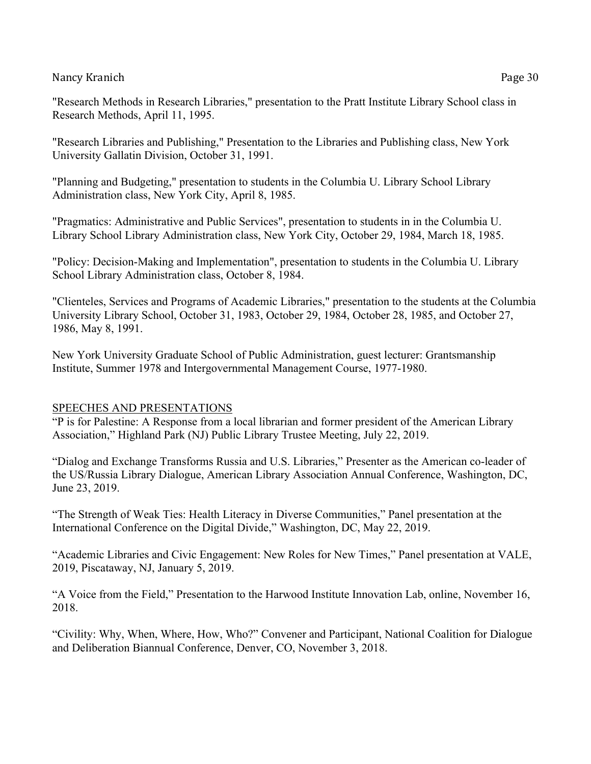"Research Methods in Research Libraries," presentation to the Pratt Institute Library School class in Research Methods, April 11, 1995.

"Research Libraries and Publishing," Presentation to the Libraries and Publishing class, New York University Gallatin Division, October 31, 1991.

"Planning and Budgeting," presentation to students in the Columbia U. Library School Library Administration class, New York City, April 8, 1985.

"Pragmatics: Administrative and Public Services", presentation to students in in the Columbia U. Library School Library Administration class, New York City, October 29, 1984, March 18, 1985.

"Policy: Decision-Making and Implementation", presentation to students in the Columbia U. Library School Library Administration class, October 8, 1984.

"Clienteles, Services and Programs of Academic Libraries," presentation to the students at the Columbia University Library School, October 31, 1983, October 29, 1984, October 28, 1985, and October 27, 1986, May 8, 1991.

New York University Graduate School of Public Administration, guest lecturer: Grantsmanship Institute, Summer 1978 and Intergovernmental Management Course, 1977-1980.

## SPEECHES AND PRESENTATIONS

"P is for Palestine: A Response from a local librarian and former president of the American Library Association," Highland Park (NJ) Public Library Trustee Meeting, July 22, 2019.

"Dialog and Exchange Transforms Russia and U.S. Libraries," Presenter as the American co-leader of the US/Russia Library Dialogue, American Library Association Annual Conference, Washington, DC, June 23, 2019.

"The Strength of Weak Ties: Health Literacy in Diverse Communities," Panel presentation at the International Conference on the Digital Divide," Washington, DC, May 22, 2019.

"Academic Libraries and Civic Engagement: New Roles for New Times," Panel presentation at VALE, 2019, Piscataway, NJ, January 5, 2019.

"A Voice from the Field," Presentation to the Harwood Institute Innovation Lab, online, November 16, 2018.

"Civility: Why, When, Where, How, Who?" Convener and Participant, National Coalition for Dialogue and Deliberation Biannual Conference, Denver, CO, November 3, 2018.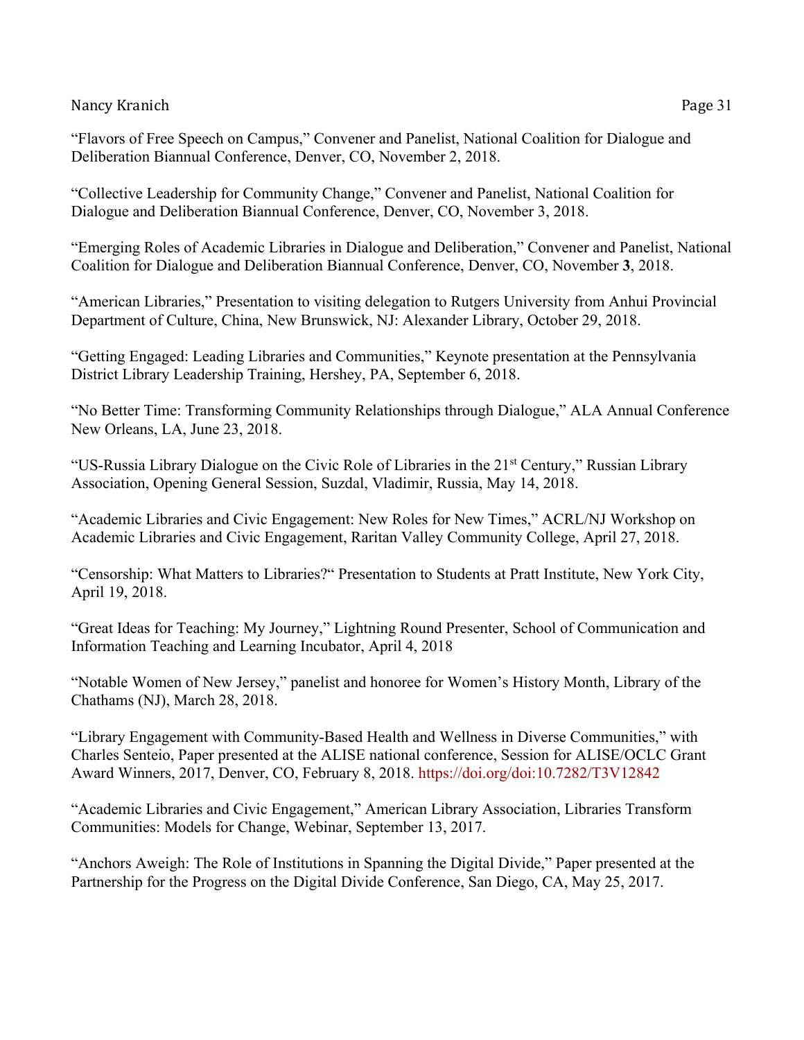"Flavors of Free Speech on Campus," Convener and Panelist, National Coalition for Dialogue and Deliberation Biannual Conference, Denver, CO, November 2, 2018.

"Collective Leadership for Community Change," Convener and Panelist, National Coalition for Dialogue and Deliberation Biannual Conference, Denver, CO, November 3, 2018.

"Emerging Roles of Academic Libraries in Dialogue and Deliberation," Convener and Panelist, National Coalition for Dialogue and Deliberation Biannual Conference, Denver, CO, November **3**, 2018.

"American Libraries," Presentation to visiting delegation to Rutgers University from Anhui Provincial Department of Culture, China, New Brunswick, NJ: Alexander Library, October 29, 2018.

"Getting Engaged: Leading Libraries and Communities," Keynote presentation at the Pennsylvania District Library Leadership Training, Hershey, PA, September 6, 2018.

"No Better Time: Transforming Community Relationships through Dialogue," ALA Annual Conference New Orleans, LA, June 23, 2018.

"US-Russia Library Dialogue on the Civic Role of Libraries in the 21st Century," Russian Library Association, Opening General Session, Suzdal, Vladimir, Russia, May 14, 2018.

"Academic Libraries and Civic Engagement: New Roles for New Times," ACRL/NJ Workshop on Academic Libraries and Civic Engagement, Raritan Valley Community College, April 27, 2018.

"Censorship: What Matters to Libraries?" Presentation to Students at Pratt Institute, New York City, April 19, 2018.

"Great Ideas for Teaching: My Journey," Lightning Round Presenter, School of Communication and Information Teaching and Learning Incubator, April 4, 2018

"Notable Women of New Jersey," panelist and honoree for Women's History Month, Library of the Chathams (NJ), March 28, 2018.

"Library Engagement with Community-Based Health and Wellness in Diverse Communities," with Charles Senteio, Paper presented at the ALISE national conference, Session for ALISE/OCLC Grant Award Winners, 2017, Denver, CO, February 8, 2018. https://doi.org/doi:10.7282/T3V12842

"Academic Libraries and Civic Engagement," American Library Association, Libraries Transform Communities: Models for Change, Webinar, September 13, 2017.

"Anchors Aweigh: The Role of Institutions in Spanning the Digital Divide," Paper presented at the Partnership for the Progress on the Digital Divide Conference, San Diego, CA, May 25, 2017.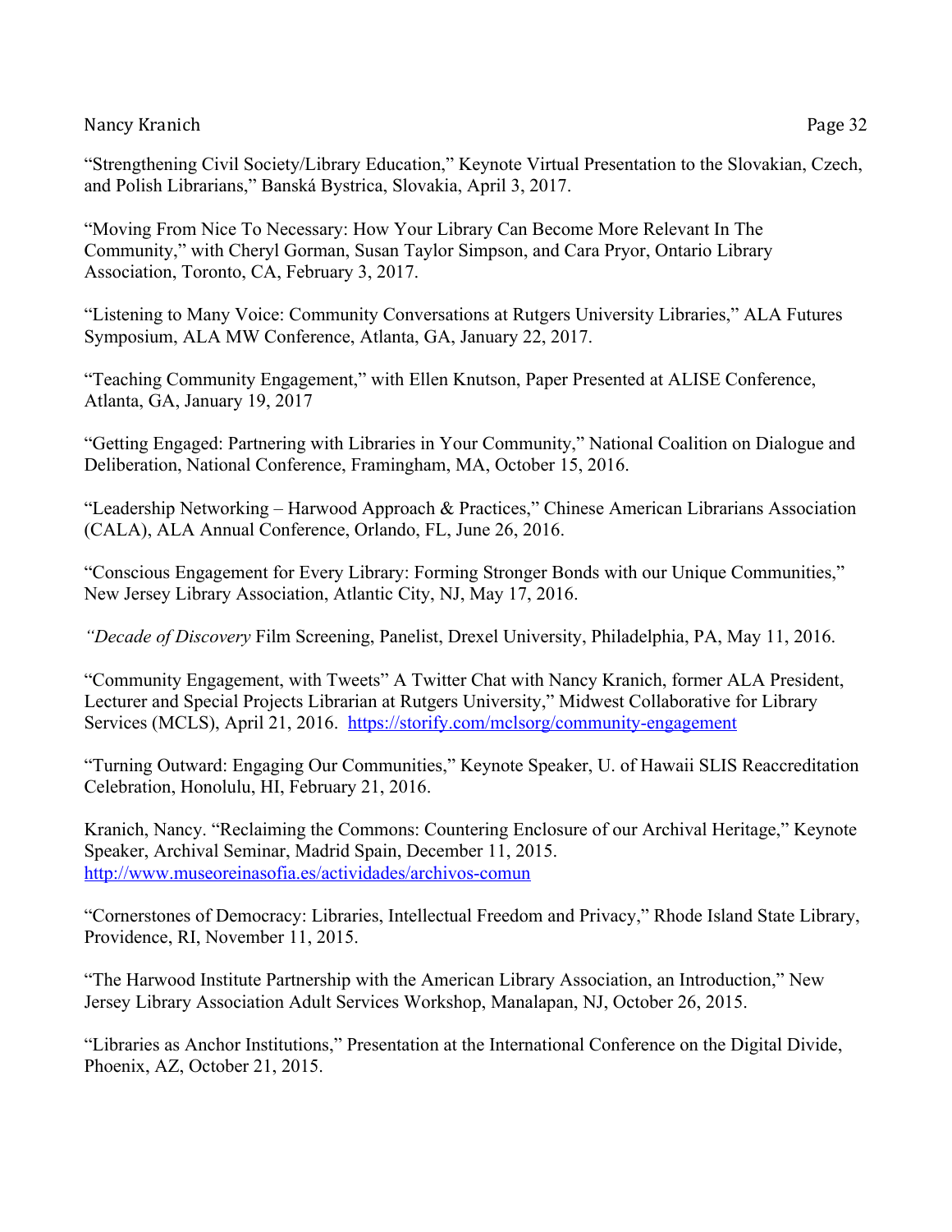“Strengthening Civil Society/Library Education,” Keynote Virtual Presentation to the Slovakian, Czech, and Polish Librarians,” Banská Bystrica, Slovakia, April 3, 2017.

“Moving From Nice To Necessary: How Your Library Can Become More Relevant In The Community,” with Cheryl Gorman, Susan Taylor Simpson, and Cara Pryor, Ontario Library Association, Toronto, CA, February 3, 2017.

“Listening to Many Voice: Community Conversations at Rutgers University Libraries,” ALA Futures Symposium, ALA MW Conference, Atlanta, GA, January 22, 2017.

“Teaching Community Engagement,” with Ellen Knutson, Paper Presented at ALISE Conference, Atlanta, GA, January 19, 2017

“Getting Engaged: Partnering with Libraries in Your Community,” National Coalition on Dialogue and Deliberation, National Conference, Framingham, MA, October 15, 2016.

“Leadership Networking – Harwood Approach & Practices,” Chinese American Librarians Association (CALA), ALA Annual Conference, Orlando, FL, June 26, 2016.

“Conscious Engagement for Every Library: Forming Stronger Bonds with our Unique Communities,” New Jersey Library Association, Atlantic City, NJ, May 17, 2016.

*“Decade of Discovery* Film Screening, Panelist, Drexel University, Philadelphia, PA, May 11, 2016.

“Community Engagement, with Tweets” A Twitter Chat with Nancy Kranich, former ALA President, Lecturer and Special Projects Librarian at Rutgers University,” Midwest Collaborative for Library Services (MCLS), April 21, 2016. https://storify.com/mclsorg/community-engagement

“Turning Outward: Engaging Our Communities,” Keynote Speaker, U. of Hawaii SLIS Reaccreditation Celebration, Honolulu, HI, February 21, 2016.

Kranich, Nancy. “Reclaiming the Commons: Countering Enclosure of our Archival Heritage,” Keynote Speaker, Archival Seminar, Madrid Spain, December 11, 2015. http://www.museoreinasofia.es/actividades/archivos-comun

“Cornerstones of Democracy: Libraries, Intellectual Freedom and Privacy,” Rhode Island State Library, Providence, RI, November 11, 2015.

“The Harwood Institute Partnership with the American Library Association, an Introduction,” New Jersey Library Association Adult Services Workshop, Manalapan, NJ, October 26, 2015.

“Libraries as Anchor Institutions,” Presentation at the International Conference on the Digital Divide, Phoenix, AZ, October 21, 2015.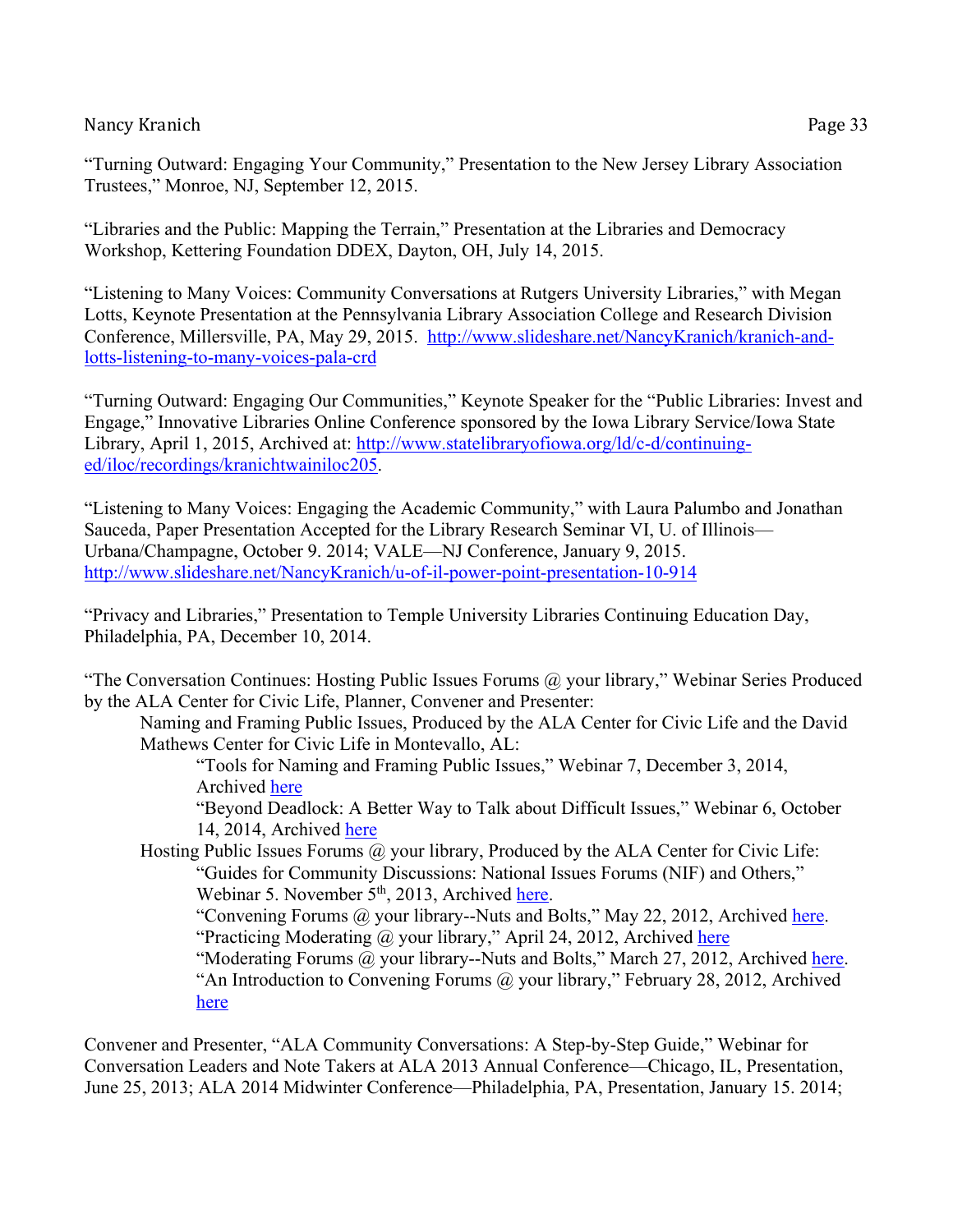"Turning Outward: Engaging Your Community," Presentation to the New Jersey Library Association Trustees," Monroe, NJ, September 12, 2015.

"Libraries and the Public: Mapping the Terrain," Presentation at the Libraries and Democracy Workshop, Kettering Foundation DDEX, Dayton, OH, July 14, 2015.

"Listening to Many Voices: Community Conversations at Rutgers University Libraries," with Megan Lotts, Keynote Presentation at the Pennsylvania Library Association College and Research Division Conference, Millersville, PA, May 29, 2015. http://www.slideshare.net/NancyKranich/kranich-and-lotts-listening-to-many-voices-pala-crd

"Turning Outward: Engaging Our Communities," Keynote Speaker for the "Public Libraries: Invest and Engage," Innovative Libraries Online Conference sponsored by the Iowa Library Service/Iowa State Library, April 1, 2015, Archived at: http://www.statelibraryofiowa.org/ld/c-d/continuing-ed/iloc/recordings/kranichtwainiloc205.

"Listening to Many Voices: Engaging the Academic Community," with Laura Palumbo and Jonathan Sauceda, Paper Presentation Accepted for the Library Research Seminar VI, U. of Illinois—Urbana/Champagne, October 9. 2014; VALE—NJ Conference, January 9, 2015. http://www.slideshare.net/NancyKranich/u-of-il-power-point-presentation-10-914

"Privacy and Libraries," Presentation to Temple University Libraries Continuing Education Day, Philadelphia, PA, December 10, 2014.

"The Conversation Continues: Hosting Public Issues Forums @ your library," Webinar Series Produced by the ALA Center for Civic Life, Planner, Convener and Presenter:

- Naming and Framing Public Issues, Produced by the ALA Center for Civic Life and the David Mathews Center for Civic Life in Montevallo, AL:
  - "Tools for Naming and Framing Public Issues," Webinar 7, December 3, 2014, Archived here
  - "Beyond Deadlock: A Better Way to Talk about Difficult Issues," Webinar 6, October 14, 2014, Archived here
- Hosting Public Issues Forums @ your library, Produced by the ALA Center for Civic Life:
  - "Guides for Community Discussions: National Issues Forums (NIF) and Others," Webinar 5. November 5th, 2013, Archived here.
  - "Convening Forums @ your library--Nuts and Bolts," May 22, 2012, Archived here.
  - "Practicing Moderating @ your library," April 24, 2012, Archived here
  - "Moderating Forums @ your library--Nuts and Bolts," March 27, 2012, Archived here.
  - "An Introduction to Convening Forums @ your library," February 28, 2012, Archived here

Convener and Presenter, "ALA Community Conversations: A Step-by-Step Guide," Webinar for Conversation Leaders and Note Takers at ALA 2013 Annual Conference—Chicago, IL, Presentation, June 25, 2013; ALA 2014 Midwinter Conference—Philadelphia, PA, Presentation, January 15. 2014;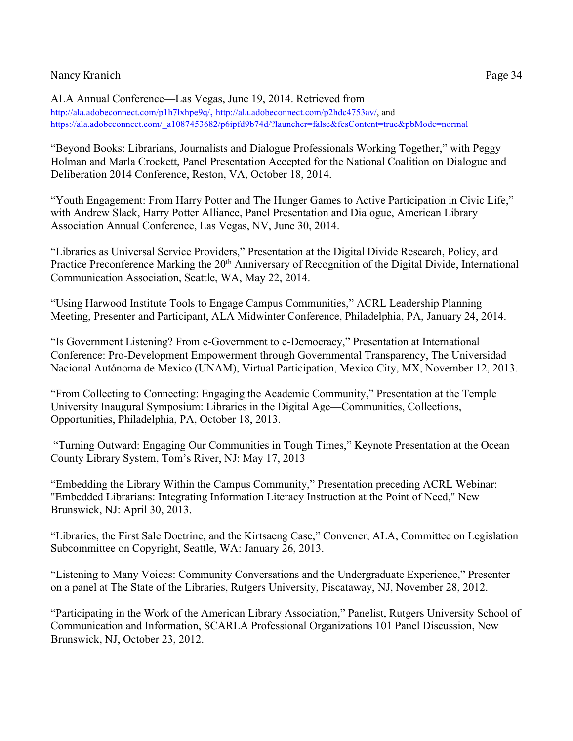ALA Annual Conference—Las Vegas, June 19, 2014. Retrieved from http://ala.adobeconnect.com/p1h7lxhpe9q/, http://ala.adobeconnect.com/p2hdc4753av/, and https://ala.adobeconnect.com/_a1087453682/p6ipfd9b74d/?launcher=false&fcsContent=true&pbMode=normal

"Beyond Books: Librarians, Journalists and Dialogue Professionals Working Together," with Peggy Holman and Marla Crockett, Panel Presentation Accepted for the National Coalition on Dialogue and Deliberation 2014 Conference, Reston, VA, October 18, 2014.

"Youth Engagement: From Harry Potter and The Hunger Games to Active Participation in Civic Life," with Andrew Slack, Harry Potter Alliance, Panel Presentation and Dialogue, American Library Association Annual Conference, Las Vegas, NV, June 30, 2014.

"Libraries as Universal Service Providers," Presentation at the Digital Divide Research, Policy, and Practice Preconference Marking the 20th Anniversary of Recognition of the Digital Divide, International Communication Association, Seattle, WA, May 22, 2014.

"Using Harwood Institute Tools to Engage Campus Communities," ACRL Leadership Planning Meeting, Presenter and Participant, ALA Midwinter Conference, Philadelphia, PA, January 24, 2014.

"Is Government Listening? From e-Government to e-Democracy," Presentation at International Conference: Pro-Development Empowerment through Governmental Transparency, The Universidad Nacional Autónoma de Mexico (UNAM), Virtual Participation, Mexico City, MX, November 12, 2013.

"From Collecting to Connecting: Engaging the Academic Community," Presentation at the Temple University Inaugural Symposium: Libraries in the Digital Age—Communities, Collections, Opportunities, Philadelphia, PA, October 18, 2013.

"Turning Outward: Engaging Our Communities in Tough Times," Keynote Presentation at the Ocean County Library System, Tom's River, NJ: May 17, 2013

"Embedding the Library Within the Campus Community," Presentation preceding ACRL Webinar: "Embedded Librarians: Integrating Information Literacy Instruction at the Point of Need," New Brunswick, NJ: April 30, 2013.

"Libraries, the First Sale Doctrine, and the Kirtsaeng Case," Convener, ALA, Committee on Legislation Subcommittee on Copyright, Seattle, WA: January 26, 2013.

"Listening to Many Voices: Community Conversations and the Undergraduate Experience," Presenter on a panel at The State of the Libraries, Rutgers University, Piscataway, NJ, November 28, 2012.

"Participating in the Work of the American Library Association," Panelist, Rutgers University School of Communication and Information, SCARLA Professional Organizations 101 Panel Discussion, New Brunswick, NJ, October 23, 2012.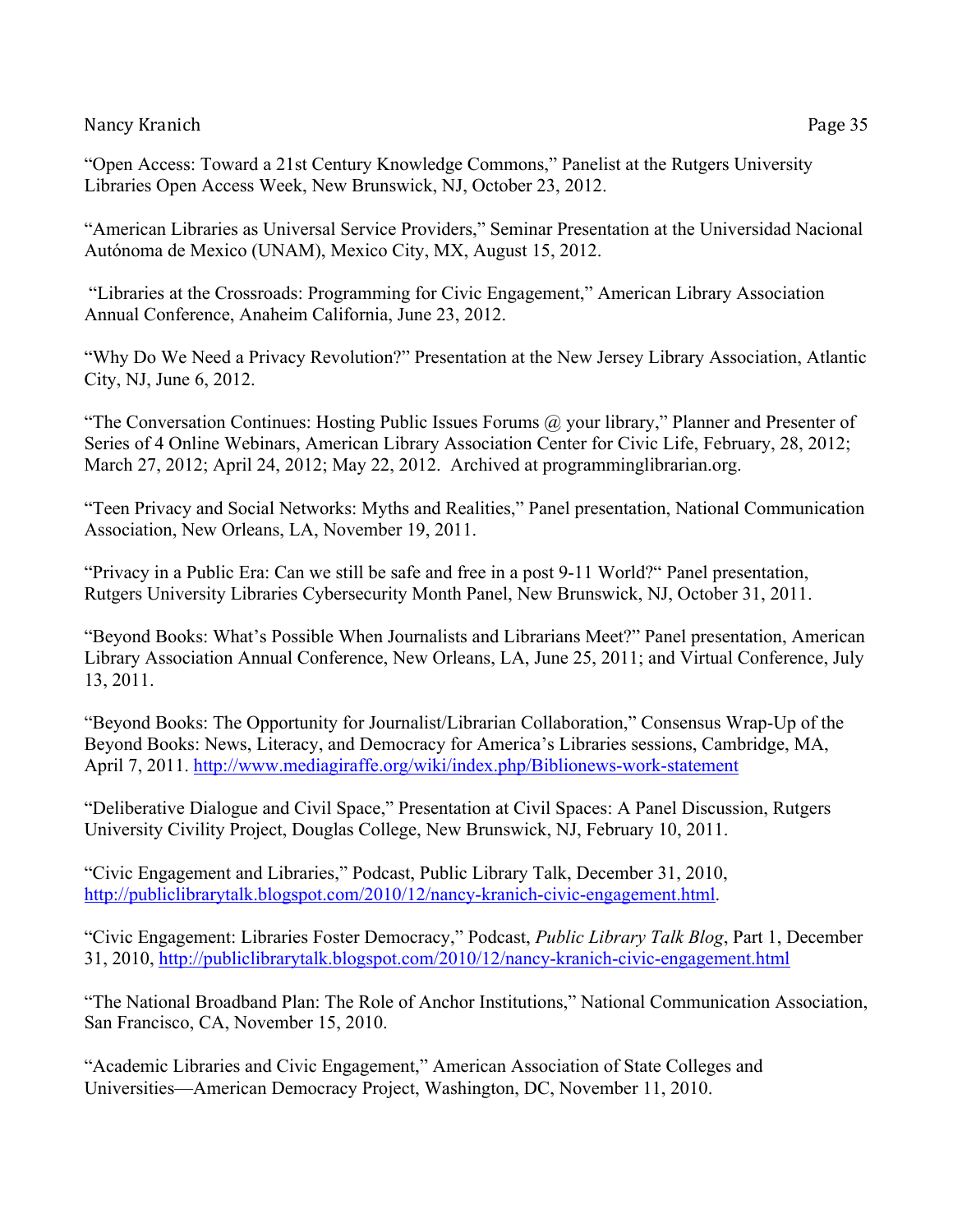“Open Access: Toward a 21st Century Knowledge Commons,” Panelist at the Rutgers University Libraries Open Access Week, New Brunswick, NJ, October 23, 2012.

“American Libraries as Universal Service Providers,” Seminar Presentation at the Universidad Nacional Autónoma de Mexico (UNAM), Mexico City, MX, August 15, 2012.

“Libraries at the Crossroads: Programming for Civic Engagement,” American Library Association Annual Conference, Anaheim California, June 23, 2012.

“Why Do We Need a Privacy Revolution?” Presentation at the New Jersey Library Association, Atlantic City, NJ, June 6, 2012.

“The Conversation Continues: Hosting Public Issues Forums @ your library,” Planner and Presenter of Series of 4 Online Webinars, American Library Association Center for Civic Life, February, 28, 2012; March 27, 2012; April 24, 2012; May 22, 2012. Archived at programminglibrarian.org.

“Teen Privacy and Social Networks: Myths and Realities,” Panel presentation, National Communication Association, New Orleans, LA, November 19, 2011.

“Privacy in a Public Era: Can we still be safe and free in a post 9-11 World?“ Panel presentation, Rutgers University Libraries Cybersecurity Month Panel, New Brunswick, NJ, October 31, 2011.

“Beyond Books: What’s Possible When Journalists and Librarians Meet?” Panel presentation, American Library Association Annual Conference, New Orleans, LA, June 25, 2011; and Virtual Conference, July 13, 2011.

“Beyond Books: The Opportunity for Journalist/Librarian Collaboration,” Consensus Wrap-Up of the Beyond Books: News, Literacy, and Democracy for America’s Libraries sessions, Cambridge, MA, April 7, 2011. http://www.mediagiraffe.org/wiki/index.php/Biblionews-work-statement

“Deliberative Dialogue and Civil Space,” Presentation at Civil Spaces: A Panel Discussion, Rutgers University Civility Project, Douglas College, New Brunswick, NJ, February 10, 2011.

“Civic Engagement and Libraries,” Podcast, Public Library Talk, December 31, 2010, http://publiclibrarytalk.blogspot.com/2010/12/nancy-kranich-civic-engagement.html.

“Civic Engagement: Libraries Foster Democracy,” Podcast, *Public Library Talk Blog*, Part 1, December 31, 2010, http://publiclibrarytalk.blogspot.com/2010/12/nancy-kranich-civic-engagement.html

“The National Broadband Plan: The Role of Anchor Institutions,” National Communication Association, San Francisco, CA, November 15, 2010.

“Academic Libraries and Civic Engagement,” American Association of State Colleges and Universities—American Democracy Project, Washington, DC, November 11, 2010.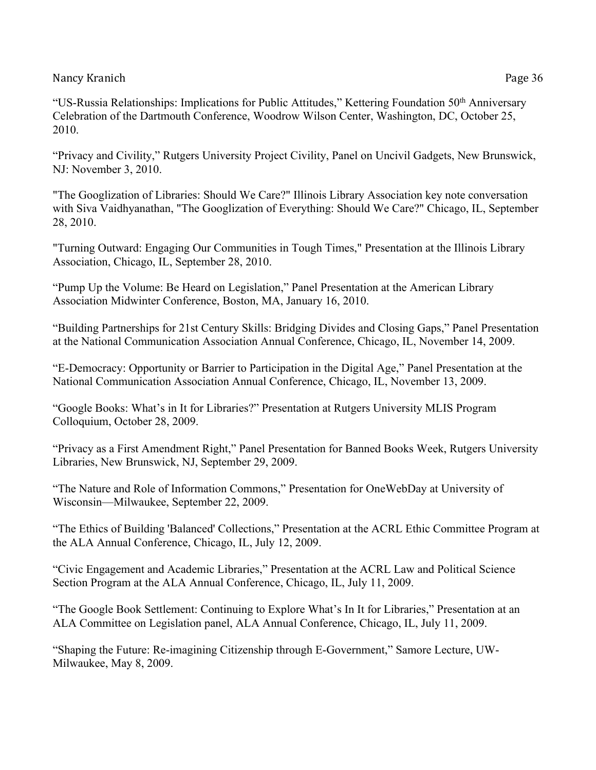"US-Russia Relationships: Implications for Public Attitudes," Kettering Foundation 50th Anniversary Celebration of the Dartmouth Conference, Woodrow Wilson Center, Washington, DC, October 25, 2010.

"Privacy and Civility," Rutgers University Project Civility, Panel on Uncivil Gadgets, New Brunswick, NJ: November 3, 2010.

"The Googlization of Libraries: Should We Care?" Illinois Library Association key note conversation with Siva Vaidhyanathan, "The Googlization of Everything: Should We Care?" Chicago, IL, September 28, 2010.

"Turning Outward: Engaging Our Communities in Tough Times," Presentation at the Illinois Library Association, Chicago, IL, September 28, 2010.

"Pump Up the Volume: Be Heard on Legislation," Panel Presentation at the American Library Association Midwinter Conference, Boston, MA, January 16, 2010.

"Building Partnerships for 21st Century Skills: Bridging Divides and Closing Gaps," Panel Presentation at the National Communication Association Annual Conference, Chicago, IL, November 14, 2009.

"E-Democracy: Opportunity or Barrier to Participation in the Digital Age," Panel Presentation at the National Communication Association Annual Conference, Chicago, IL, November 13, 2009.

"Google Books: What's in It for Libraries?" Presentation at Rutgers University MLIS Program Colloquium, October 28, 2009.

"Privacy as a First Amendment Right," Panel Presentation for Banned Books Week, Rutgers University Libraries, New Brunswick, NJ, September 29, 2009.

"The Nature and Role of Information Commons," Presentation for OneWebDay at University of Wisconsin—Milwaukee, September 22, 2009.

"The Ethics of Building 'Balanced' Collections," Presentation at the ACRL Ethic Committee Program at the ALA Annual Conference, Chicago, IL, July 12, 2009.

"Civic Engagement and Academic Libraries," Presentation at the ACRL Law and Political Science Section Program at the ALA Annual Conference, Chicago, IL, July 11, 2009.

"The Google Book Settlement: Continuing to Explore What's In It for Libraries," Presentation at an ALA Committee on Legislation panel, ALA Annual Conference, Chicago, IL, July 11, 2009.

"Shaping the Future: Re-imagining Citizenship through E-Government," Samore Lecture, UW-Milwaukee, May 8, 2009.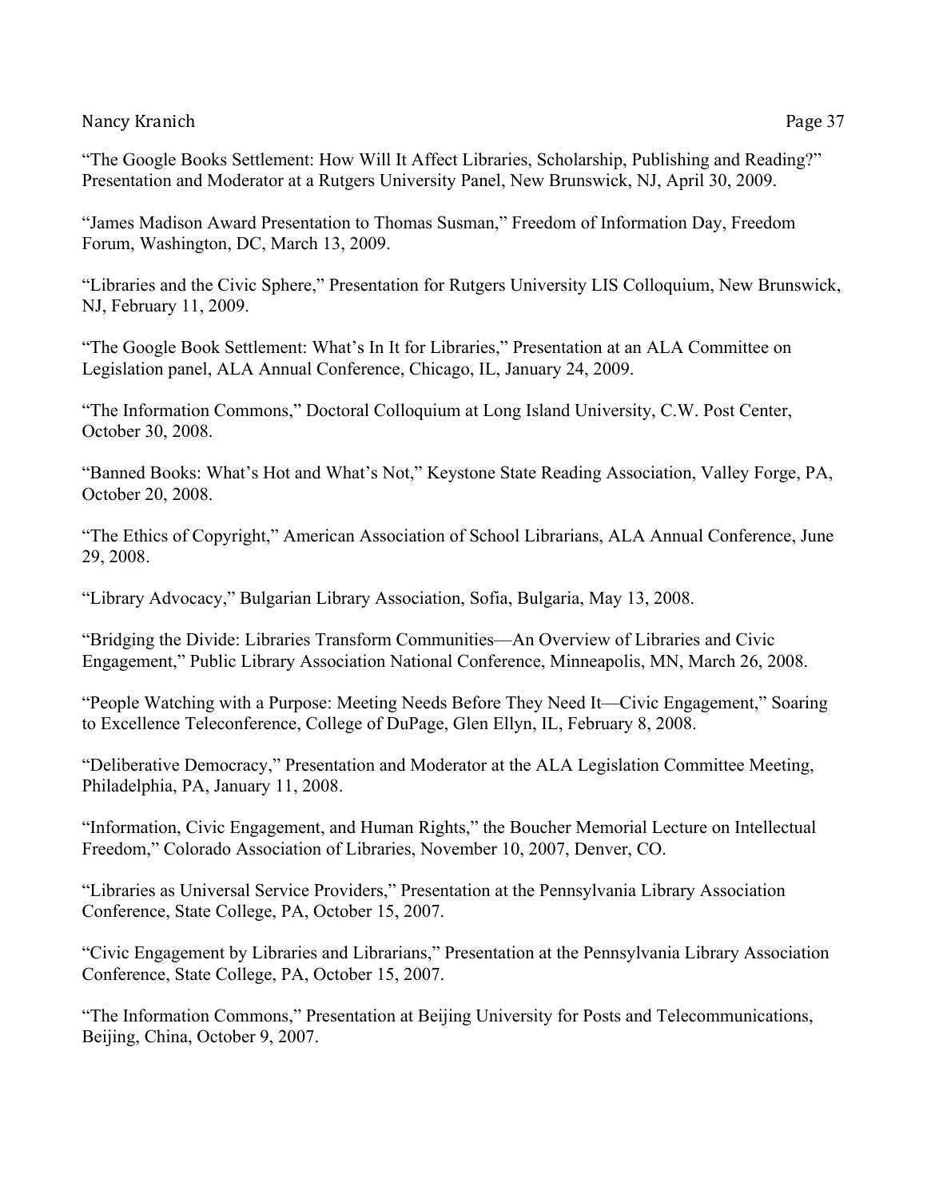"The Google Books Settlement: How Will It Affect Libraries, Scholarship, Publishing and Reading?" Presentation and Moderator at a Rutgers University Panel, New Brunswick, NJ, April 30, 2009.

"James Madison Award Presentation to Thomas Susman," Freedom of Information Day, Freedom Forum, Washington, DC, March 13, 2009.

"Libraries and the Civic Sphere," Presentation for Rutgers University LIS Colloquium, New Brunswick, NJ, February 11, 2009.

"The Google Book Settlement: What's In It for Libraries," Presentation at an ALA Committee on Legislation panel, ALA Annual Conference, Chicago, IL, January 24, 2009.

"The Information Commons," Doctoral Colloquium at Long Island University, C.W. Post Center, October 30, 2008.

"Banned Books: What's Hot and What's Not," Keystone State Reading Association, Valley Forge, PA, October 20, 2008.

"The Ethics of Copyright," American Association of School Librarians, ALA Annual Conference, June 29, 2008.

"Library Advocacy," Bulgarian Library Association, Sofia, Bulgaria, May 13, 2008.

"Bridging the Divide: Libraries Transform Communities—An Overview of Libraries and Civic Engagement," Public Library Association National Conference, Minneapolis, MN, March 26, 2008.

"People Watching with a Purpose: Meeting Needs Before They Need It—Civic Engagement," Soaring to Excellence Teleconference, College of DuPage, Glen Ellyn, IL, February 8, 2008.

"Deliberative Democracy," Presentation and Moderator at the ALA Legislation Committee Meeting, Philadelphia, PA, January 11, 2008.

"Information, Civic Engagement, and Human Rights," the Boucher Memorial Lecture on Intellectual Freedom," Colorado Association of Libraries, November 10, 2007, Denver, CO.

"Libraries as Universal Service Providers," Presentation at the Pennsylvania Library Association Conference, State College, PA, October 15, 2007.

"Civic Engagement by Libraries and Librarians," Presentation at the Pennsylvania Library Association Conference, State College, PA, October 15, 2007.

"The Information Commons," Presentation at Beijing University for Posts and Telecommunications, Beijing, China, October 9, 2007.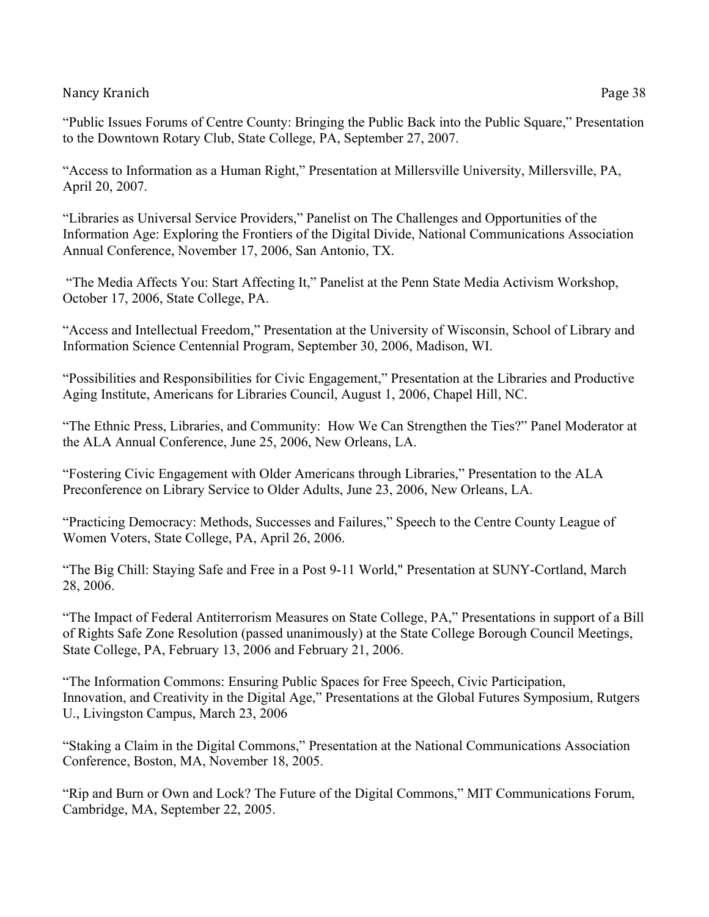"Public Issues Forums of Centre County: Bringing the Public Back into the Public Square," Presentation to the Downtown Rotary Club, State College, PA, September 27, 2007.

"Access to Information as a Human Right," Presentation at Millersville University, Millersville, PA, April 20, 2007.

"Libraries as Universal Service Providers," Panelist on The Challenges and Opportunities of the Information Age: Exploring the Frontiers of the Digital Divide, National Communications Association Annual Conference, November 17, 2006, San Antonio, TX.

"The Media Affects You: Start Affecting It," Panelist at the Penn State Media Activism Workshop, October 17, 2006, State College, PA.

"Access and Intellectual Freedom," Presentation at the University of Wisconsin, School of Library and Information Science Centennial Program, September 30, 2006, Madison, WI.

"Possibilities and Responsibilities for Civic Engagement," Presentation at the Libraries and Productive Aging Institute, Americans for Libraries Council, August 1, 2006, Chapel Hill, NC.

"The Ethnic Press, Libraries, and Community: How We Can Strengthen the Ties?" Panel Moderator at the ALA Annual Conference, June 25, 2006, New Orleans, LA.

"Fostering Civic Engagement with Older Americans through Libraries," Presentation to the ALA Preconference on Library Service to Older Adults, June 23, 2006, New Orleans, LA.

"Practicing Democracy: Methods, Successes and Failures," Speech to the Centre County League of Women Voters, State College, PA, April 26, 2006.

"The Big Chill: Staying Safe and Free in a Post 9-11 World," Presentation at SUNY-Cortland, March 28, 2006.

"The Impact of Federal Antiterrorism Measures on State College, PA," Presentations in support of a Bill of Rights Safe Zone Resolution (passed unanimously) at the State College Borough Council Meetings, State College, PA, February 13, 2006 and February 21, 2006.

"The Information Commons: Ensuring Public Spaces for Free Speech, Civic Participation, Innovation, and Creativity in the Digital Age," Presentations at the Global Futures Symposium, Rutgers U., Livingston Campus, March 23, 2006

"Staking a Claim in the Digital Commons," Presentation at the National Communications Association Conference, Boston, MA, November 18, 2005.

"Rip and Burn or Own and Lock? The Future of the Digital Commons," MIT Communications Forum, Cambridge, MA, September 22, 2005.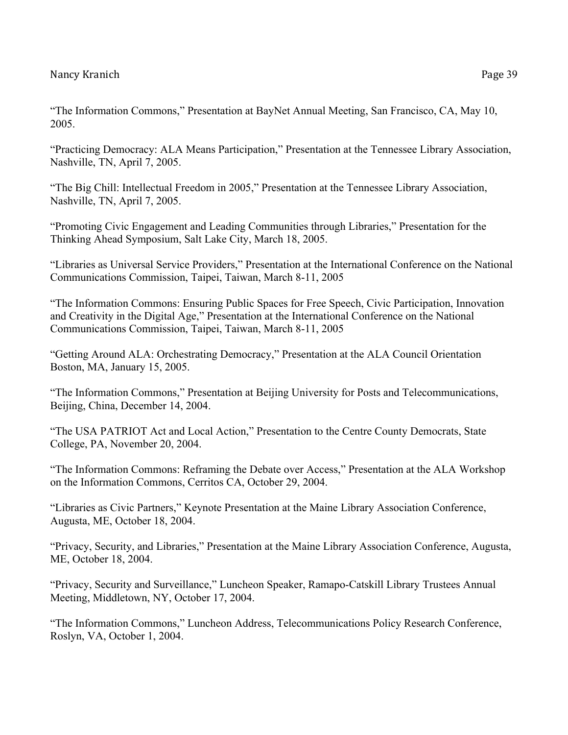"The Information Commons," Presentation at BayNet Annual Meeting, San Francisco, CA, May 10, 2005.

"Practicing Democracy: ALA Means Participation," Presentation at the Tennessee Library Association, Nashville, TN, April 7, 2005.

"The Big Chill: Intellectual Freedom in 2005," Presentation at the Tennessee Library Association, Nashville, TN, April 7, 2005.

"Promoting Civic Engagement and Leading Communities through Libraries," Presentation for the Thinking Ahead Symposium, Salt Lake City, March 18, 2005.

"Libraries as Universal Service Providers," Presentation at the International Conference on the National Communications Commission, Taipei, Taiwan, March 8-11, 2005

"The Information Commons: Ensuring Public Spaces for Free Speech, Civic Participation, Innovation and Creativity in the Digital Age," Presentation at the International Conference on the National Communications Commission, Taipei, Taiwan, March 8-11, 2005

"Getting Around ALA: Orchestrating Democracy," Presentation at the ALA Council Orientation Boston, MA, January 15, 2005.

"The Information Commons," Presentation at Beijing University for Posts and Telecommunications, Beijing, China, December 14, 2004.

"The USA PATRIOT Act and Local Action," Presentation to the Centre County Democrats, State College, PA, November 20, 2004.

"The Information Commons: Reframing the Debate over Access," Presentation at the ALA Workshop on the Information Commons, Cerritos CA, October 29, 2004.

"Libraries as Civic Partners," Keynote Presentation at the Maine Library Association Conference, Augusta, ME, October 18, 2004.

"Privacy, Security, and Libraries," Presentation at the Maine Library Association Conference, Augusta, ME, October 18, 2004.

"Privacy, Security and Surveillance," Luncheon Speaker, Ramapo-Catskill Library Trustees Annual Meeting, Middletown, NY, October 17, 2004.

"The Information Commons," Luncheon Address, Telecommunications Policy Research Conference, Roslyn, VA, October 1, 2004.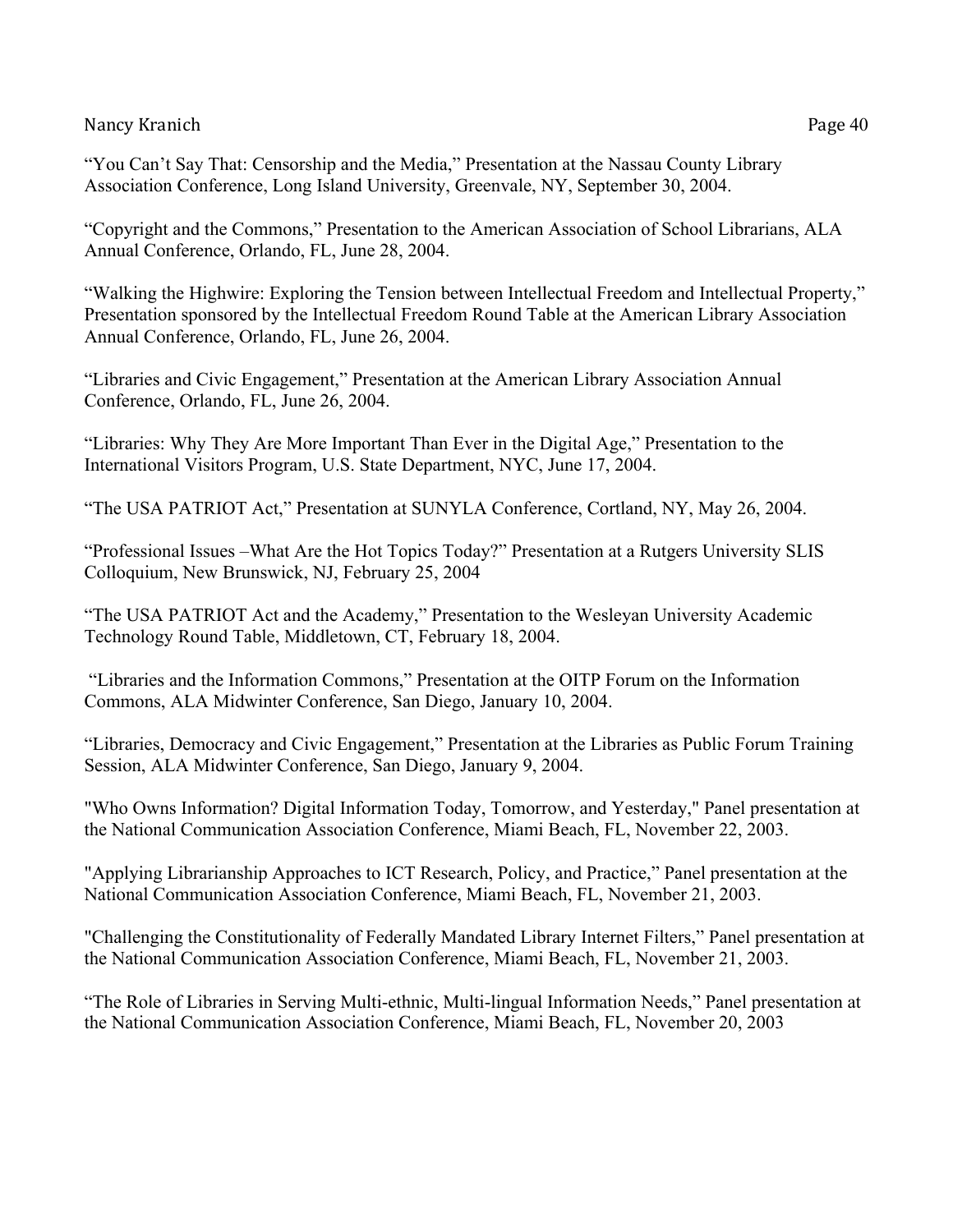"You Can't Say That: Censorship and the Media," Presentation at the Nassau County Library Association Conference, Long Island University, Greenvale, NY, September 30, 2004.

"Copyright and the Commons," Presentation to the American Association of School Librarians, ALA Annual Conference, Orlando, FL, June 28, 2004.

"Walking the Highwire: Exploring the Tension between Intellectual Freedom and Intellectual Property," Presentation sponsored by the Intellectual Freedom Round Table at the American Library Association Annual Conference, Orlando, FL, June 26, 2004.

"Libraries and Civic Engagement," Presentation at the American Library Association Annual Conference, Orlando, FL, June 26, 2004.

"Libraries: Why They Are More Important Than Ever in the Digital Age," Presentation to the International Visitors Program, U.S. State Department, NYC, June 17, 2004.

"The USA PATRIOT Act," Presentation at SUNYLA Conference, Cortland, NY, May 26, 2004.

"Professional Issues –What Are the Hot Topics Today?" Presentation at a Rutgers University SLIS Colloquium, New Brunswick, NJ, February 25, 2004

"The USA PATRIOT Act and the Academy," Presentation to the Wesleyan University Academic Technology Round Table, Middletown, CT, February 18, 2004.

"Libraries and the Information Commons," Presentation at the OITP Forum on the Information Commons, ALA Midwinter Conference, San Diego, January 10, 2004.

"Libraries, Democracy and Civic Engagement," Presentation at the Libraries as Public Forum Training Session, ALA Midwinter Conference, San Diego, January 9, 2004.

"Who Owns Information? Digital Information Today, Tomorrow, and Yesterday," Panel presentation at the National Communication Association Conference, Miami Beach, FL, November 22, 2003.

"Applying Librarianship Approaches to ICT Research, Policy, and Practice," Panel presentation at the National Communication Association Conference, Miami Beach, FL, November 21, 2003.

"Challenging the Constitutionality of Federally Mandated Library Internet Filters," Panel presentation at the National Communication Association Conference, Miami Beach, FL, November 21, 2003.

"The Role of Libraries in Serving Multi-ethnic, Multi-lingual Information Needs," Panel presentation at the National Communication Association Conference, Miami Beach, FL, November 20, 2003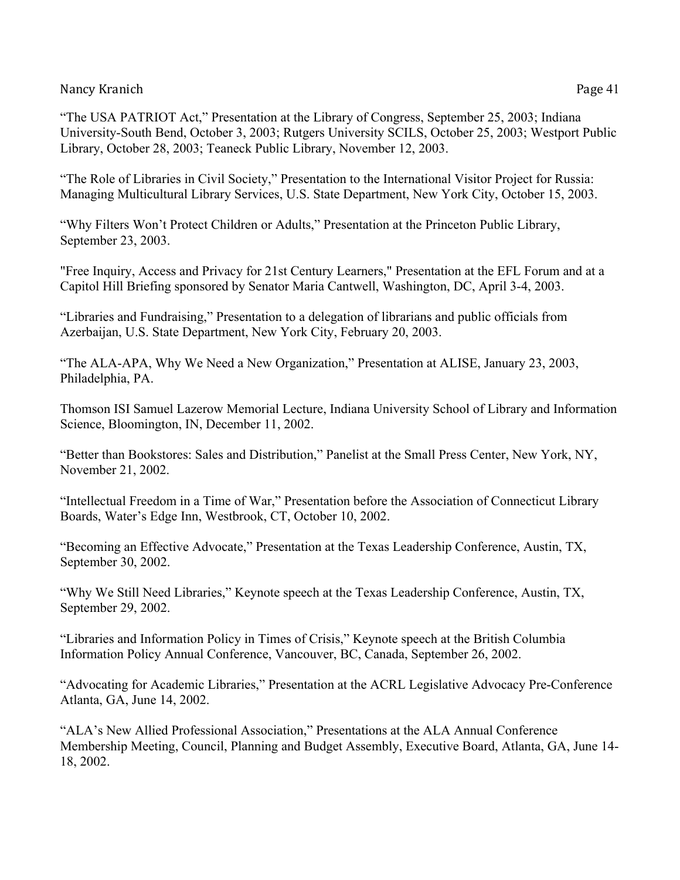"The USA PATRIOT Act," Presentation at the Library of Congress, September 25, 2003; Indiana University-South Bend, October 3, 2003; Rutgers University SCILS, October 25, 2003; Westport Public Library, October 28, 2003; Teaneck Public Library, November 12, 2003.

"The Role of Libraries in Civil Society," Presentation to the International Visitor Project for Russia: Managing Multicultural Library Services, U.S. State Department, New York City, October 15, 2003.

"Why Filters Won't Protect Children or Adults," Presentation at the Princeton Public Library, September 23, 2003.

"Free Inquiry, Access and Privacy for 21st Century Learners," Presentation at the EFL Forum and at a Capitol Hill Briefing sponsored by Senator Maria Cantwell, Washington, DC, April 3-4, 2003.

"Libraries and Fundraising," Presentation to a delegation of librarians and public officials from Azerbaijan, U.S. State Department, New York City, February 20, 2003.

"The ALA-APA, Why We Need a New Organization," Presentation at ALISE, January 23, 2003, Philadelphia, PA.

Thomson ISI Samuel Lazerow Memorial Lecture, Indiana University School of Library and Information Science, Bloomington, IN, December 11, 2002.

"Better than Bookstores: Sales and Distribution," Panelist at the Small Press Center, New York, NY, November 21, 2002.

"Intellectual Freedom in a Time of War," Presentation before the Association of Connecticut Library Boards, Water's Edge Inn, Westbrook, CT, October 10, 2002.

"Becoming an Effective Advocate," Presentation at the Texas Leadership Conference, Austin, TX, September 30, 2002.

"Why We Still Need Libraries," Keynote speech at the Texas Leadership Conference, Austin, TX, September 29, 2002.

"Libraries and Information Policy in Times of Crisis," Keynote speech at the British Columbia Information Policy Annual Conference, Vancouver, BC, Canada, September 26, 2002.

"Advocating for Academic Libraries," Presentation at the ACRL Legislative Advocacy Pre-Conference Atlanta, GA, June 14, 2002.

"ALA's New Allied Professional Association," Presentations at the ALA Annual Conference Membership Meeting, Council, Planning and Budget Assembly, Executive Board, Atlanta, GA, June 14-18, 2002.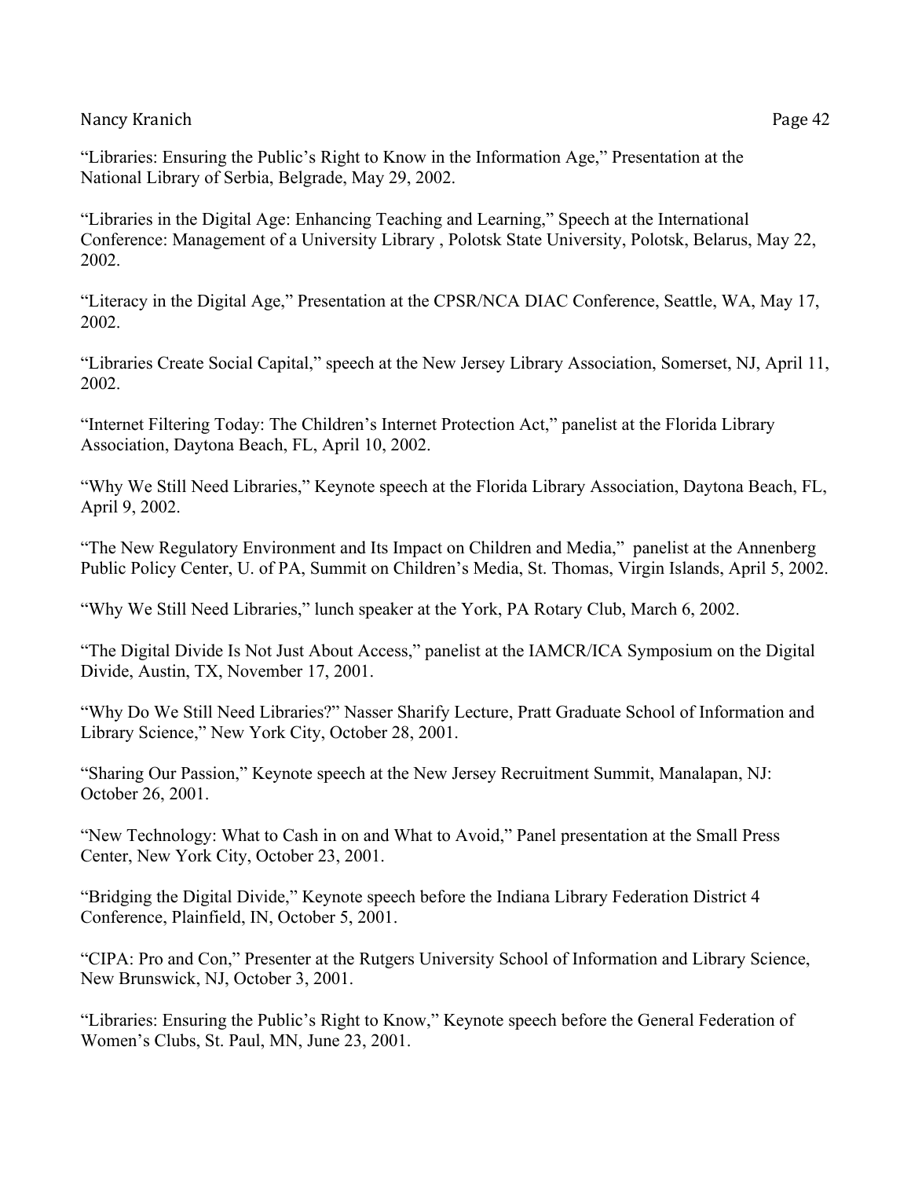"Libraries: Ensuring the Public's Right to Know in the Information Age," Presentation at the National Library of Serbia, Belgrade, May 29, 2002.

"Libraries in the Digital Age: Enhancing Teaching and Learning," Speech at the International Conference: Management of a University Library , Polotsk State University, Polotsk, Belarus, May 22, 2002.

"Literacy in the Digital Age," Presentation at the CPSR/NCA DIAC Conference, Seattle, WA, May 17, 2002.

"Libraries Create Social Capital," speech at the New Jersey Library Association, Somerset, NJ, April 11, 2002.

"Internet Filtering Today: The Children's Internet Protection Act," panelist at the Florida Library Association, Daytona Beach, FL, April 10, 2002.

"Why We Still Need Libraries," Keynote speech at the Florida Library Association, Daytona Beach, FL, April 9, 2002.

"The New Regulatory Environment and Its Impact on Children and Media," panelist at the Annenberg Public Policy Center, U. of PA, Summit on Children's Media, St. Thomas, Virgin Islands, April 5, 2002.

"Why We Still Need Libraries," lunch speaker at the York, PA Rotary Club, March 6, 2002.

"The Digital Divide Is Not Just About Access," panelist at the IAMCR/ICA Symposium on the Digital Divide, Austin, TX, November 17, 2001.

"Why Do We Still Need Libraries?" Nasser Sharify Lecture, Pratt Graduate School of Information and Library Science," New York City, October 28, 2001.

"Sharing Our Passion," Keynote speech at the New Jersey Recruitment Summit, Manalapan, NJ: October 26, 2001.

"New Technology: What to Cash in on and What to Avoid," Panel presentation at the Small Press Center, New York City, October 23, 2001.

"Bridging the Digital Divide," Keynote speech before the Indiana Library Federation District 4 Conference, Plainfield, IN, October 5, 2001.

"CIPA: Pro and Con," Presenter at the Rutgers University School of Information and Library Science, New Brunswick, NJ, October 3, 2001.

"Libraries: Ensuring the Public's Right to Know," Keynote speech before the General Federation of Women's Clubs, St. Paul, MN, June 23, 2001.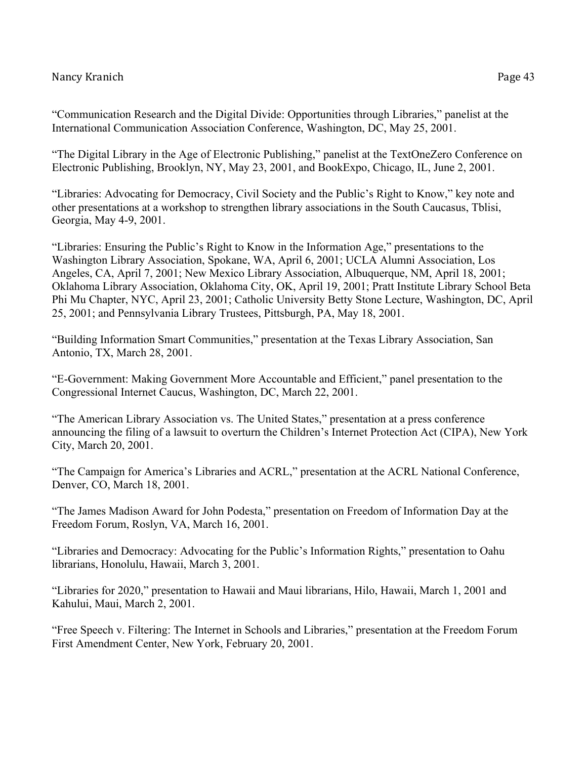"Communication Research and the Digital Divide: Opportunities through Libraries," panelist at the International Communication Association Conference, Washington, DC, May 25, 2001.

"The Digital Library in the Age of Electronic Publishing," panelist at the TextOneZero Conference on Electronic Publishing, Brooklyn, NY, May 23, 2001, and BookExpo, Chicago, IL, June 2, 2001.

"Libraries: Advocating for Democracy, Civil Society and the Public's Right to Know," key note and other presentations at a workshop to strengthen library associations in the South Caucasus, Tblisi, Georgia, May 4-9, 2001.

"Libraries: Ensuring the Public's Right to Know in the Information Age," presentations to the Washington Library Association, Spokane, WA, April 6, 2001; UCLA Alumni Association, Los Angeles, CA, April 7, 2001; New Mexico Library Association, Albuquerque, NM, April 18, 2001; Oklahoma Library Association, Oklahoma City, OK, April 19, 2001; Pratt Institute Library School Beta Phi Mu Chapter, NYC, April 23, 2001; Catholic University Betty Stone Lecture, Washington, DC, April 25, 2001; and Pennsylvania Library Trustees, Pittsburgh, PA, May 18, 2001.

"Building Information Smart Communities," presentation at the Texas Library Association, San Antonio, TX, March 28, 2001.

"E-Government: Making Government More Accountable and Efficient," panel presentation to the Congressional Internet Caucus, Washington, DC, March 22, 2001.

"The American Library Association vs. The United States," presentation at a press conference announcing the filing of a lawsuit to overturn the Children's Internet Protection Act (CIPA), New York City, March 20, 2001.

"The Campaign for America's Libraries and ACRL," presentation at the ACRL National Conference, Denver, CO, March 18, 2001.

"The James Madison Award for John Podesta," presentation on Freedom of Information Day at the Freedom Forum, Roslyn, VA, March 16, 2001.

"Libraries and Democracy: Advocating for the Public's Information Rights," presentation to Oahu librarians, Honolulu, Hawaii, March 3, 2001.

"Libraries for 2020," presentation to Hawaii and Maui librarians, Hilo, Hawaii, March 1, 2001 and Kahului, Maui, March 2, 2001.

"Free Speech v. Filtering: The Internet in Schools and Libraries," presentation at the Freedom Forum First Amendment Center, New York, February 20, 2001.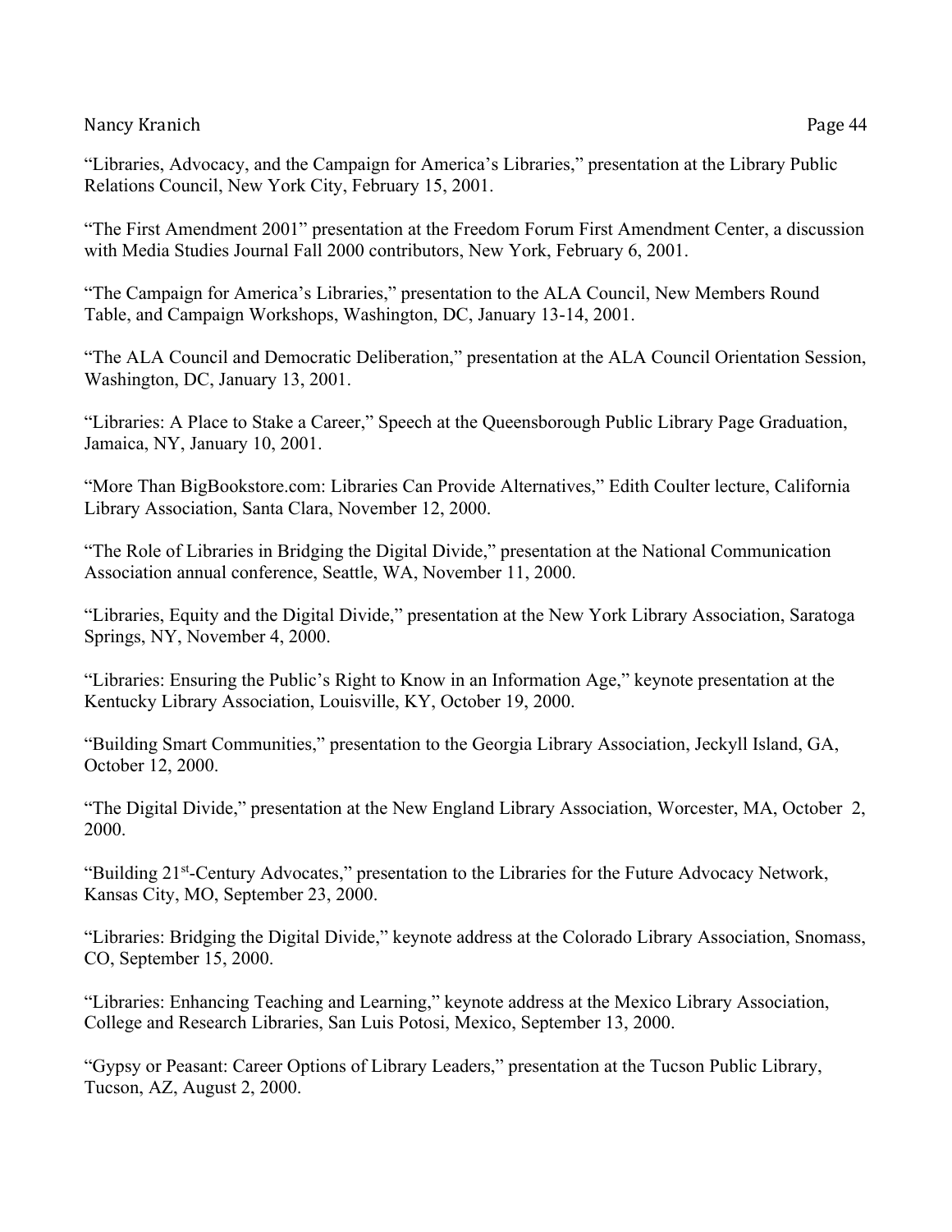"Libraries, Advocacy, and the Campaign for America's Libraries," presentation at the Library Public Relations Council, New York City, February 15, 2001.

"The First Amendment 2001" presentation at the Freedom Forum First Amendment Center, a discussion with Media Studies Journal Fall 2000 contributors, New York, February 6, 2001.

"The Campaign for America's Libraries," presentation to the ALA Council, New Members Round Table, and Campaign Workshops, Washington, DC, January 13-14, 2001.

"The ALA Council and Democratic Deliberation," presentation at the ALA Council Orientation Session, Washington, DC, January 13, 2001.

"Libraries: A Place to Stake a Career," Speech at the Queensborough Public Library Page Graduation, Jamaica, NY, January 10, 2001.

"More Than BigBookstore.com: Libraries Can Provide Alternatives," Edith Coulter lecture, California Library Association, Santa Clara, November 12, 2000.

"The Role of Libraries in Bridging the Digital Divide," presentation at the National Communication Association annual conference, Seattle, WA, November 11, 2000.

"Libraries, Equity and the Digital Divide," presentation at the New York Library Association, Saratoga Springs, NY, November 4, 2000.

"Libraries: Ensuring the Public's Right to Know in an Information Age," keynote presentation at the Kentucky Library Association, Louisville, KY, October 19, 2000.

"Building Smart Communities," presentation to the Georgia Library Association, Jeckyll Island, GA, October 12, 2000.

"The Digital Divide," presentation at the New England Library Association, Worcester, MA, October 2, 2000.

"Building 21st-Century Advocates," presentation to the Libraries for the Future Advocacy Network, Kansas City, MO, September 23, 2000.

"Libraries: Bridging the Digital Divide," keynote address at the Colorado Library Association, Snomass, CO, September 15, 2000.

"Libraries: Enhancing Teaching and Learning," keynote address at the Mexico Library Association, College and Research Libraries, San Luis Potosi, Mexico, September 13, 2000.

"Gypsy or Peasant: Career Options of Library Leaders," presentation at the Tucson Public Library, Tucson, AZ, August 2, 2000.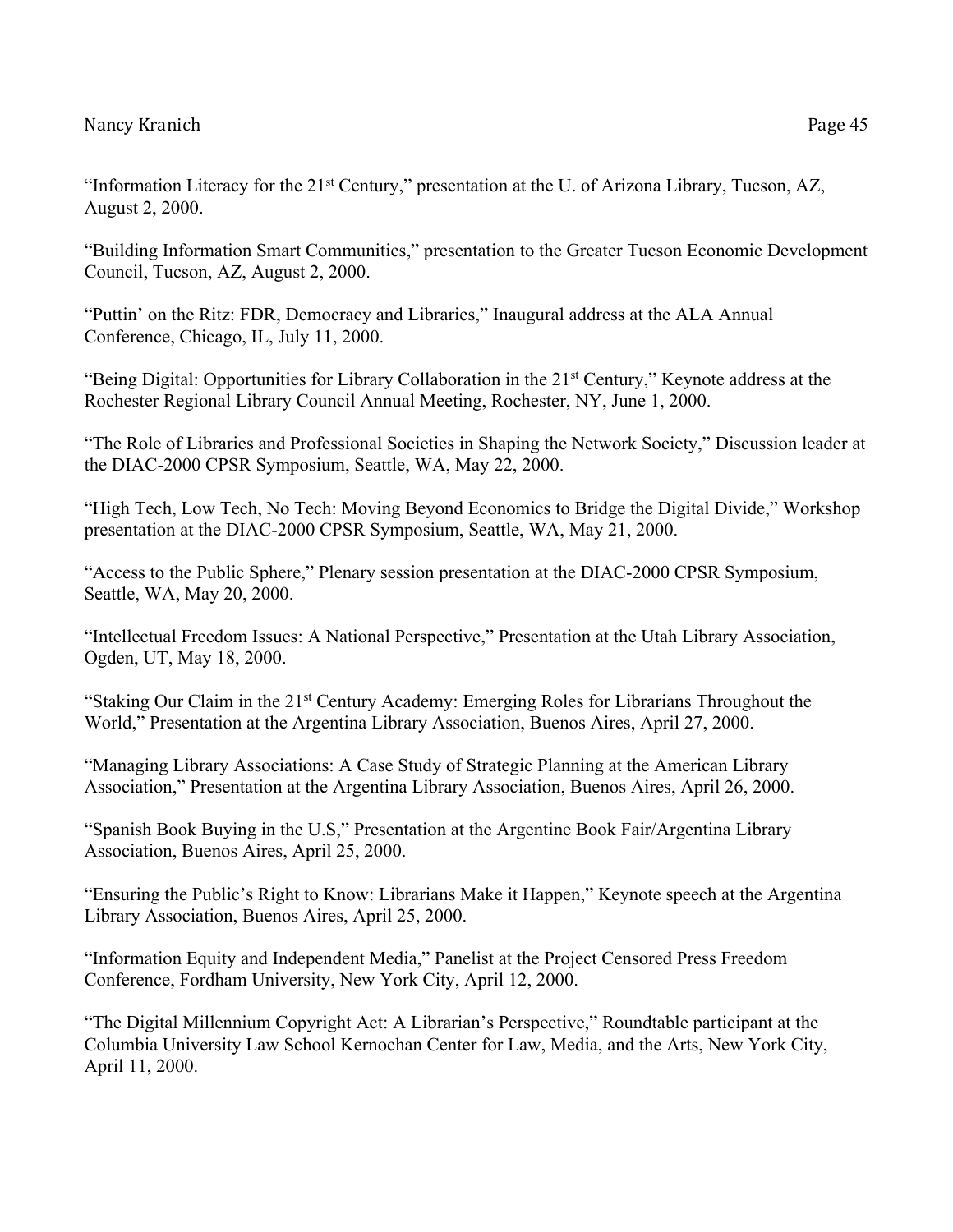"Information Literacy for the 21st Century," presentation at the U. of Arizona Library, Tucson, AZ, August 2, 2000.

"Building Information Smart Communities," presentation to the Greater Tucson Economic Development Council, Tucson, AZ, August 2, 2000.

"Puttin' on the Ritz: FDR, Democracy and Libraries," Inaugural address at the ALA Annual Conference, Chicago, IL, July 11, 2000.

"Being Digital: Opportunities for Library Collaboration in the 21st Century," Keynote address at the Rochester Regional Library Council Annual Meeting, Rochester, NY, June 1, 2000.

"The Role of Libraries and Professional Societies in Shaping the Network Society," Discussion leader at the DIAC-2000 CPSR Symposium, Seattle, WA, May 22, 2000.

"High Tech, Low Tech, No Tech: Moving Beyond Economics to Bridge the Digital Divide," Workshop presentation at the DIAC-2000 CPSR Symposium, Seattle, WA, May 21, 2000.

"Access to the Public Sphere," Plenary session presentation at the DIAC-2000 CPSR Symposium, Seattle, WA, May 20, 2000.

"Intellectual Freedom Issues: A National Perspective," Presentation at the Utah Library Association, Ogden, UT, May 18, 2000.

"Staking Our Claim in the 21st Century Academy: Emerging Roles for Librarians Throughout the World," Presentation at the Argentina Library Association, Buenos Aires, April 27, 2000.

"Managing Library Associations: A Case Study of Strategic Planning at the American Library Association," Presentation at the Argentina Library Association, Buenos Aires, April 26, 2000.

"Spanish Book Buying in the U.S," Presentation at the Argentine Book Fair/Argentina Library Association, Buenos Aires, April 25, 2000.

"Ensuring the Public's Right to Know: Librarians Make it Happen," Keynote speech at the Argentina Library Association, Buenos Aires, April 25, 2000.

"Information Equity and Independent Media," Panelist at the Project Censored Press Freedom Conference, Fordham University, New York City, April 12, 2000.

"The Digital Millennium Copyright Act: A Librarian's Perspective," Roundtable participant at the Columbia University Law School Kernochan Center for Law, Media, and the Arts, New York City, April 11, 2000.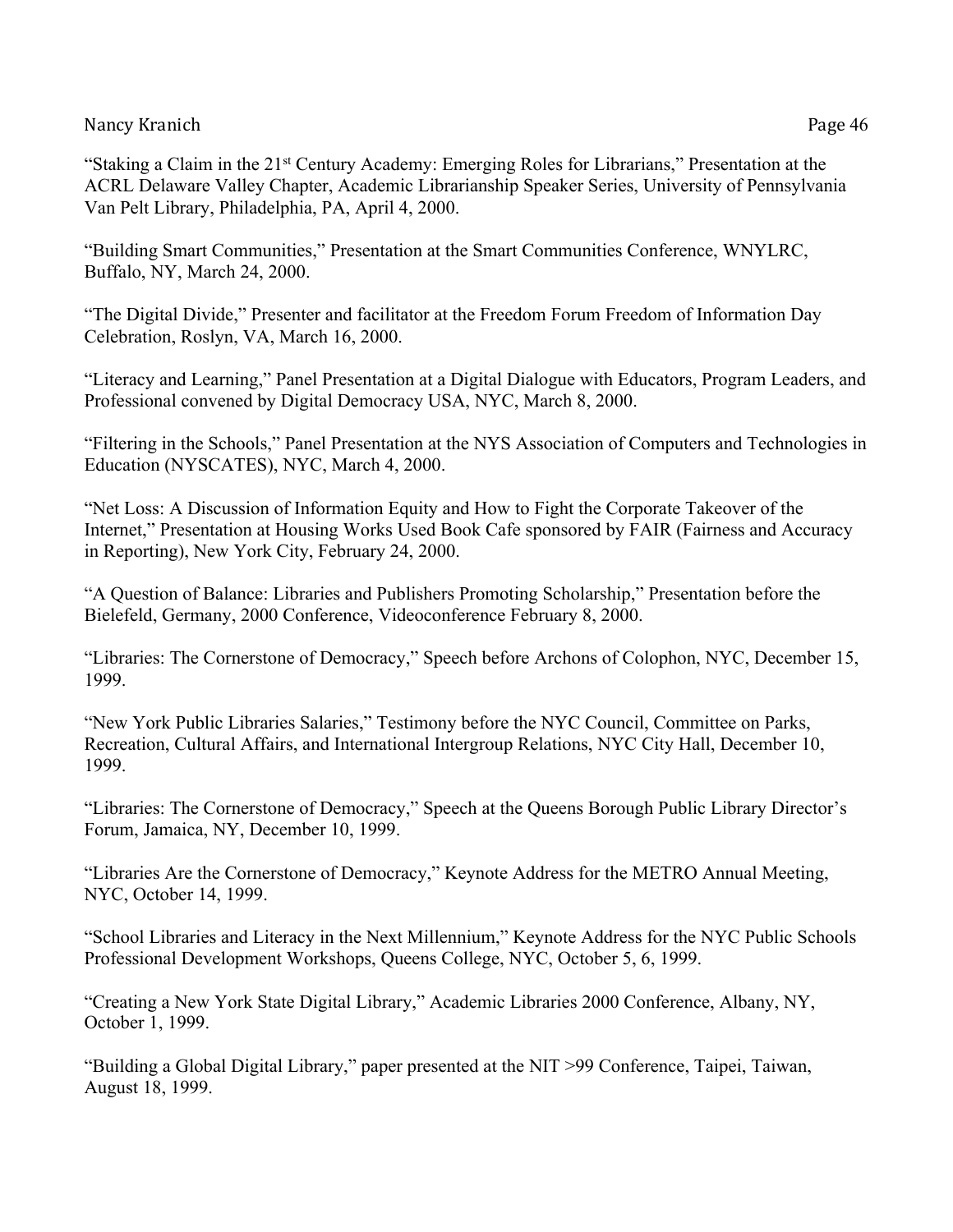"Staking a Claim in the 21st Century Academy: Emerging Roles for Librarians," Presentation at the ACRL Delaware Valley Chapter, Academic Librarianship Speaker Series, University of Pennsylvania Van Pelt Library, Philadelphia, PA, April 4, 2000.

"Building Smart Communities," Presentation at the Smart Communities Conference, WNYLRC, Buffalo, NY, March 24, 2000.

"The Digital Divide," Presenter and facilitator at the Freedom Forum Freedom of Information Day Celebration, Roslyn, VA, March 16, 2000.

"Literacy and Learning," Panel Presentation at a Digital Dialogue with Educators, Program Leaders, and Professional convened by Digital Democracy USA, NYC, March 8, 2000.

"Filtering in the Schools," Panel Presentation at the NYS Association of Computers and Technologies in Education (NYSCATES), NYC, March 4, 2000.

"Net Loss: A Discussion of Information Equity and How to Fight the Corporate Takeover of the Internet," Presentation at Housing Works Used Book Cafe sponsored by FAIR (Fairness and Accuracy in Reporting), New York City, February 24, 2000.

"A Question of Balance: Libraries and Publishers Promoting Scholarship," Presentation before the Bielefeld, Germany, 2000 Conference, Videoconference February 8, 2000.

"Libraries: The Cornerstone of Democracy," Speech before Archons of Colophon, NYC, December 15, 1999.

"New York Public Libraries Salaries," Testimony before the NYC Council, Committee on Parks, Recreation, Cultural Affairs, and International Intergroup Relations, NYC City Hall, December 10, 1999.

"Libraries: The Cornerstone of Democracy," Speech at the Queens Borough Public Library Director's Forum, Jamaica, NY, December 10, 1999.

"Libraries Are the Cornerstone of Democracy," Keynote Address for the METRO Annual Meeting, NYC, October 14, 1999.

"School Libraries and Literacy in the Next Millennium," Keynote Address for the NYC Public Schools Professional Development Workshops, Queens College, NYC, October 5, 6, 1999.

"Creating a New York State Digital Library," Academic Libraries 2000 Conference, Albany, NY, October 1, 1999.

"Building a Global Digital Library," paper presented at the NIT >99 Conference, Taipei, Taiwan, August 18, 1999.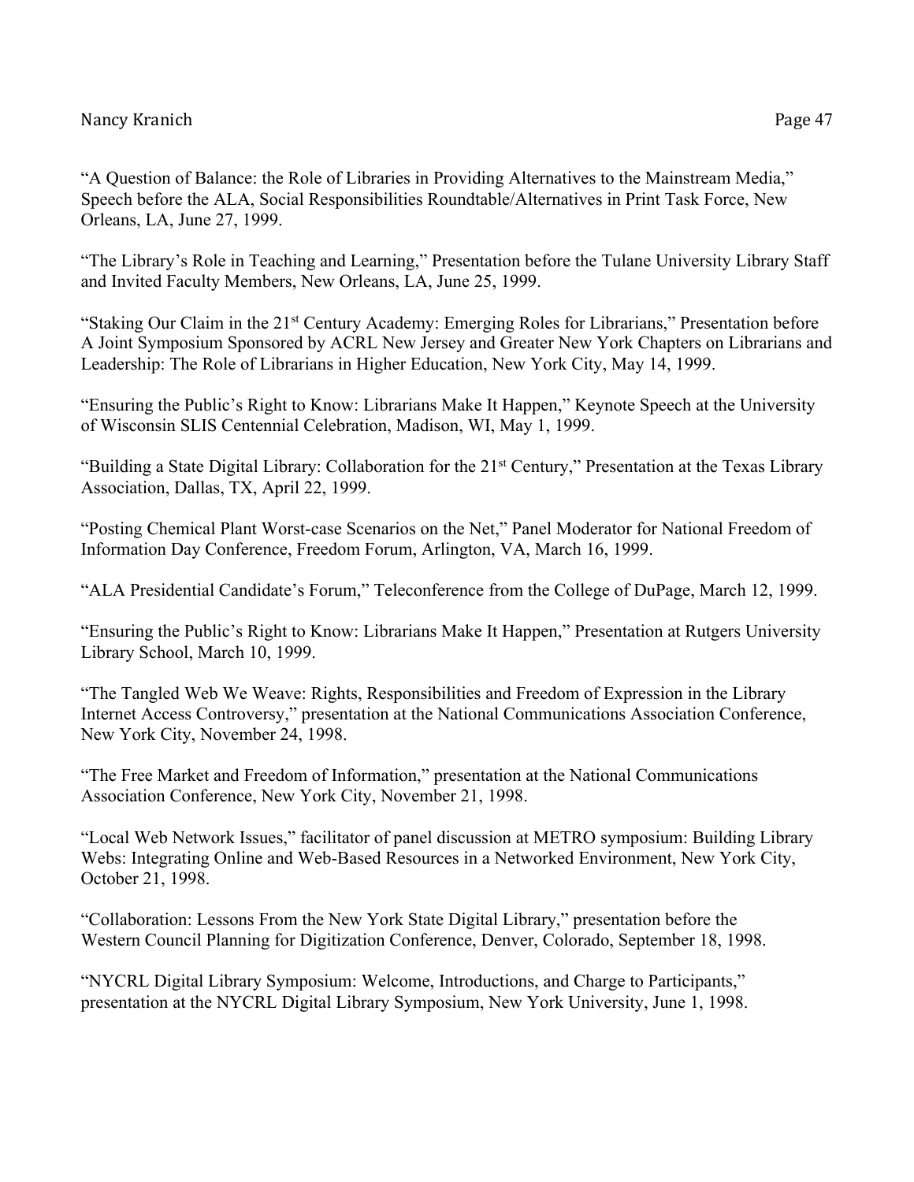"A Question of Balance: the Role of Libraries in Providing Alternatives to the Mainstream Media," Speech before the ALA, Social Responsibilities Roundtable/Alternatives in Print Task Force, New Orleans, LA, June 27, 1999.

"The Library's Role in Teaching and Learning," Presentation before the Tulane University Library Staff and Invited Faculty Members, New Orleans, LA, June 25, 1999.

"Staking Our Claim in the 21st Century Academy: Emerging Roles for Librarians," Presentation before A Joint Symposium Sponsored by ACRL New Jersey and Greater New York Chapters on Librarians and Leadership: The Role of Librarians in Higher Education, New York City, May 14, 1999.

"Ensuring the Public's Right to Know: Librarians Make It Happen," Keynote Speech at the University of Wisconsin SLIS Centennial Celebration, Madison, WI, May 1, 1999.

"Building a State Digital Library: Collaboration for the 21st Century," Presentation at the Texas Library Association, Dallas, TX, April 22, 1999.

"Posting Chemical Plant Worst-case Scenarios on the Net," Panel Moderator for National Freedom of Information Day Conference, Freedom Forum, Arlington, VA, March 16, 1999.

"ALA Presidential Candidate's Forum," Teleconference from the College of DuPage, March 12, 1999.

"Ensuring the Public's Right to Know: Librarians Make It Happen," Presentation at Rutgers University Library School, March 10, 1999.

"The Tangled Web We Weave: Rights, Responsibilities and Freedom of Expression in the Library Internet Access Controversy," presentation at the National Communications Association Conference, New York City, November 24, 1998.

"The Free Market and Freedom of Information," presentation at the National Communications Association Conference, New York City, November 21, 1998.

"Local Web Network Issues," facilitator of panel discussion at METRO symposium: Building Library Webs: Integrating Online and Web-Based Resources in a Networked Environment, New York City, October 21, 1998.

"Collaboration: Lessons From the New York State Digital Library," presentation before the Western Council Planning for Digitization Conference, Denver, Colorado, September 18, 1998.

"NYCRL Digital Library Symposium: Welcome, Introductions, and Charge to Participants," presentation at the NYCRL Digital Library Symposium, New York University, June 1, 1998.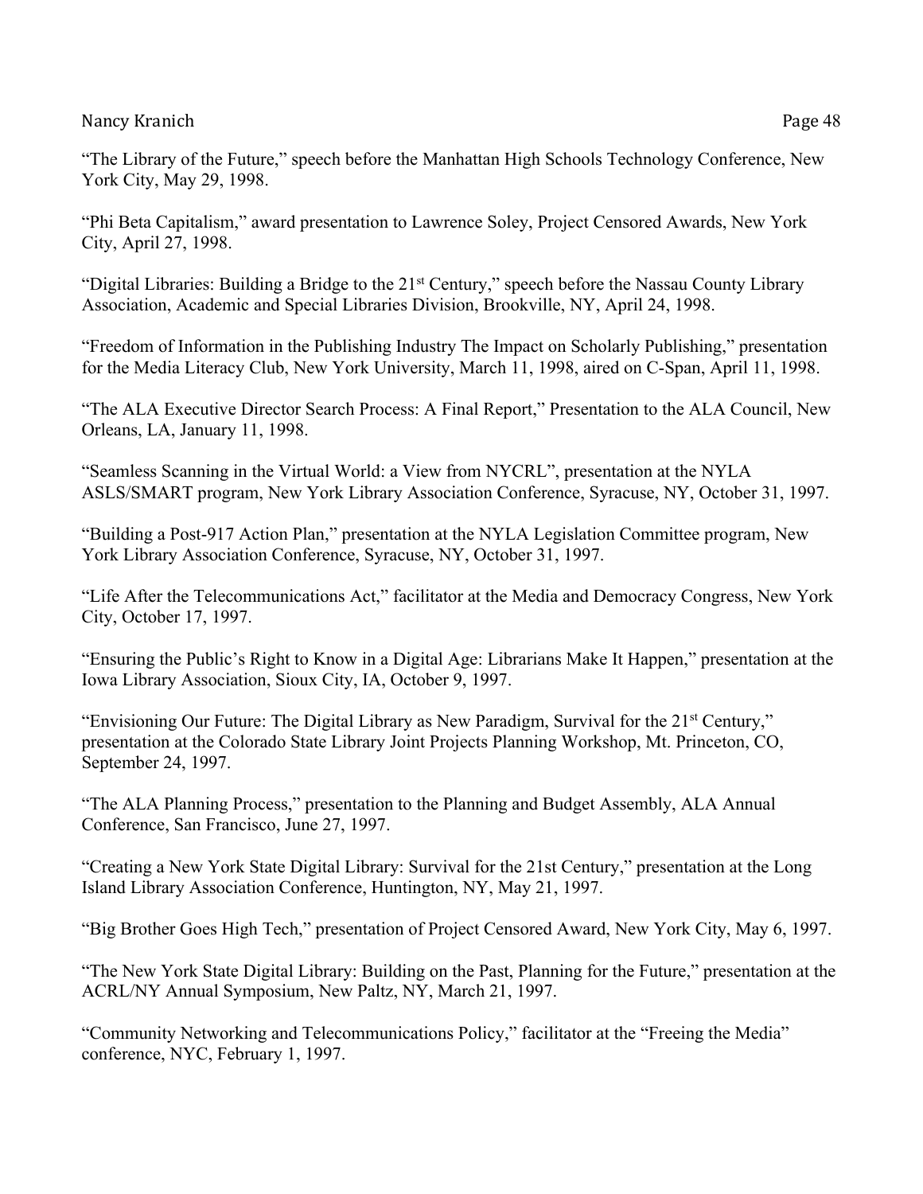"The Library of the Future," speech before the Manhattan High Schools Technology Conference, New York City, May 29, 1998.

"Phi Beta Capitalism," award presentation to Lawrence Soley, Project Censored Awards, New York City, April 27, 1998.

"Digital Libraries: Building a Bridge to the 21st Century," speech before the Nassau County Library Association, Academic and Special Libraries Division, Brookville, NY, April 24, 1998.

"Freedom of Information in the Publishing Industry The Impact on Scholarly Publishing," presentation for the Media Literacy Club, New York University, March 11, 1998, aired on C-Span, April 11, 1998.

"The ALA Executive Director Search Process: A Final Report," Presentation to the ALA Council, New Orleans, LA, January 11, 1998.

"Seamless Scanning in the Virtual World: a View from NYCRL", presentation at the NYLA ASLS/SMART program, New York Library Association Conference, Syracuse, NY, October 31, 1997.

"Building a Post-917 Action Plan," presentation at the NYLA Legislation Committee program, New York Library Association Conference, Syracuse, NY, October 31, 1997.

"Life After the Telecommunications Act," facilitator at the Media and Democracy Congress, New York City, October 17, 1997.

"Ensuring the Public's Right to Know in a Digital Age: Librarians Make It Happen," presentation at the Iowa Library Association, Sioux City, IA, October 9, 1997.

"Envisioning Our Future: The Digital Library as New Paradigm, Survival for the 21st Century," presentation at the Colorado State Library Joint Projects Planning Workshop, Mt. Princeton, CO, September 24, 1997.

"The ALA Planning Process," presentation to the Planning and Budget Assembly, ALA Annual Conference, San Francisco, June 27, 1997.

"Creating a New York State Digital Library: Survival for the 21st Century," presentation at the Long Island Library Association Conference, Huntington, NY, May 21, 1997.

"Big Brother Goes High Tech," presentation of Project Censored Award, New York City, May 6, 1997.

"The New York State Digital Library: Building on the Past, Planning for the Future," presentation at the ACRL/NY Annual Symposium, New Paltz, NY, March 21, 1997.

"Community Networking and Telecommunications Policy," facilitator at the "Freeing the Media" conference, NYC, February 1, 1997.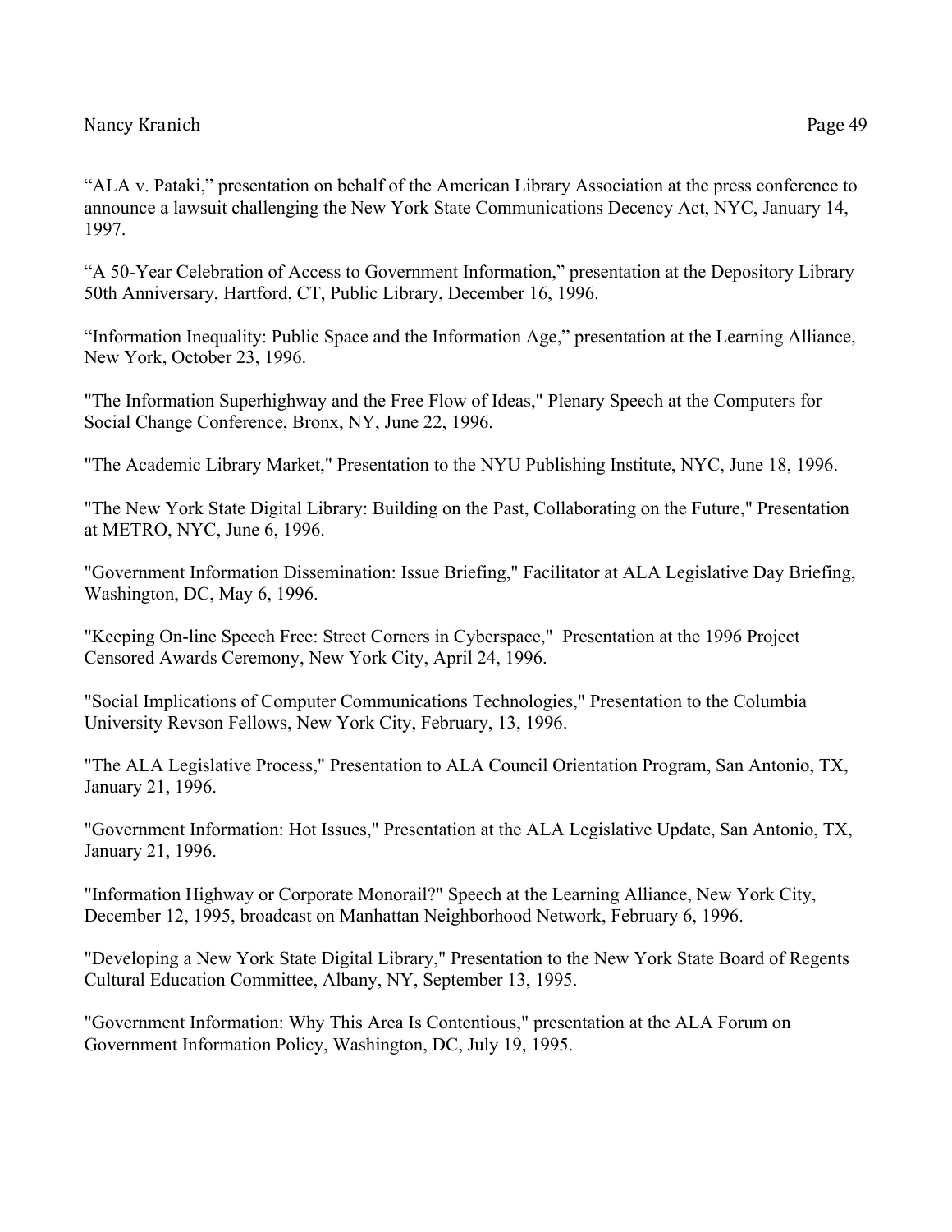“ALA v. Pataki,” presentation on behalf of the American Library Association at the press conference to announce a lawsuit challenging the New York State Communications Decency Act, NYC, January 14, 1997.

“A 50-Year Celebration of Access to Government Information,” presentation at the Depository Library 50th Anniversary, Hartford, CT, Public Library, December 16, 1996.

“Information Inequality: Public Space and the Information Age,” presentation at the Learning Alliance, New York, October 23, 1996.

"The Information Superhighway and the Free Flow of Ideas," Plenary Speech at the Computers for Social Change Conference, Bronx, NY, June 22, 1996.

"The Academic Library Market," Presentation to the NYU Publishing Institute, NYC, June 18, 1996.

"The New York State Digital Library: Building on the Past, Collaborating on the Future," Presentation at METRO, NYC, June 6, 1996.

"Government Information Dissemination: Issue Briefing," Facilitator at ALA Legislative Day Briefing, Washington, DC, May 6, 1996.

"Keeping On-line Speech Free: Street Corners in Cyberspace," Presentation at the 1996 Project Censored Awards Ceremony, New York City, April 24, 1996.

"Social Implications of Computer Communications Technologies," Presentation to the Columbia University Revson Fellows, New York City, February, 13, 1996.

"The ALA Legislative Process," Presentation to ALA Council Orientation Program, San Antonio, TX, January 21, 1996.

"Government Information: Hot Issues," Presentation at the ALA Legislative Update, San Antonio, TX, January 21, 1996.

"Information Highway or Corporate Monorail?" Speech at the Learning Alliance, New York City, December 12, 1995, broadcast on Manhattan Neighborhood Network, February 6, 1996.

"Developing a New York State Digital Library," Presentation to the New York State Board of Regents Cultural Education Committee, Albany, NY, September 13, 1995.

"Government Information: Why This Area Is Contentious," presentation at the ALA Forum on Government Information Policy, Washington, DC, July 19, 1995.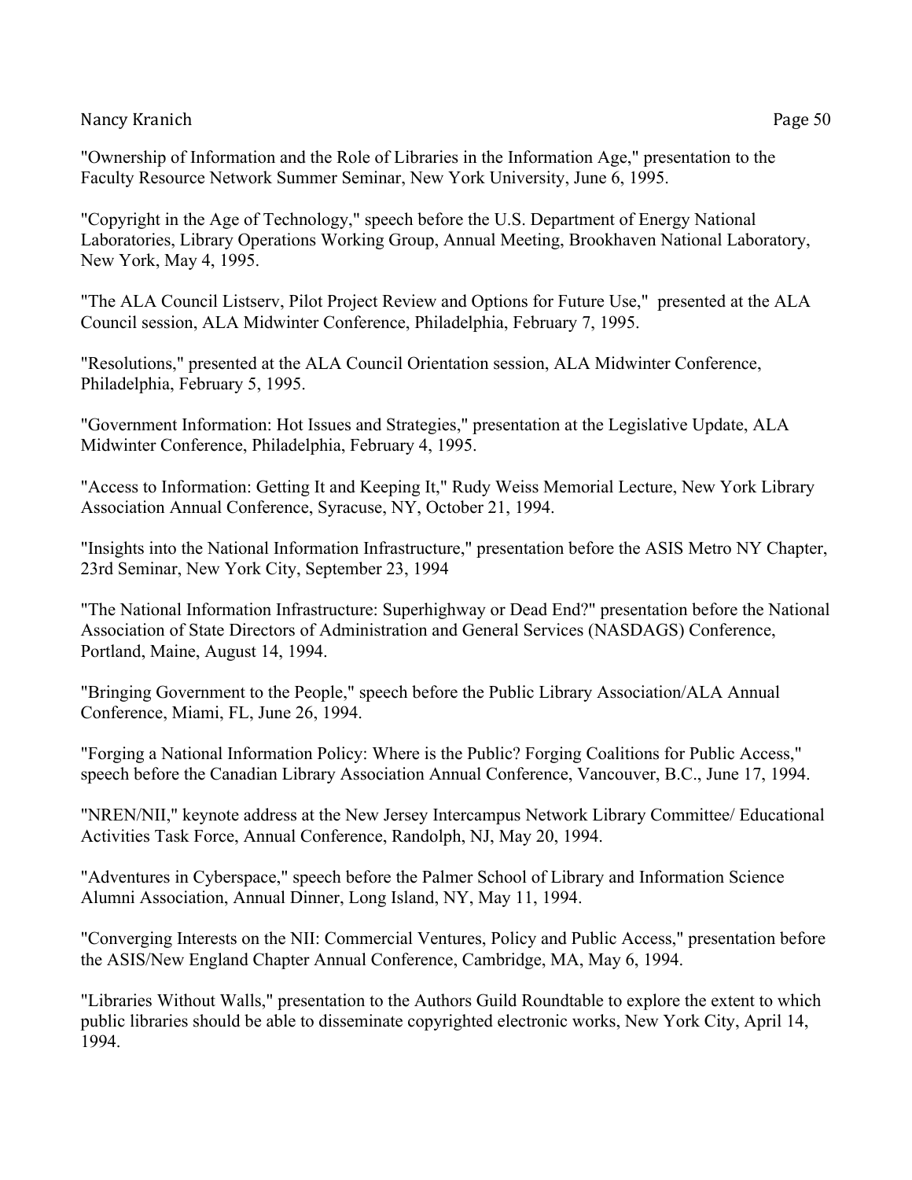"Ownership of Information and the Role of Libraries in the Information Age," presentation to the Faculty Resource Network Summer Seminar, New York University, June 6, 1995.

"Copyright in the Age of Technology," speech before the U.S. Department of Energy National Laboratories, Library Operations Working Group, Annual Meeting, Brookhaven National Laboratory, New York, May 4, 1995.

"The ALA Council Listserv, Pilot Project Review and Options for Future Use," presented at the ALA Council session, ALA Midwinter Conference, Philadelphia, February 7, 1995.

"Resolutions," presented at the ALA Council Orientation session, ALA Midwinter Conference, Philadelphia, February 5, 1995.

"Government Information: Hot Issues and Strategies," presentation at the Legislative Update, ALA Midwinter Conference, Philadelphia, February 4, 1995.

"Access to Information: Getting It and Keeping It," Rudy Weiss Memorial Lecture, New York Library Association Annual Conference, Syracuse, NY, October 21, 1994.

"Insights into the National Information Infrastructure," presentation before the ASIS Metro NY Chapter, 23rd Seminar, New York City, September 23, 1994

"The National Information Infrastructure: Superhighway or Dead End?" presentation before the National Association of State Directors of Administration and General Services (NASDAGS) Conference, Portland, Maine, August 14, 1994.

"Bringing Government to the People," speech before the Public Library Association/ALA Annual Conference, Miami, FL, June 26, 1994.

"Forging a National Information Policy: Where is the Public? Forging Coalitions for Public Access," speech before the Canadian Library Association Annual Conference, Vancouver, B.C., June 17, 1994.

"NREN/NII," keynote address at the New Jersey Intercampus Network Library Committee/ Educational Activities Task Force, Annual Conference, Randolph, NJ, May 20, 1994.

"Adventures in Cyberspace," speech before the Palmer School of Library and Information Science Alumni Association, Annual Dinner, Long Island, NY, May 11, 1994.

"Converging Interests on the NII: Commercial Ventures, Policy and Public Access," presentation before the ASIS/New England Chapter Annual Conference, Cambridge, MA, May 6, 1994.

"Libraries Without Walls," presentation to the Authors Guild Roundtable to explore the extent to which public libraries should be able to disseminate copyrighted electronic works, New York City, April 14, 1994.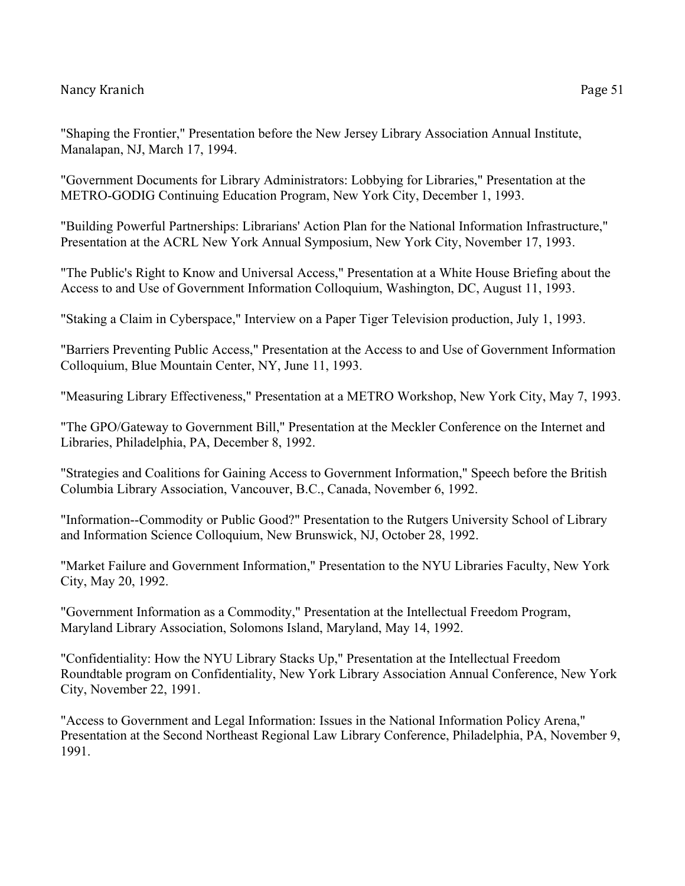"Shaping the Frontier," Presentation before the New Jersey Library Association Annual Institute, Manalapan, NJ, March 17, 1994.

"Government Documents for Library Administrators: Lobbying for Libraries," Presentation at the METRO-GODIG Continuing Education Program, New York City, December 1, 1993.

"Building Powerful Partnerships: Librarians' Action Plan for the National Information Infrastructure," Presentation at the ACRL New York Annual Symposium, New York City, November 17, 1993.

"The Public's Right to Know and Universal Access," Presentation at a White House Briefing about the Access to and Use of Government Information Colloquium, Washington, DC, August 11, 1993.

"Staking a Claim in Cyberspace," Interview on a Paper Tiger Television production, July 1, 1993.

"Barriers Preventing Public Access," Presentation at the Access to and Use of Government Information Colloquium, Blue Mountain Center, NY, June 11, 1993.

"Measuring Library Effectiveness," Presentation at a METRO Workshop, New York City, May 7, 1993.

"The GPO/Gateway to Government Bill," Presentation at the Meckler Conference on the Internet and Libraries, Philadelphia, PA, December 8, 1992.

"Strategies and Coalitions for Gaining Access to Government Information," Speech before the British Columbia Library Association, Vancouver, B.C., Canada, November 6, 1992.

"Information--Commodity or Public Good?" Presentation to the Rutgers University School of Library and Information Science Colloquium, New Brunswick, NJ, October 28, 1992.

"Market Failure and Government Information," Presentation to the NYU Libraries Faculty, New York City, May 20, 1992.

"Government Information as a Commodity," Presentation at the Intellectual Freedom Program, Maryland Library Association, Solomons Island, Maryland, May 14, 1992.

"Confidentiality: How the NYU Library Stacks Up," Presentation at the Intellectual Freedom Roundtable program on Confidentiality, New York Library Association Annual Conference, New York City, November 22, 1991.

"Access to Government and Legal Information: Issues in the National Information Policy Arena," Presentation at the Second Northeast Regional Law Library Conference, Philadelphia, PA, November 9, 1991.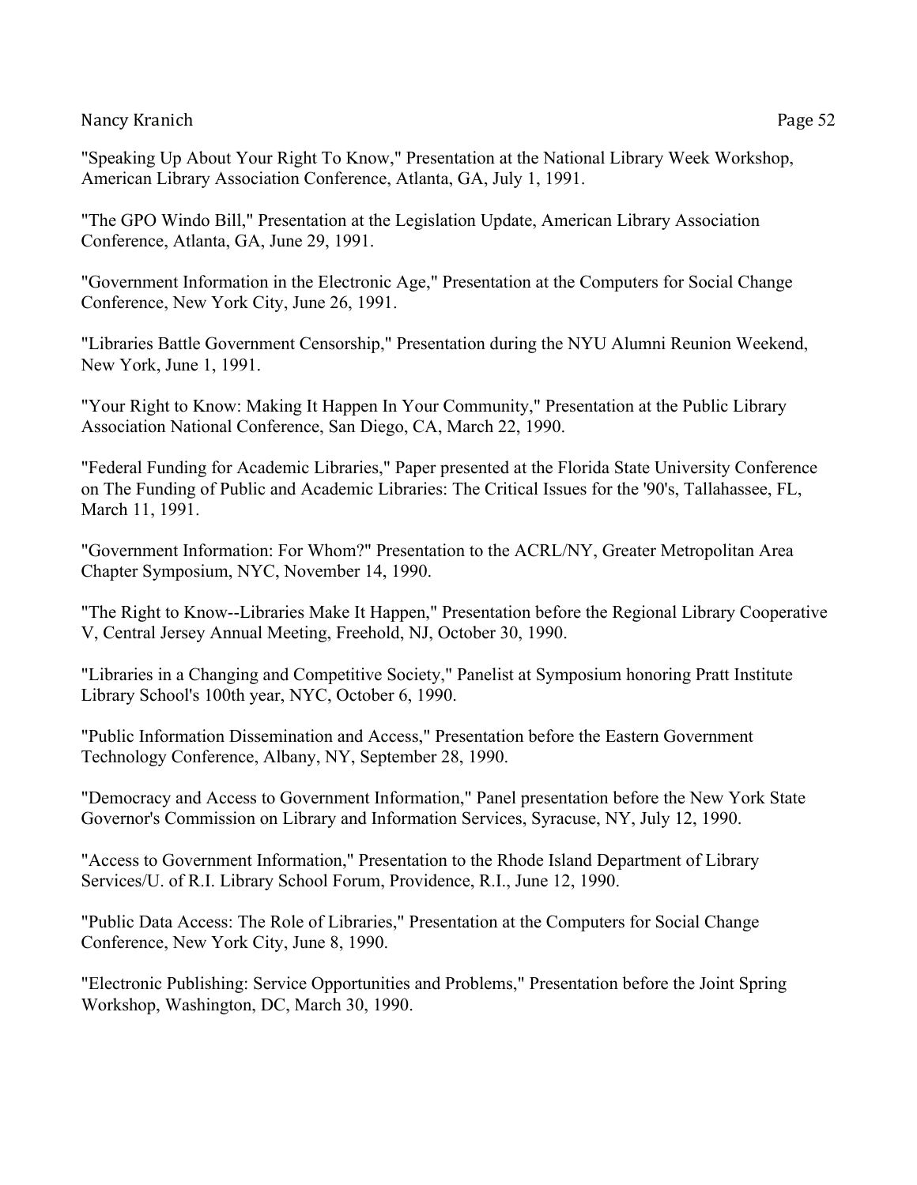"Speaking Up About Your Right To Know," Presentation at the National Library Week Workshop, American Library Association Conference, Atlanta, GA, July 1, 1991.

"The GPO Windo Bill," Presentation at the Legislation Update, American Library Association Conference, Atlanta, GA, June 29, 1991.

"Government Information in the Electronic Age," Presentation at the Computers for Social Change Conference, New York City, June 26, 1991.

"Libraries Battle Government Censorship," Presentation during the NYU Alumni Reunion Weekend, New York, June 1, 1991.

"Your Right to Know: Making It Happen In Your Community," Presentation at the Public Library Association National Conference, San Diego, CA, March 22, 1990.

"Federal Funding for Academic Libraries," Paper presented at the Florida State University Conference on The Funding of Public and Academic Libraries: The Critical Issues for the '90's, Tallahassee, FL, March 11, 1991.

"Government Information: For Whom?" Presentation to the ACRL/NY, Greater Metropolitan Area Chapter Symposium, NYC, November 14, 1990.

"The Right to Know--Libraries Make It Happen," Presentation before the Regional Library Cooperative V, Central Jersey Annual Meeting, Freehold, NJ, October 30, 1990.

"Libraries in a Changing and Competitive Society," Panelist at Symposium honoring Pratt Institute Library School's 100th year, NYC, October 6, 1990.

"Public Information Dissemination and Access," Presentation before the Eastern Government Technology Conference, Albany, NY, September 28, 1990.

"Democracy and Access to Government Information," Panel presentation before the New York State Governor's Commission on Library and Information Services, Syracuse, NY, July 12, 1990.

"Access to Government Information," Presentation to the Rhode Island Department of Library Services/U. of R.I. Library School Forum, Providence, R.I., June 12, 1990.

"Public Data Access: The Role of Libraries," Presentation at the Computers for Social Change Conference, New York City, June 8, 1990.

"Electronic Publishing: Service Opportunities and Problems," Presentation before the Joint Spring Workshop, Washington, DC, March 30, 1990.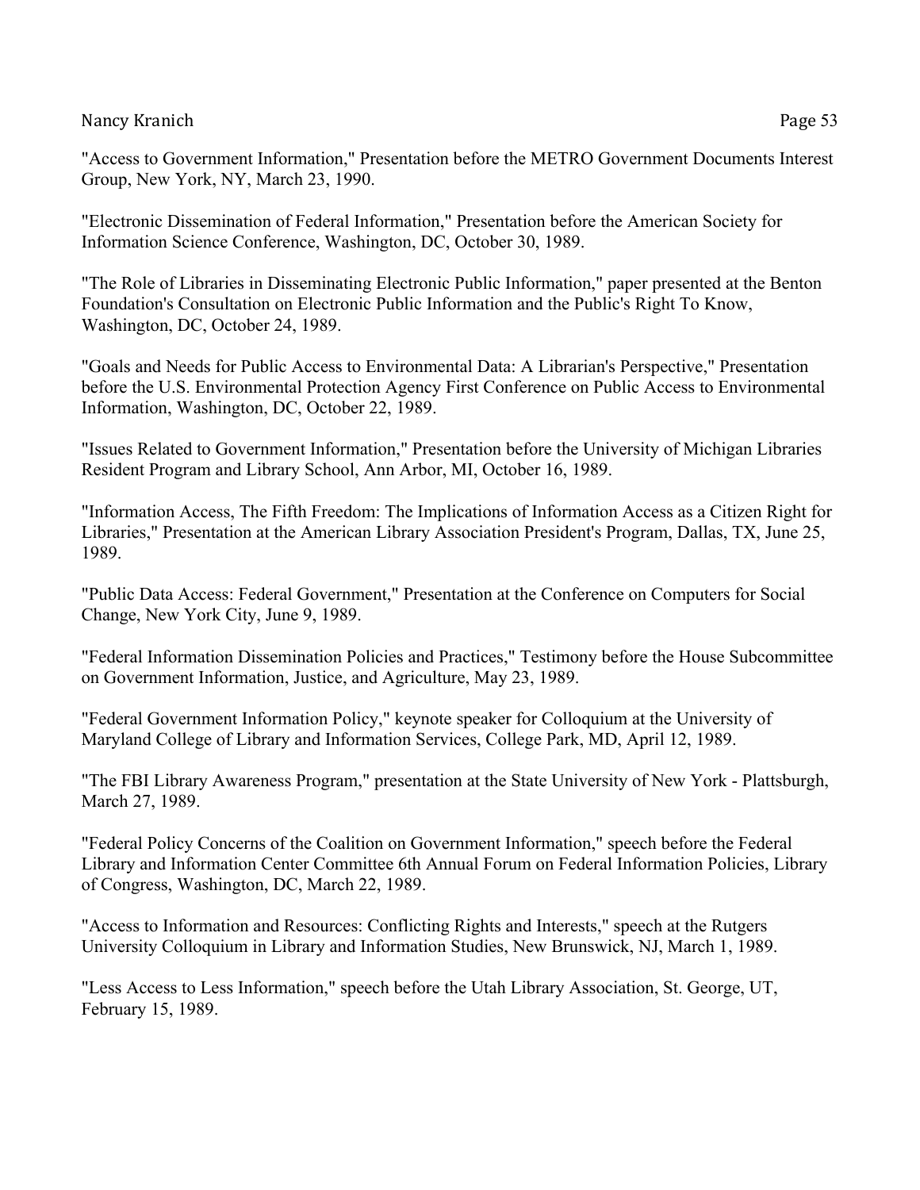"Access to Government Information," Presentation before the METRO Government Documents Interest Group, New York, NY, March 23, 1990.

"Electronic Dissemination of Federal Information," Presentation before the American Society for Information Science Conference, Washington, DC, October 30, 1989.

"The Role of Libraries in Disseminating Electronic Public Information," paper presented at the Benton Foundation's Consultation on Electronic Public Information and the Public's Right To Know, Washington, DC, October 24, 1989.

"Goals and Needs for Public Access to Environmental Data: A Librarian's Perspective," Presentation before the U.S. Environmental Protection Agency First Conference on Public Access to Environmental Information, Washington, DC, October 22, 1989.

"Issues Related to Government Information," Presentation before the University of Michigan Libraries Resident Program and Library School, Ann Arbor, MI, October 16, 1989.

"Information Access, The Fifth Freedom: The Implications of Information Access as a Citizen Right for Libraries," Presentation at the American Library Association President's Program, Dallas, TX, June 25, 1989.

"Public Data Access: Federal Government," Presentation at the Conference on Computers for Social Change, New York City, June 9, 1989.

"Federal Information Dissemination Policies and Practices," Testimony before the House Subcommittee on Government Information, Justice, and Agriculture, May 23, 1989.

"Federal Government Information Policy," keynote speaker for Colloquium at the University of Maryland College of Library and Information Services, College Park, MD, April 12, 1989.

"The FBI Library Awareness Program," presentation at the State University of New York - Plattsburgh, March 27, 1989.

"Federal Policy Concerns of the Coalition on Government Information," speech before the Federal Library and Information Center Committee 6th Annual Forum on Federal Information Policies, Library of Congress, Washington, DC, March 22, 1989.

"Access to Information and Resources: Conflicting Rights and Interests," speech at the Rutgers University Colloquium in Library and Information Studies, New Brunswick, NJ, March 1, 1989.

"Less Access to Less Information," speech before the Utah Library Association, St. George, UT, February 15, 1989.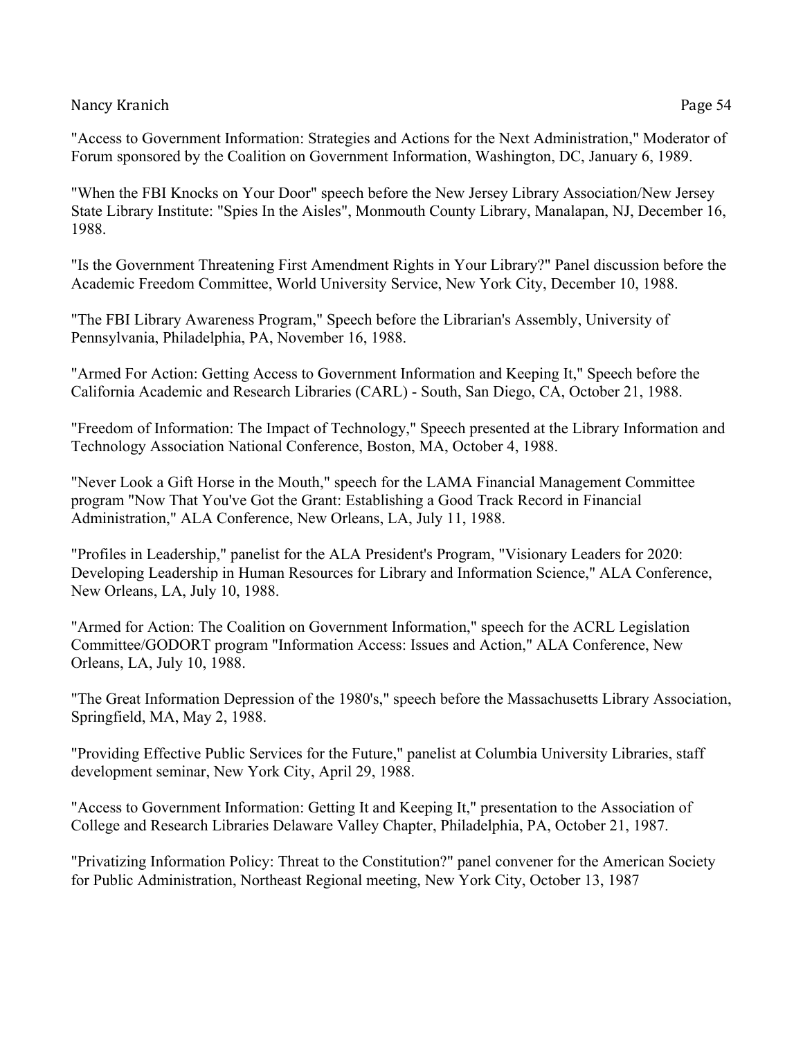"Access to Government Information: Strategies and Actions for the Next Administration," Moderator of Forum sponsored by the Coalition on Government Information, Washington, DC, January 6, 1989.

"When the FBI Knocks on Your Door" speech before the New Jersey Library Association/New Jersey State Library Institute: "Spies In the Aisles", Monmouth County Library, Manalapan, NJ, December 16, 1988.

"Is the Government Threatening First Amendment Rights in Your Library?" Panel discussion before the Academic Freedom Committee, World University Service, New York City, December 10, 1988.

"The FBI Library Awareness Program," Speech before the Librarian's Assembly, University of Pennsylvania, Philadelphia, PA, November 16, 1988.

"Armed For Action: Getting Access to Government Information and Keeping It," Speech before the California Academic and Research Libraries (CARL) - South, San Diego, CA, October 21, 1988.

"Freedom of Information: The Impact of Technology," Speech presented at the Library Information and Technology Association National Conference, Boston, MA, October 4, 1988.

"Never Look a Gift Horse in the Mouth," speech for the LAMA Financial Management Committee program "Now That You've Got the Grant: Establishing a Good Track Record in Financial Administration," ALA Conference, New Orleans, LA, July 11, 1988.

"Profiles in Leadership," panelist for the ALA President's Program, "Visionary Leaders for 2020: Developing Leadership in Human Resources for Library and Information Science," ALA Conference, New Orleans, LA, July 10, 1988.

"Armed for Action: The Coalition on Government Information," speech for the ACRL Legislation Committee/GODORT program "Information Access: Issues and Action," ALA Conference, New Orleans, LA, July 10, 1988.

"The Great Information Depression of the 1980's," speech before the Massachusetts Library Association, Springfield, MA, May 2, 1988.

"Providing Effective Public Services for the Future," panelist at Columbia University Libraries, staff development seminar, New York City, April 29, 1988.

"Access to Government Information: Getting It and Keeping It," presentation to the Association of College and Research Libraries Delaware Valley Chapter, Philadelphia, PA, October 21, 1987.

"Privatizing Information Policy: Threat to the Constitution?" panel convener for the American Society for Public Administration, Northeast Regional meeting, New York City, October 13, 1987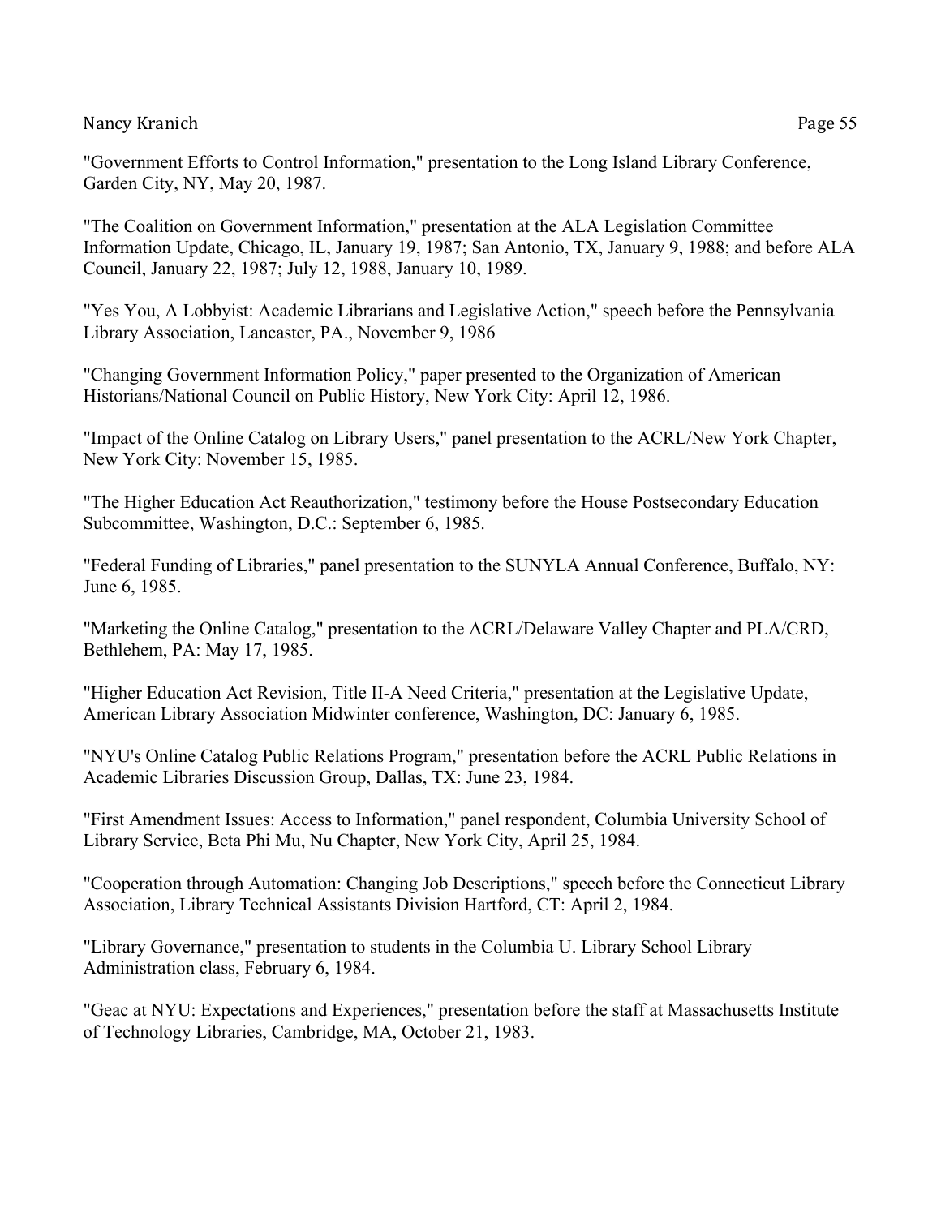"Government Efforts to Control Information," presentation to the Long Island Library Conference, Garden City, NY, May 20, 1987.

"The Coalition on Government Information," presentation at the ALA Legislation Committee Information Update, Chicago, IL, January 19, 1987; San Antonio, TX, January 9, 1988; and before ALA Council, January 22, 1987; July 12, 1988, January 10, 1989.

"Yes You, A Lobbyist: Academic Librarians and Legislative Action," speech before the Pennsylvania Library Association, Lancaster, PA., November 9, 1986

"Changing Government Information Policy," paper presented to the Organization of American Historians/National Council on Public History, New York City: April 12, 1986.

"Impact of the Online Catalog on Library Users," panel presentation to the ACRL/New York Chapter, New York City: November 15, 1985.

"The Higher Education Act Reauthorization," testimony before the House Postsecondary Education Subcommittee, Washington, D.C.: September 6, 1985.

"Federal Funding of Libraries," panel presentation to the SUNYLA Annual Conference, Buffalo, NY: June 6, 1985.

"Marketing the Online Catalog," presentation to the ACRL/Delaware Valley Chapter and PLA/CRD, Bethlehem, PA: May 17, 1985.

"Higher Education Act Revision, Title II-A Need Criteria," presentation at the Legislative Update, American Library Association Midwinter conference, Washington, DC: January 6, 1985.

"NYU's Online Catalog Public Relations Program," presentation before the ACRL Public Relations in Academic Libraries Discussion Group, Dallas, TX: June 23, 1984.

"First Amendment Issues: Access to Information," panel respondent, Columbia University School of Library Service, Beta Phi Mu, Nu Chapter, New York City, April 25, 1984.

"Cooperation through Automation: Changing Job Descriptions," speech before the Connecticut Library Association, Library Technical Assistants Division Hartford, CT: April 2, 1984.

"Library Governance," presentation to students in the Columbia U. Library School Library Administration class, February 6, 1984.

"Geac at NYU: Expectations and Experiences," presentation before the staff at Massachusetts Institute of Technology Libraries, Cambridge, MA, October 21, 1983.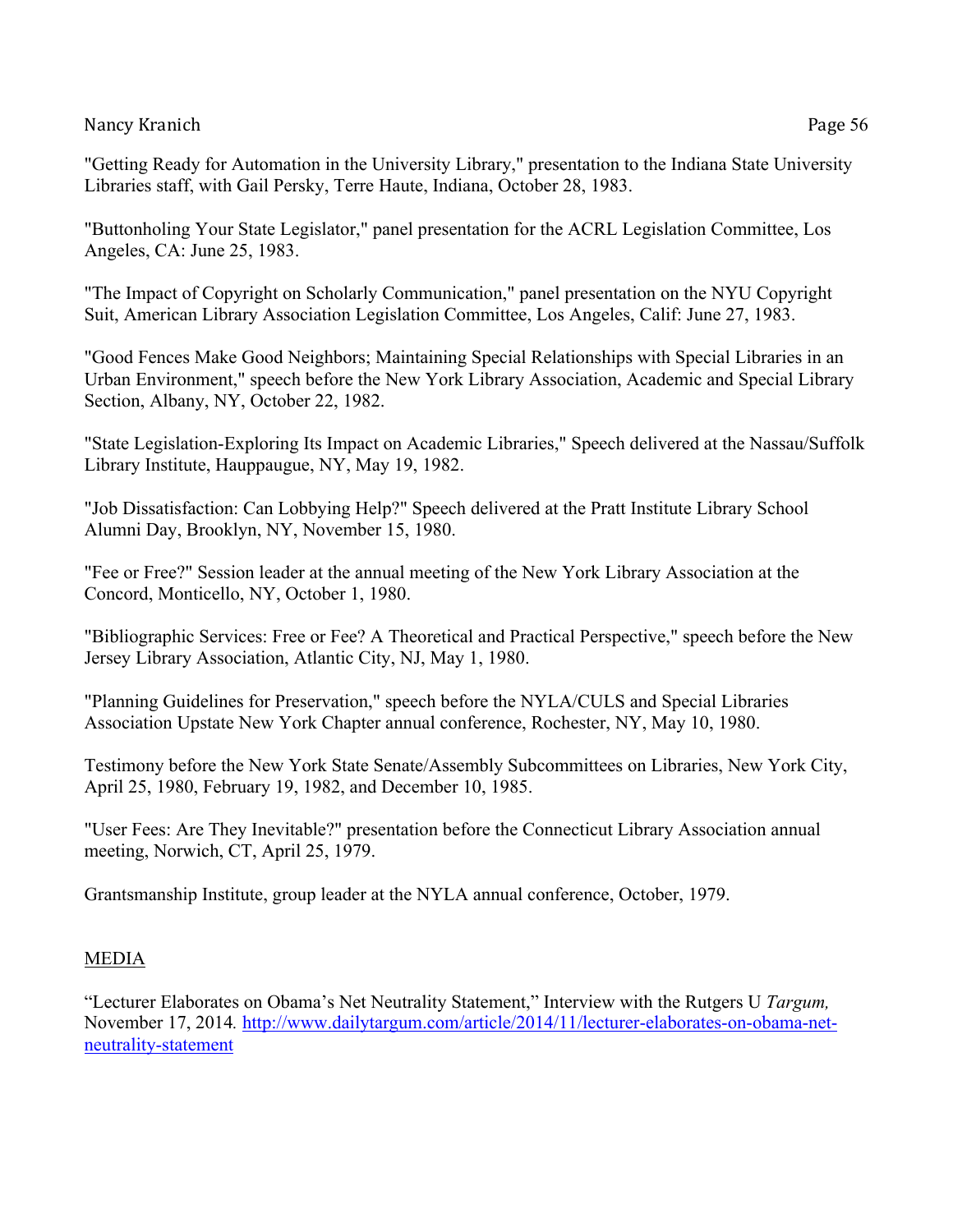"Getting Ready for Automation in the University Library," presentation to the Indiana State University Libraries staff, with Gail Persky, Terre Haute, Indiana, October 28, 1983.

"Buttonholing Your State Legislator," panel presentation for the ACRL Legislation Committee, Los Angeles, CA: June 25, 1983.

"The Impact of Copyright on Scholarly Communication," panel presentation on the NYU Copyright Suit, American Library Association Legislation Committee, Los Angeles, Calif: June 27, 1983.

"Good Fences Make Good Neighbors; Maintaining Special Relationships with Special Libraries in an Urban Environment," speech before the New York Library Association, Academic and Special Library Section, Albany, NY, October 22, 1982.

"State Legislation-Exploring Its Impact on Academic Libraries," Speech delivered at the Nassau/Suffolk Library Institute, Hauppauge, NY, May 19, 1982.

"Job Dissatisfaction: Can Lobbying Help?" Speech delivered at the Pratt Institute Library School Alumni Day, Brooklyn, NY, November 15, 1980.

"Fee or Free?" Session leader at the annual meeting of the New York Library Association at the Concord, Monticello, NY, October 1, 1980.

"Bibliographic Services: Free or Fee? A Theoretical and Practical Perspective," speech before the New Jersey Library Association, Atlantic City, NJ, May 1, 1980.

"Planning Guidelines for Preservation," speech before the NYLA/CULS and Special Libraries Association Upstate New York Chapter annual conference, Rochester, NY, May 10, 1980.

Testimony before the New York State Senate/Assembly Subcommittees on Libraries, New York City, April 25, 1980, February 19, 1982, and December 10, 1985.

"User Fees: Are They Inevitable?" presentation before the Connecticut Library Association annual meeting, Norwich, CT, April 25, 1979.

Grantsmanship Institute, group leader at the NYLA annual conference, October, 1979.

## MEDIA

"Lecturer Elaborates on Obama's Net Neutrality Statement," Interview with the Rutgers U *Targum,* November 17, 2014. http://www.dailytargum.com/article/2014/11/lecturer-elaborates-on-obama-net-neutrality-statement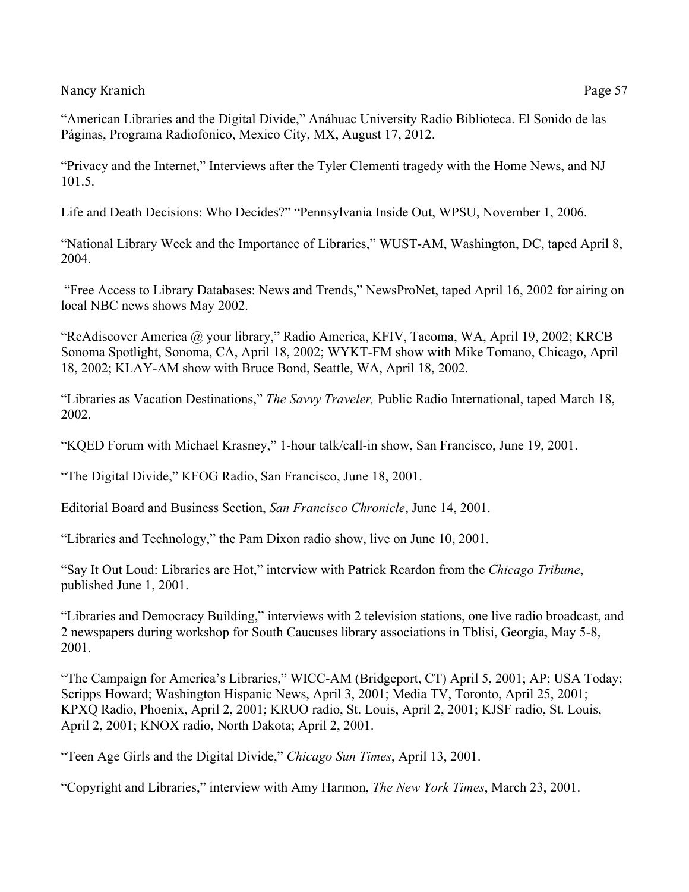"American Libraries and the Digital Divide," Anáhuac University Radio Biblioteca. El Sonido de las Páginas, Programa Radiofonico, Mexico City, MX, August 17, 2012.

"Privacy and the Internet," Interviews after the Tyler Clementi tragedy with the Home News, and NJ 101.5.

Life and Death Decisions: Who Decides?" "Pennsylvania Inside Out, WPSU, November 1, 2006.

"National Library Week and the Importance of Libraries," WUST-AM, Washington, DC, taped April 8, 2004.

"Free Access to Library Databases: News and Trends," NewsProNet, taped April 16, 2002 for airing on local NBC news shows May 2002.

"ReAdiscover America @ your library," Radio America, KFIV, Tacoma, WA, April 19, 2002; KRCB Sonoma Spotlight, Sonoma, CA, April 18, 2002; WYKT-FM show with Mike Tomano, Chicago, April 18, 2002; KLAY-AM show with Bruce Bond, Seattle, WA, April 18, 2002.

"Libraries as Vacation Destinations," *The Savvy Traveler,* Public Radio International, taped March 18, 2002.

"KQED Forum with Michael Krasney," 1-hour talk/call-in show, San Francisco, June 19, 2001.

"The Digital Divide," KFOG Radio, San Francisco, June 18, 2001.

Editorial Board and Business Section, *San Francisco Chronicle*, June 14, 2001.

"Libraries and Technology," the Pam Dixon radio show, live on June 10, 2001.

"Say It Out Loud: Libraries are Hot," interview with Patrick Reardon from the *Chicago Tribune*, published June 1, 2001.

"Libraries and Democracy Building," interviews with 2 television stations, one live radio broadcast, and 2 newspapers during workshop for South Caucuses library associations in Tblisi, Georgia, May 5-8, 2001.

"The Campaign for America's Libraries," WICC-AM (Bridgeport, CT) April 5, 2001; AP; USA Today; Scripps Howard; Washington Hispanic News, April 3, 2001; Media TV, Toronto, April 25, 2001; KPXQ Radio, Phoenix, April 2, 2001; KRUO radio, St. Louis, April 2, 2001; KJSF radio, St. Louis, April 2, 2001; KNOX radio, North Dakota; April 2, 2001.

"Teen Age Girls and the Digital Divide," *Chicago Sun Times*, April 13, 2001.

"Copyright and Libraries," interview with Amy Harmon, *The New York Times*, March 23, 2001.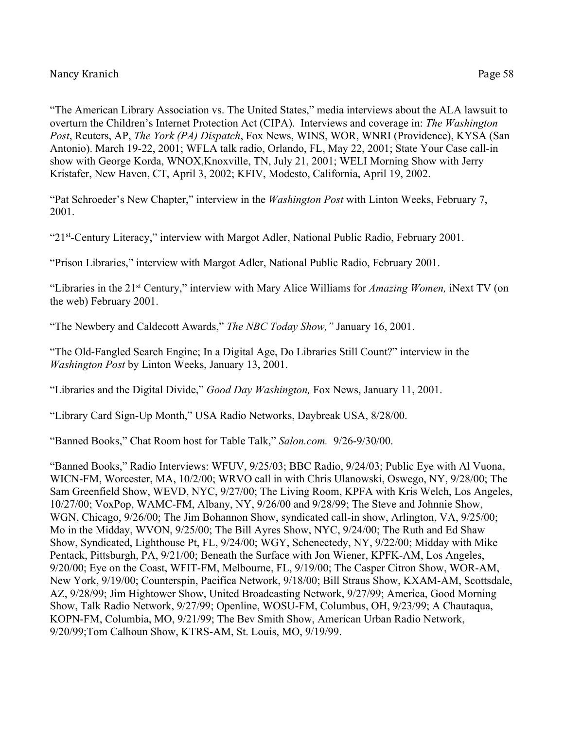"The American Library Association vs. The United States," media interviews about the ALA lawsuit to overturn the Children's Internet Protection Act (CIPA). Interviews and coverage in: *The Washington Post*, Reuters, AP, *The York (PA) Dispatch*, Fox News, WINS, WOR, WNRI (Providence), KYSA (San Antonio). March 19-22, 2001; WFLA talk radio, Orlando, FL, May 22, 2001; State Your Case call-in show with George Korda, WNOX,Knoxville, TN, July 21, 2001; WELI Morning Show with Jerry Kristafer, New Haven, CT, April 3, 2002; KFIV, Modesto, California, April 19, 2002.

"Pat Schroeder's New Chapter," interview in the *Washington Post* with Linton Weeks, February 7, 2001.

"21st-Century Literacy," interview with Margot Adler, National Public Radio, February 2001.

"Prison Libraries," interview with Margot Adler, National Public Radio, February 2001.

"Libraries in the 21st Century," interview with Mary Alice Williams for *Amazing Women,* iNext TV (on the web) February 2001.

"The Newbery and Caldecott Awards," *The NBC Today Show,"* January 16, 2001.

"The Old-Fangled Search Engine; In a Digital Age, Do Libraries Still Count?" interview in the *Washington Post* by Linton Weeks, January 13, 2001.

"Libraries and the Digital Divide," *Good Day Washington,* Fox News, January 11, 2001.

"Library Card Sign-Up Month," USA Radio Networks, Daybreak USA, 8/28/00.

"Banned Books," Chat Room host for Table Talk," *Salon.com.* 9/26-9/30/00.

"Banned Books," Radio Interviews: WFUV, 9/25/03; BBC Radio, 9/24/03; Public Eye with Al Vuona, WICN-FM, Worcester, MA, 10/2/00; WRVO call in with Chris Ulanowski, Oswego, NY, 9/28/00; The Sam Greenfield Show, WEVD, NYC, 9/27/00; The Living Room, KPFA with Kris Welch, Los Angeles, 10/27/00; VoxPop, WAMC-FM, Albany, NY, 9/26/00 and 9/28/99; The Steve and Johnnie Show, WGN, Chicago, 9/26/00; The Jim Bohannon Show, syndicated call-in show, Arlington, VA, 9/25/00; Mo in the Midday, WVON, 9/25/00; The Bill Ayres Show, NYC, 9/24/00; The Ruth and Ed Shaw Show, Syndicated, Lighthouse Pt, FL, 9/24/00; WGY, Schenectedy, NY, 9/22/00; Midday with Mike Pentack, Pittsburgh, PA, 9/21/00; Beneath the Surface with Jon Wiener, KPFK-AM, Los Angeles, 9/20/00; Eye on the Coast, WFIT-FM, Melbourne, FL, 9/19/00; The Casper Citron Show, WOR-AM, New York, 9/19/00; Counterspin, Pacifica Network, 9/18/00; Bill Straus Show, KXAM-AM, Scottsdale, AZ, 9/28/99; Jim Hightower Show, United Broadcasting Network, 9/27/99; America, Good Morning Show, Talk Radio Network, 9/27/99; Openline, WOSU-FM, Columbus, OH, 9/23/99; A Chautaqua, KOPN-FM, Columbia, MO, 9/21/99; The Bev Smith Show, American Urban Radio Network, 9/20/99;Tom Calhoun Show, KTRS-AM, St. Louis, MO, 9/19/99.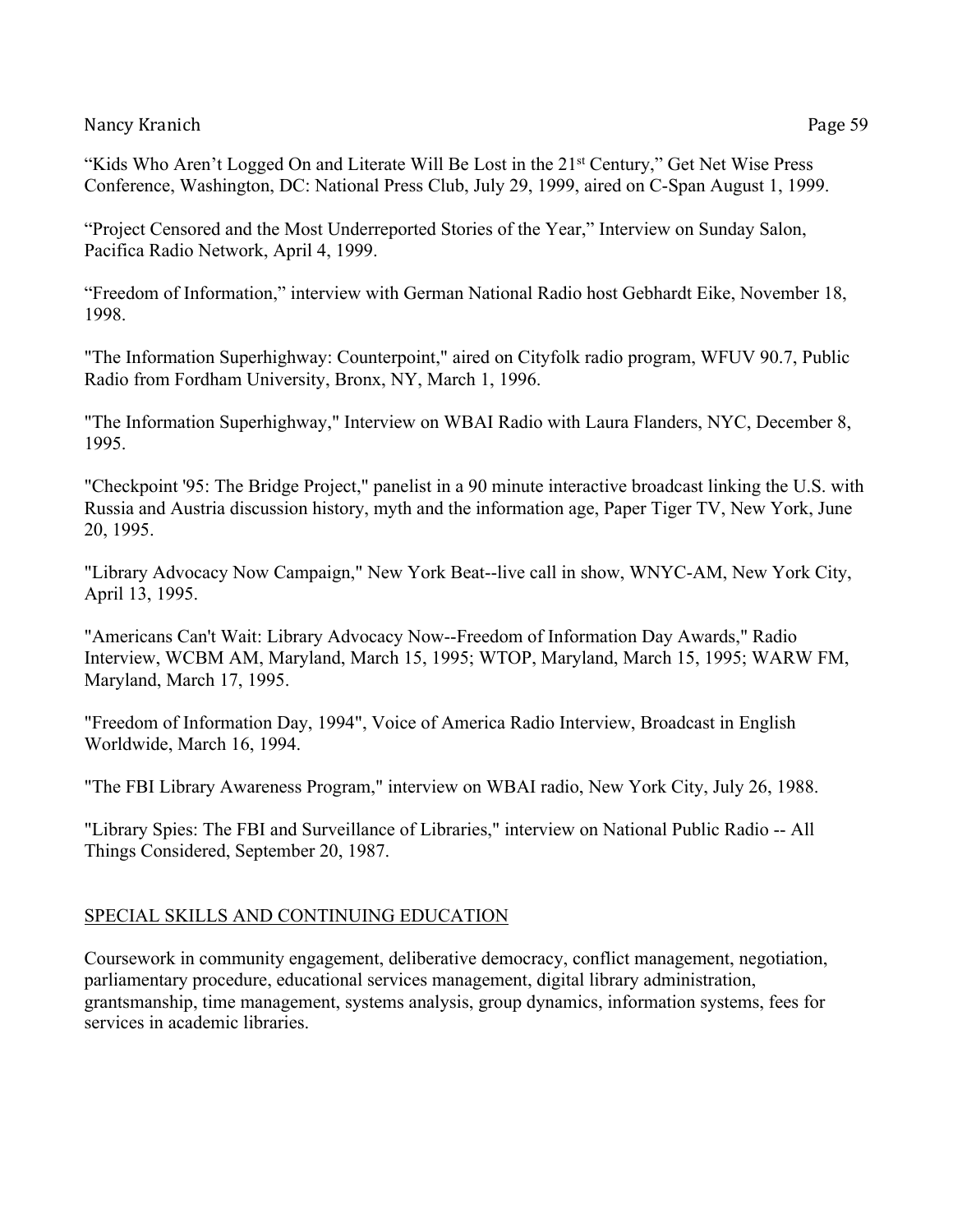"Kids Who Aren't Logged On and Literate Will Be Lost in the 21st Century," Get Net Wise Press Conference, Washington, DC: National Press Club, July 29, 1999, aired on C-Span August 1, 1999.

"Project Censored and the Most Underreported Stories of the Year," Interview on Sunday Salon, Pacifica Radio Network, April 4, 1999.

"Freedom of Information," interview with German National Radio host Gebhardt Eike, November 18, 1998.

"The Information Superhighway: Counterpoint," aired on Cityfolk radio program, WFUV 90.7, Public Radio from Fordham University, Bronx, NY, March 1, 1996.

"The Information Superhighway," Interview on WBAI Radio with Laura Flanders, NYC, December 8, 1995.

"Checkpoint '95: The Bridge Project," panelist in a 90 minute interactive broadcast linking the U.S. with Russia and Austria discussion history, myth and the information age, Paper Tiger TV, New York, June 20, 1995.

"Library Advocacy Now Campaign," New York Beat--live call in show, WNYC-AM, New York City, April 13, 1995.

"Americans Can't Wait: Library Advocacy Now--Freedom of Information Day Awards," Radio Interview, WCBM AM, Maryland, March 15, 1995; WTOP, Maryland, March 15, 1995; WARW FM, Maryland, March 17, 1995.

"Freedom of Information Day, 1994", Voice of America Radio Interview, Broadcast in English Worldwide, March 16, 1994.

"The FBI Library Awareness Program," interview on WBAI radio, New York City, July 26, 1988.

"Library Spies: The FBI and Surveillance of Libraries," interview on National Public Radio -- All Things Considered, September 20, 1987.

## SPECIAL SKILLS AND CONTINUING EDUCATION

Coursework in community engagement, deliberative democracy, conflict management, negotiation, parliamentary procedure, educational services management, digital library administration, grantsmanship, time management, systems analysis, group dynamics, information systems, fees for services in academic libraries.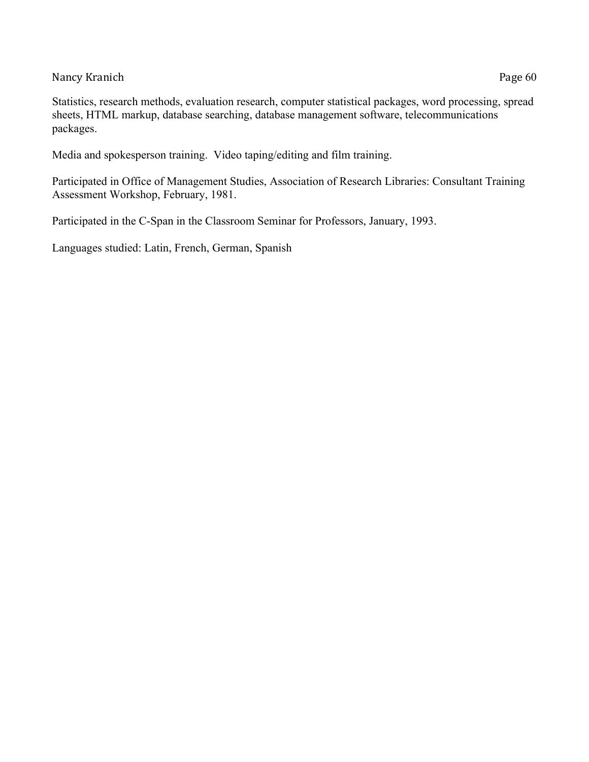Statistics, research methods, evaluation research, computer statistical packages, word processing, spread sheets, HTML markup, database searching, database management software, telecommunications packages.

Media and spokesperson training. Video taping/editing and film training.

Participated in Office of Management Studies, Association of Research Libraries: Consultant Training Assessment Workshop, February, 1981.

Participated in the C-Span in the Classroom Seminar for Professors, January, 1993.

Languages studied: Latin, French, German, Spanish